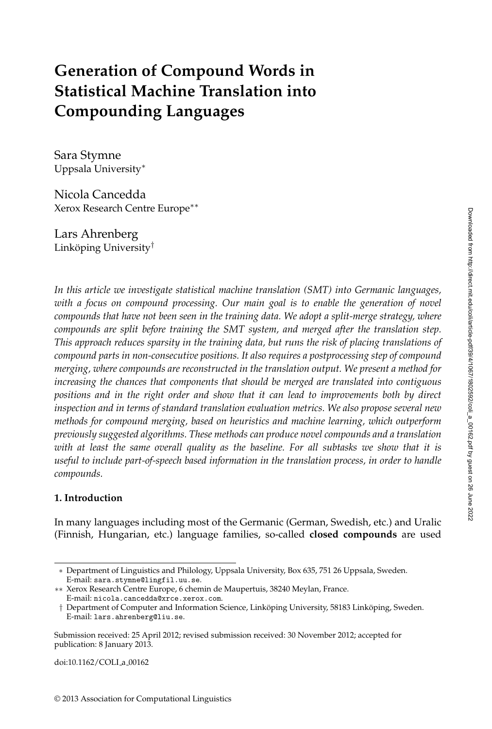# Generation of Compound Words in Statistical Machine Translation into Compounding Languages

Sara Stymne
Uppsala University*

Nicola Cancedda
Xerox Research Centre Europe**

Lars Ahrenberg
Linköping University†

*In this article we investigate statistical machine translation (SMT) into Germanic languages, with a focus on compound processing. Our main goal is to enable the generation of novel compounds that have not been seen in the training data. We adopt a split-merge strategy, where compounds are split before training the SMT system, and merged after the translation step. This approach reduces sparsity in the training data, but runs the risk of placing translations of compound parts in non-consecutive positions. It also requires a postprocessing step of compound merging, where compounds are reconstructed in the translation output. We present a method for increasing the chances that components that should be merged are translated into contiguous positions and in the right order and show that it can lead to improvements both by direct inspection and in terms of standard translation evaluation metrics. We also propose several new methods for compound merging, based on heuristics and machine learning, which outperform previously suggested algorithms. These methods can produce novel compounds and a translation with at least the same overall quality as the baseline. For all subtasks we show that it is useful to include part-of-speech based information in the translation process, in order to handle compounds.*

## 1. Introduction

In many languages including most of the Germanic (German, Swedish, etc.) and Uralic (Finnish, Hungarian, etc.) language families, so-called **closed compounds** are used

---

* Department of Linguistics and Philology, Uppsala University, Box 635, 751 26 Uppsala, Sweden. E-mail: sara.stymne@lingfil.uu.se.

** Xerox Research Centre Europe, 6 chemin de Maupertuis, 38240 Meylan, France. E-mail: nicola.cancedda@xrce.xerox.com.

† Department of Computer and Information Science, Linköping University, 58183 Linköping, Sweden. E-mail: lars.ahrenberg@liu.se.

Submission received: 25 April 2012; revised submission received: 30 November 2012; accepted for publication: 8 January 2013.

doi:10.1162/COLI_a_00162

© 2013 Association for Computational Linguistics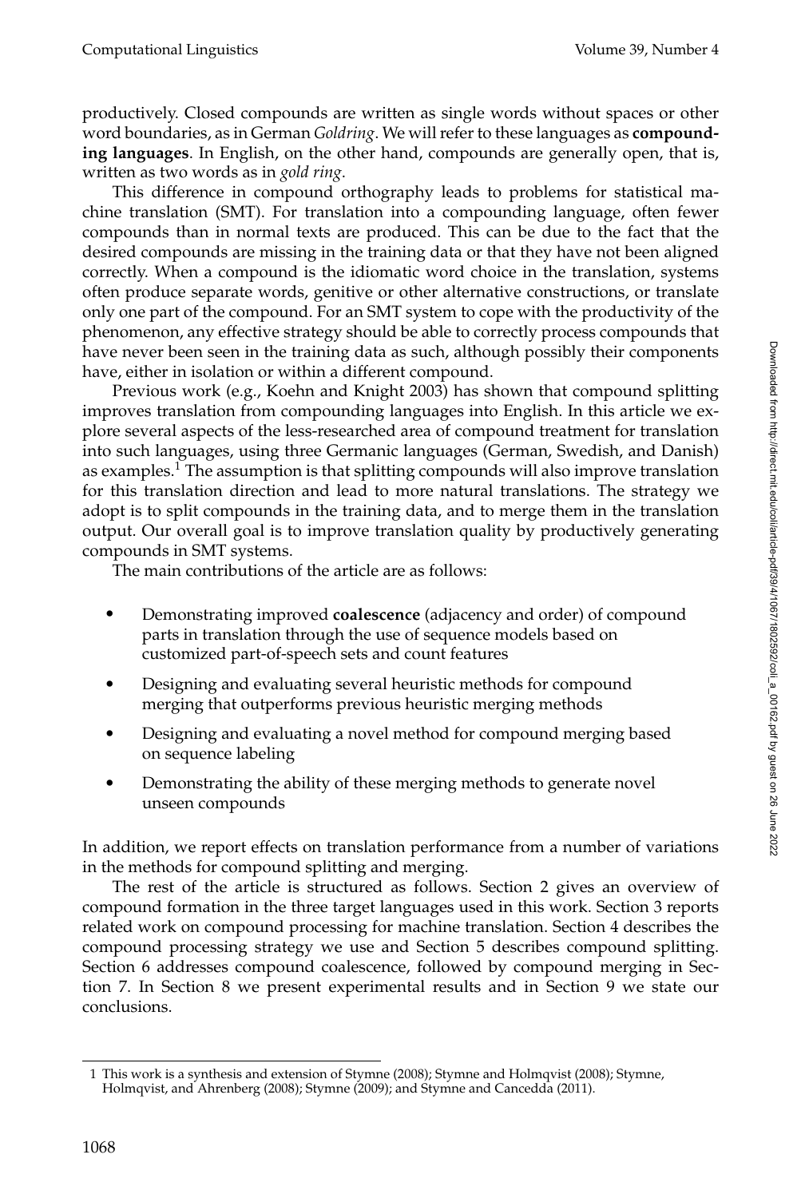productively. Closed compounds are written as single words without spaces or other word boundaries, as in German *Goldring*. We will refer to these languages as **compounding languages**. In English, on the other hand, compounds are generally open, that is, written as two words as in *gold ring*.

This difference in compound orthography leads to problems for statistical machine translation (SMT). For translation into a compounding language, often fewer compounds than in normal texts are produced. This can be due to the fact that the desired compounds are missing in the training data or that they have not been aligned correctly. When a compound is the idiomatic word choice in the translation, systems often produce separate words, genitive or other alternative constructions, or translate only one part of the compound. For an SMT system to cope with the productivity of the phenomenon, any effective strategy should be able to correctly process compounds that have never been seen in the training data as such, although possibly their components have, either in isolation or within a different compound.

Previous work (e.g., Koehn and Knight 2003) has shown that compound splitting improves translation from compounding languages into English. In this article we explore several aspects of the less-researched area of compound treatment for translation into such languages, using three Germanic languages (German, Swedish, and Danish) as examples.[1] The assumption is that splitting compounds will also improve translation for this translation direction and lead to more natural translations. The strategy we adopt is to split compounds in the training data, and to merge them in the translation output. Our overall goal is to improve translation quality by productively generating compounds in SMT systems.

The main contributions of the article are as follows:

- Demonstrating improved **coalescence** (adjacency and order) of compound parts in translation through the use of sequence models based on customized part-of-speech sets and count features
- Designing and evaluating several heuristic methods for compound merging that outperforms previous heuristic merging methods
- Designing and evaluating a novel method for compound merging based on sequence labeling
- Demonstrating the ability of these merging methods to generate novel unseen compounds

In addition, we report effects on translation performance from a number of variations in the methods for compound splitting and merging.

The rest of the article is structured as follows. Section 2 gives an overview of compound formation in the three target languages used in this work. Section 3 reports related work on compound processing for machine translation. Section 4 describes the compound processing strategy we use and Section 5 describes compound splitting. Section 6 addresses compound coalescence, followed by compound merging in Section 7. In Section 8 we present experimental results and in Section 9 we state our conclusions.

[1] This work is a synthesis and extension of Stymne (2008); Stymne and Holmqvist (2008); Stymne, Holmqvist, and Ahrenberg (2008); Stymne (2009); and Stymne and Cancedda (2011).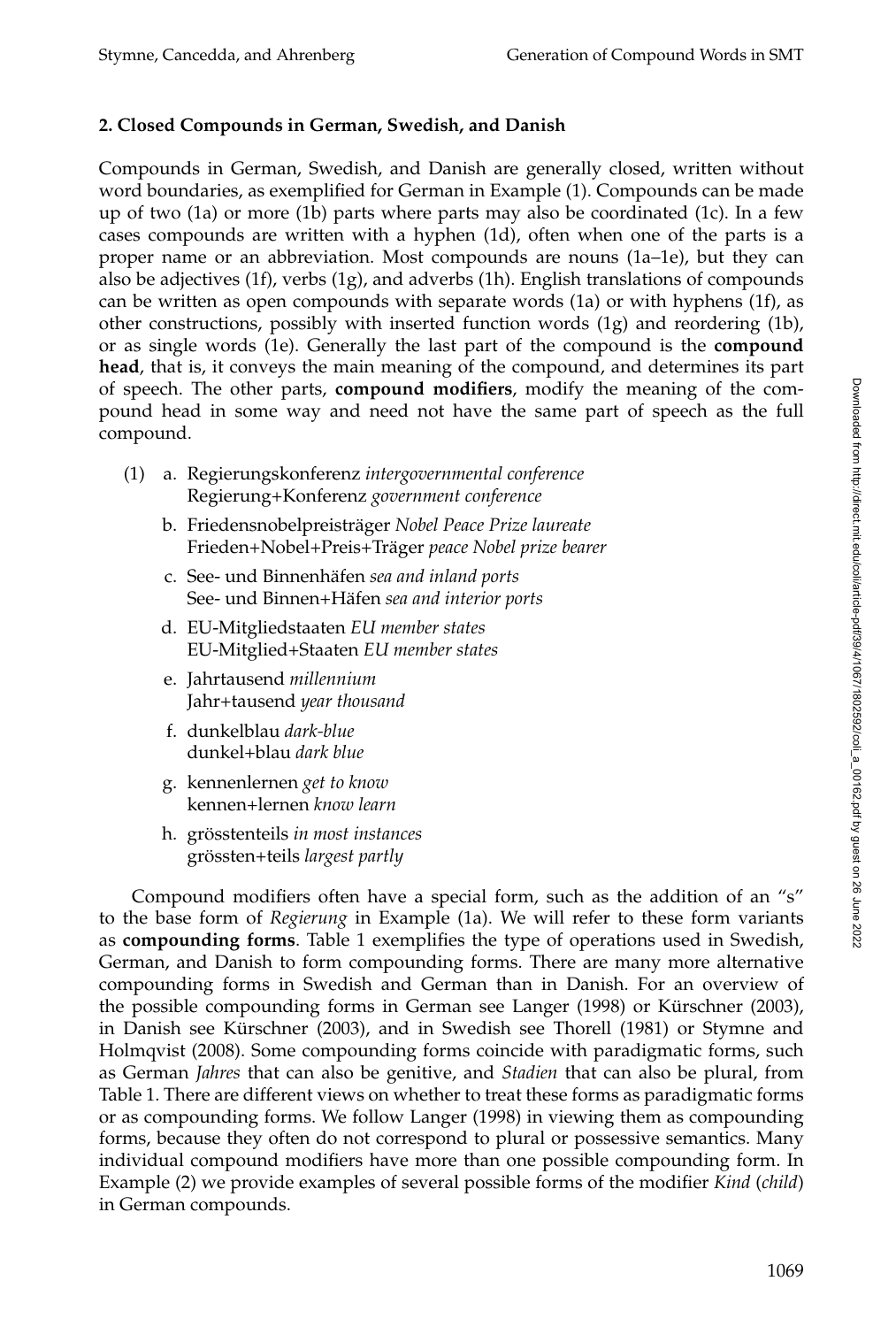## 2. Closed Compounds in German, Swedish, and Danish

Compounds in German, Swedish, and Danish are generally closed, written without word boundaries, as exemplified for German in Example (1). Compounds can be made up of two (1a) or more (1b) parts where parts may also be coordinated (1c). In a few cases compounds are written with a hyphen (1d), often when one of the parts is a proper name or an abbreviation. Most compounds are nouns (1a–1e), but they can also be adjectives (1f), verbs (1g), and adverbs (1h). English translations of compounds can be written as open compounds with separate words (1a) or with hyphens (1f), as other constructions, possibly with inserted function words (1g) and reordering (1b), or as single words (1e). Generally the last part of the compound is the **compound head**, that is, it conveys the main meaning of the compound, and determines its part of speech. The other parts, **compound modifiers**, modify the meaning of the compound head in some way and need not have the same part of speech as the full compound.

(1) a. Regierungskonferenz *intergovernmental conference*
Regierung+Konferenz *government conference*

b. Friedensnobelpreisträger *Nobel Peace Prize laureate*
Frieden+Nobel+Preis+Träger *peace Nobel prize bearer*

c. See- und Binnenhäfen *sea and inland ports*
See- und Binnen+Häfen *sea and interior ports*

d. EU-Mitgliedstaaten *EU member states*
EU-Mitglied+Staaten *EU member states*

e. Jahrtausend *millennium*
Jahr+tausend *year thousand*

f. dunkelblau *dark-blue*
dunkel+blau *dark blue*

g. kennenlernen *get to know*
kennen+lernen *know learn*

h. grösstenteils *in most instances*
grössten+teils *largest partly*

Compound modifiers often have a special form, such as the addition of an "s" to the base form of *Regierung* in Example (1a). We will refer to these form variants as **compounding forms**. Table 1 exemplifies the type of operations used in Swedish, German, and Danish to form compounding forms. There are many more alternative compounding forms in Swedish and German than in Danish. For an overview of the possible compounding forms in German see Langer (1998) or Kürschner (2003), in Danish see Kürschner (2003), and in Swedish see Thorell (1981) or Stymne and Holmqvist (2008). Some compounding forms coincide with paradigmatic forms, such as German *Jahres* that can also be genitive, and *Stadien* that can also be plural, from Table 1. There are different views on whether to treat these forms as paradigmatic forms or as compounding forms. We follow Langer (1998) in viewing them as compounding forms, because they often do not correspond to plural or possessive semantics. Many individual compound modifiers have more than one possible compounding form. In Example (2) we provide examples of several possible forms of the modifier *Kind* (*child*) in German compounds.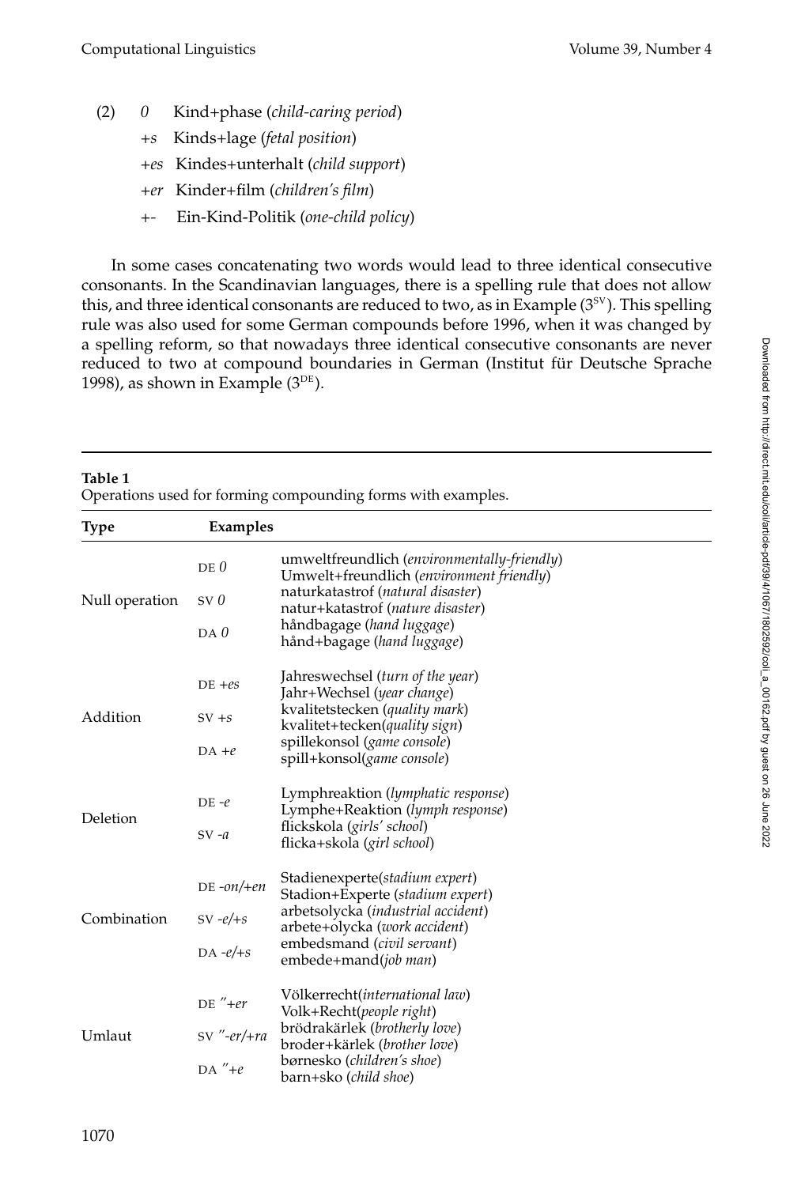(2) *0* Kind+phase (*child-caring period*)

*+s* Kinds+lage (*fetal position*)

*+es* Kindes+unterhalt (*child support*)

*+er* Kinder+film (*children's film*)

*+-* Ein-Kind-Politik (*one-child policy*)

In some cases concatenating two words would lead to three identical consecutive consonants. In the Scandinavian languages, there is a spelling rule that does not allow this, and three identical consonants are reduced to two, as in Example (3[SV]). This spelling rule was also used for some German compounds before 1996, when it was changed by a spelling reform, so that nowadays three identical consecutive consonants are never reduced to two at compound boundaries in German (Institut für Deutsche Sprache 1998), as shown in Example (3[DE]).

**Table 1**
Operations used for forming compounding forms with examples.

| Type | Examples | |
|---|---|---|
| Null operation | DE *0* | umweltfreundlich (*environmentally-friendly*) Umwelt+freundlich (*environment friendly*) |
| | SV *0* | naturkatastrof (*natural disaster*) natur+katastrof (*nature disaster*) |
| | DA *0* | håndbagage (*hand luggage*) hånd+bagage (*hand luggage*) |
| Addition | DE *+es* | Jahreswechsel (*turn of the year*) Jahr+Wechsel (*year change*) |
| | SV *+s* | kvalitetstecken (*quality mark*) kvalitet+tecken(*quality sign*) |
| | DA *+e* | spillekonsol (*game console*) spill+konsol(*game console*) |
| Deletion | DE *-e* | Lymphreaktion (*lymphatic response*) Lymphe+Reaktion (*lymph response*) |
| | SV *-a* | flickskola (*girls' school*) flicka+skola (*girl school*) |
| Combination | DE *-on/+en* | Stadienexperte(*stadium expert*) Stadion+Experte (*stadium expert*) |
| | SV *-e/+s* | arbetsolycka (*industrial accident*) arbete+olycka (*work accident*) |
| | DA *-e/+s* | embedsmand (*civil servant*) embede+mand(*job man*) |
| Umlaut | DE *"+er* | Völkerrecht(*international law*) Volk+Recht(*people right*) |
| | SV *"-er/+ra* | brödrakärlek (*brotherly love*) broder+kärlek (*brother love*) |
| | DA *"+e* | børnesko (*children's shoe*) barn+sko (*child shoe*) |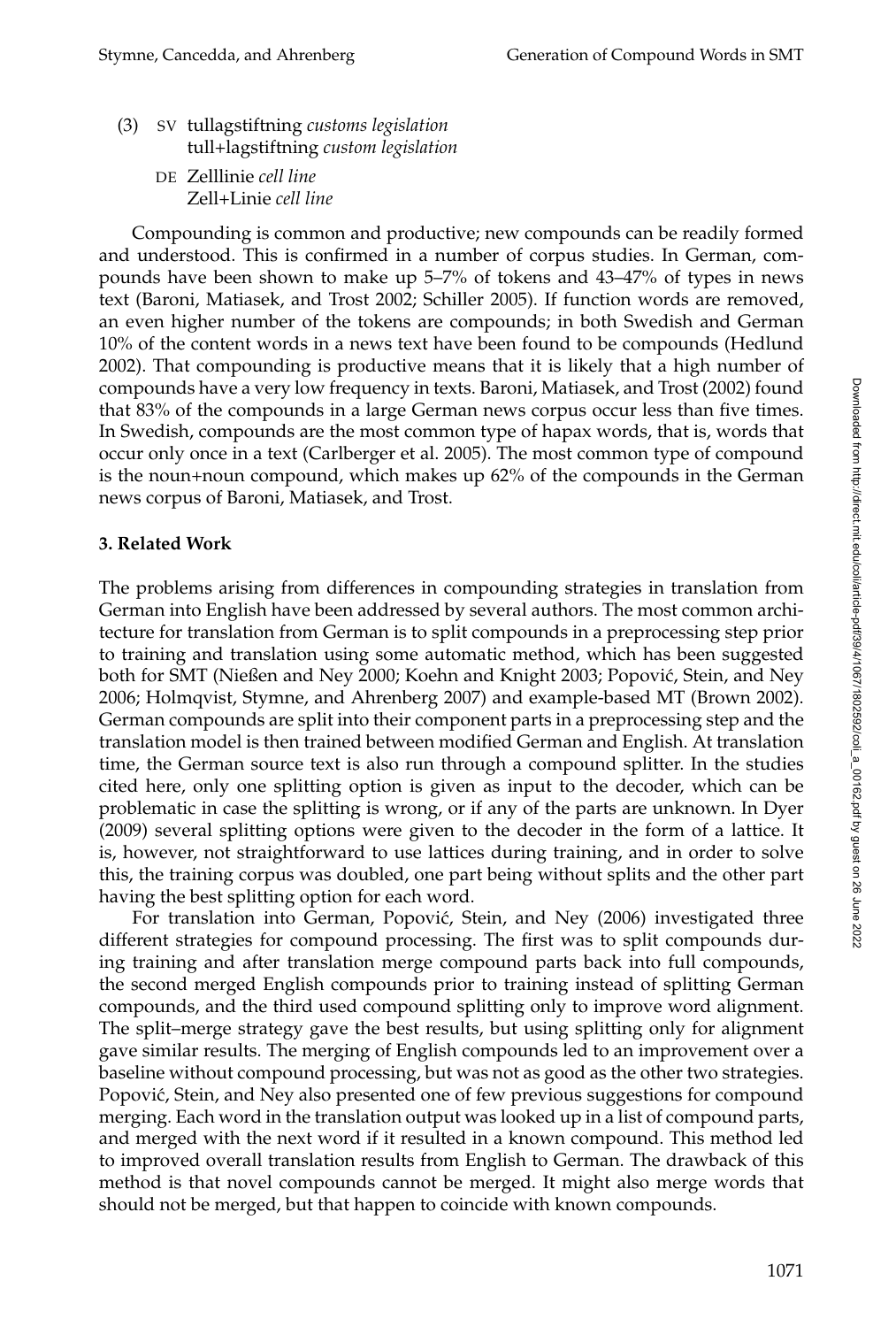(3) SV tullagstiftning *customs legislation*
tull+lagstiftning *custom legislation*

DE Zelllinie *cell line*
Zell+Linie *cell line*

Compounding is common and productive; new compounds can be readily formed and understood. This is confirmed in a number of corpus studies. In German, compounds have been shown to make up 5–7% of tokens and 43–47% of types in news text (Baroni, Matiasek, and Trost 2002; Schiller 2005). If function words are removed, an even higher number of the tokens are compounds; in both Swedish and German 10% of the content words in a news text have been found to be compounds (Hedlund 2002). That compounding is productive means that it is likely that a high number of compounds have a very low frequency in texts. Baroni, Matiasek, and Trost (2002) found that 83% of the compounds in a large German news corpus occur less than five times. In Swedish, compounds are the most common type of hapax words, that is, words that occur only once in a text (Carlberger et al. 2005). The most common type of compound is the noun+noun compound, which makes up 62% of the compounds in the German news corpus of Baroni, Matiasek, and Trost.

## 3. Related Work

The problems arising from differences in compounding strategies in translation from German into English have been addressed by several authors. The most common architecture for translation from German is to split compounds in a preprocessing step prior to training and translation using some automatic method, which has been suggested both for SMT (Nießen and Ney 2000; Koehn and Knight 2003; Popović, Stein, and Ney 2006; Holmqvist, Stymne, and Ahrenberg 2007) and example-based MT (Brown 2002). German compounds are split into their component parts in a preprocessing step and the translation model is then trained between modified German and English. At translation time, the German source text is also run through a compound splitter. In the studies cited here, only one splitting option is given as input to the decoder, which can be problematic in case the splitting is wrong, or if any of the parts are unknown. In Dyer (2009) several splitting options were given to the decoder in the form of a lattice. It is, however, not straightforward to use lattices during training, and in order to solve this, the training corpus was doubled, one part being without splits and the other part having the best splitting option for each word.

For translation into German, Popović, Stein, and Ney (2006) investigated three different strategies for compound processing. The first was to split compounds during training and after translation merge compound parts back into full compounds, the second merged English compounds prior to training instead of splitting German compounds, and the third used compound splitting only to improve word alignment. The split–merge strategy gave the best results, but using splitting only for alignment gave similar results. The merging of English compounds led to an improvement over a baseline without compound processing, but was not as good as the other two strategies. Popović, Stein, and Ney also presented one of few previous suggestions for compound merging. Each word in the translation output was looked up in a list of compound parts, and merged with the next word if it resulted in a known compound. This method led to improved overall translation results from English to German. The drawback of this method is that novel compounds cannot be merged. It might also merge words that should not be merged, but that happen to coincide with known compounds.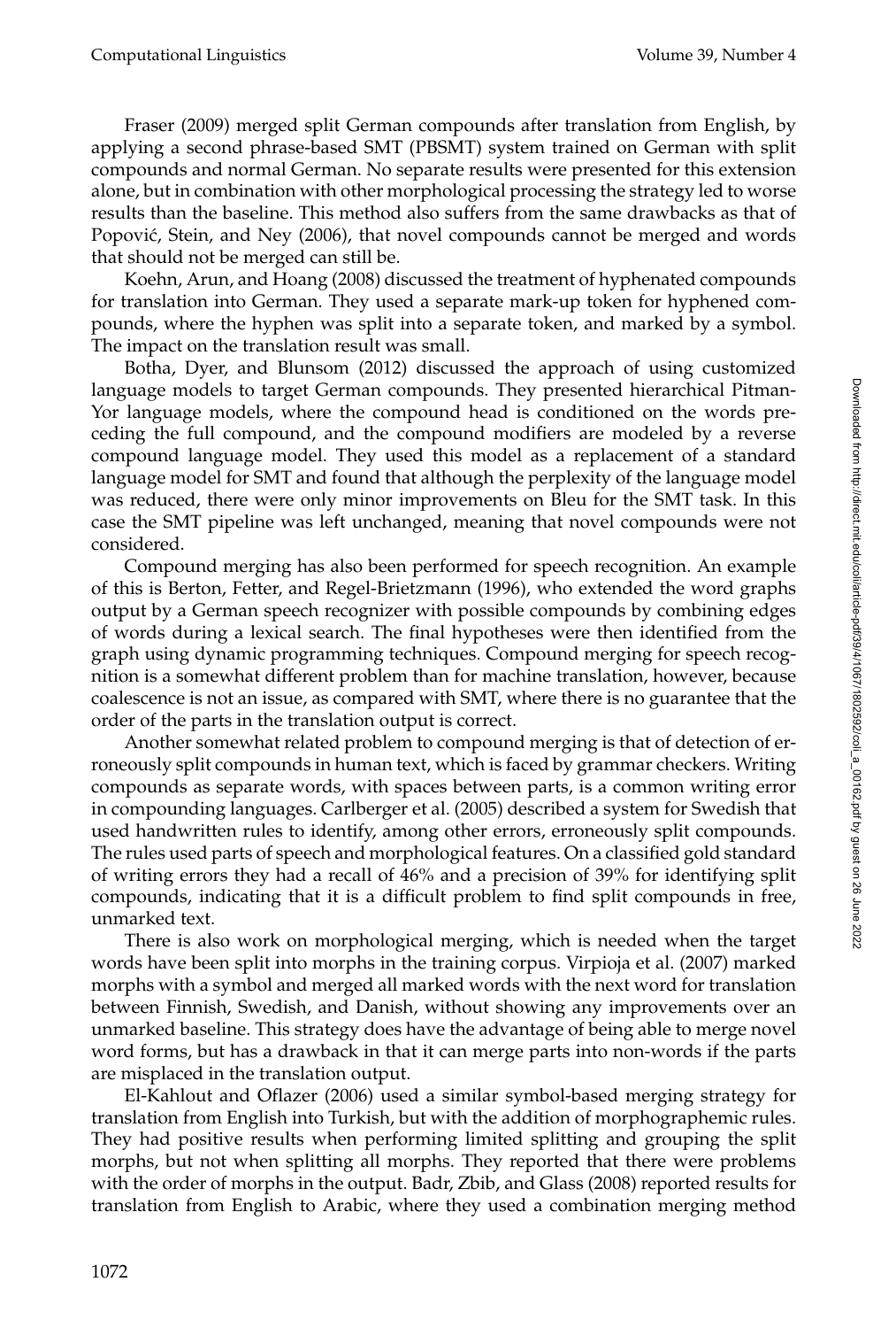Fraser (2009) merged split German compounds after translation from English, by applying a second phrase-based SMT (PBSMT) system trained on German with split compounds and normal German. No separate results were presented for this extension alone, but in combination with other morphological processing the strategy led to worse results than the baseline. This method also suffers from the same drawbacks as that of Popović, Stein, and Ney (2006), that novel compounds cannot be merged and words that should not be merged can still be.

Koehn, Arun, and Hoang (2008) discussed the treatment of hyphenated compounds for translation into German. They used a separate mark-up token for hyphened compounds, where the hyphen was split into a separate token, and marked by a symbol. The impact on the translation result was small.

Botha, Dyer, and Blunsom (2012) discussed the approach of using customized language models to target German compounds. They presented hierarchical Pitman-Yor language models, where the compound head is conditioned on the words preceding the full compound, and the compound modifiers are modeled by a reverse compound language model. They used this model as a replacement of a standard language model for SMT and found that although the perplexity of the language model was reduced, there were only minor improvements on Bleu for the SMT task. In this case the SMT pipeline was left unchanged, meaning that novel compounds were not considered.

Compound merging has also been performed for speech recognition. An example of this is Berton, Fetter, and Regel-Brietzmann (1996), who extended the word graphs output by a German speech recognizer with possible compounds by combining edges of words during a lexical search. The final hypotheses were then identified from the graph using dynamic programming techniques. Compound merging for speech recognition is a somewhat different problem than for machine translation, however, because coalescence is not an issue, as compared with SMT, where there is no guarantee that the order of the parts in the translation output is correct.

Another somewhat related problem to compound merging is that of detection of erroneously split compounds in human text, which is faced by grammar checkers. Writing compounds as separate words, with spaces between parts, is a common writing error in compounding languages. Carlberger et al. (2005) described a system for Swedish that used handwritten rules to identify, among other errors, erroneously split compounds. The rules used parts of speech and morphological features. On a classified gold standard of writing errors they had a recall of 46% and a precision of 39% for identifying split compounds, indicating that it is a difficult problem to find split compounds in free, unmarked text.

There is also work on morphological merging, which is needed when the target words have been split into morphs in the training corpus. Virpioja et al. (2007) marked morphs with a symbol and merged all marked words with the next word for translation between Finnish, Swedish, and Danish, without showing any improvements over an unmarked baseline. This strategy does have the advantage of being able to merge novel word forms, but has a drawback in that it can merge parts into non-words if the parts are misplaced in the translation output.

El-Kahlout and Oflazer (2006) used a similar symbol-based merging strategy for translation from English into Turkish, but with the addition of morphographemic rules. They had positive results when performing limited splitting and grouping the split morphs, but not when splitting all morphs. They reported that there were problems with the order of morphs in the output. Badr, Zbib, and Glass (2008) reported results for translation from English to Arabic, where they used a combination merging method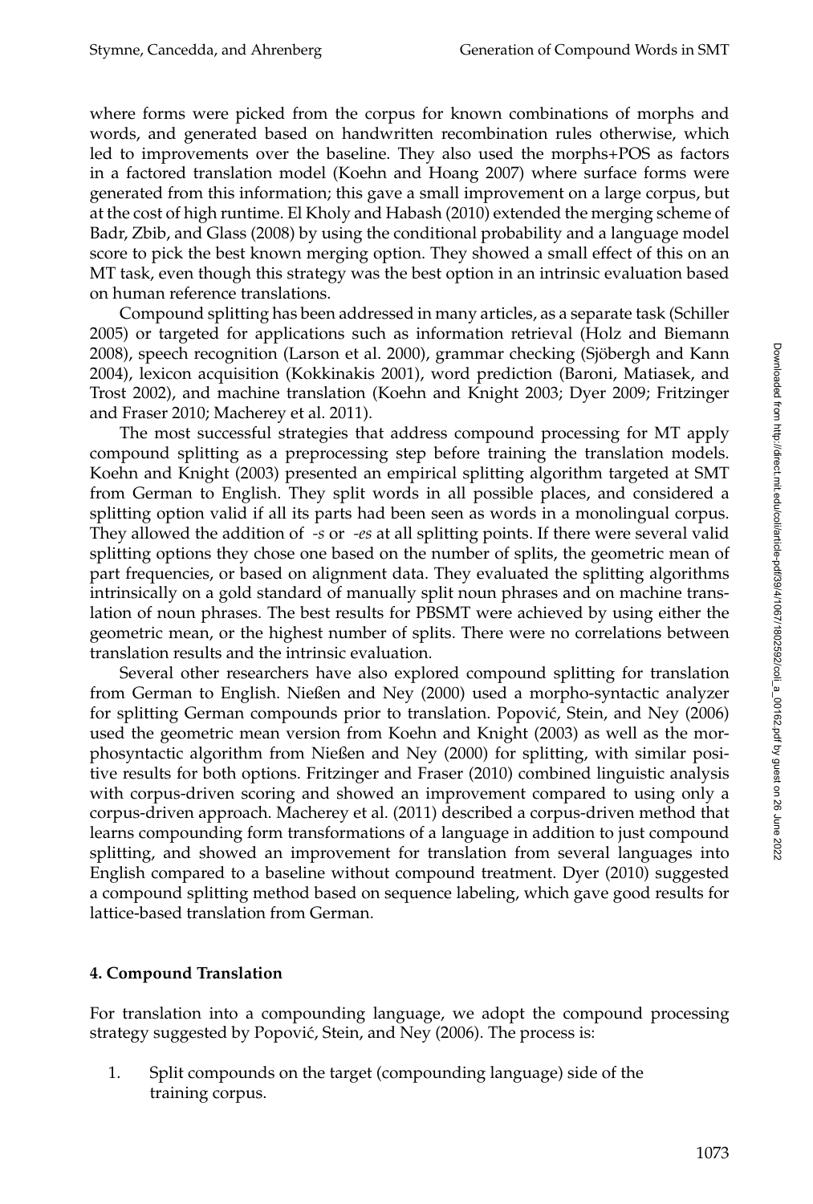where forms were picked from the corpus for known combinations of morphs and words, and generated based on handwritten recombination rules otherwise, which led to improvements over the baseline. They also used the morphs+POS as factors in a factored translation model (Koehn and Hoang 2007) where surface forms were generated from this information; this gave a small improvement on a large corpus, but at the cost of high runtime. El Kholy and Habash (2010) extended the merging scheme of Badr, Zbib, and Glass (2008) by using the conditional probability and a language model score to pick the best known merging option. They showed a small effect of this on an MT task, even though this strategy was the best option in an intrinsic evaluation based on human reference translations.

Compound splitting has been addressed in many articles, as a separate task (Schiller 2005) or targeted for applications such as information retrieval (Holz and Biemann 2008), speech recognition (Larson et al. 2000), grammar checking (Sjöbergh and Kann 2004), lexicon acquisition (Kokkinakis 2001), word prediction (Baroni, Matiasek, and Trost 2002), and machine translation (Koehn and Knight 2003; Dyer 2009; Fritzinger and Fraser 2010; Macherey et al. 2011).

The most successful strategies that address compound processing for MT apply compound splitting as a preprocessing step before training the translation models. Koehn and Knight (2003) presented an empirical splitting algorithm targeted at SMT from German to English. They split words in all possible places, and considered a splitting option valid if all its parts had been seen as words in a monolingual corpus. They allowed the addition of *-s* or *-es* at all splitting points. If there were several valid splitting options they chose one based on the number of splits, the geometric mean of part frequencies, or based on alignment data. They evaluated the splitting algorithms intrinsically on a gold standard of manually split noun phrases and on machine translation of noun phrases. The best results for PBSMT were achieved by using either the geometric mean, or the highest number of splits. There were no correlations between translation results and the intrinsic evaluation.

Several other researchers have also explored compound splitting for translation from German to English. Nießen and Ney (2000) used a morpho-syntactic analyzer for splitting German compounds prior to translation. Popović, Stein, and Ney (2006) used the geometric mean version from Koehn and Knight (2003) as well as the morphosyntactic algorithm from Nießen and Ney (2000) for splitting, with similar positive results for both options. Fritzinger and Fraser (2010) combined linguistic analysis with corpus-driven scoring and showed an improvement compared to using only a corpus-driven approach. Macherey et al. (2011) described a corpus-driven method that learns compounding form transformations of a language in addition to just compound splitting, and showed an improvement for translation from several languages into English compared to a baseline without compound treatment. Dyer (2010) suggested a compound splitting method based on sequence labeling, which gave good results for lattice-based translation from German.

## 4. Compound Translation

For translation into a compounding language, we adopt the compound processing strategy suggested by Popović, Stein, and Ney (2006). The process is:

1. Split compounds on the target (compounding language) side of the training corpus.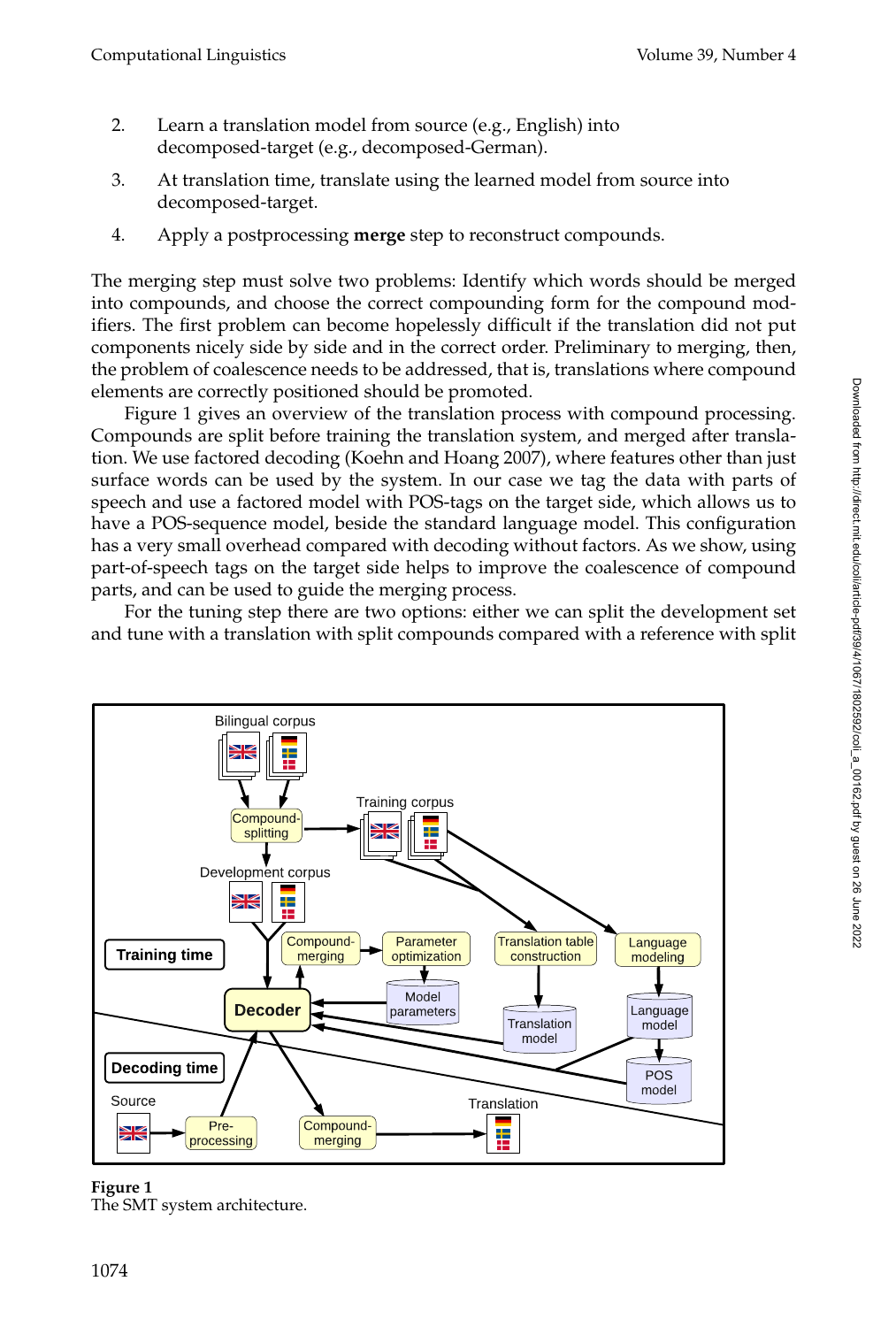2. Learn a translation model from source (e.g., English) into decomposed-target (e.g., decomposed-German).
3. At translation time, translate using the learned model from source into decomposed-target.
4. Apply a postprocessing **merge** step to reconstruct compounds.

The merging step must solve two problems: Identify which words should be merged into compounds, and choose the correct compounding form for the compound modifiers. The first problem can become hopelessly difficult if the translation did not put components nicely side by side and in the correct order. Preliminary to merging, then, the problem of coalescence needs to be addressed, that is, translations where compound elements are correctly positioned should be promoted.

Figure 1 gives an overview of the translation process with compound processing. Compounds are split before training the translation system, and merged after translation. We use factored decoding (Koehn and Hoang 2007), where features other than just surface words can be used by the system. In our case we tag the data with parts of speech and use a factored model with POS-tags on the target side, which allows us to have a POS-sequence model, beside the standard language model. This configuration has a very small overhead compared with decoding without factors. As we show, using part-of-speech tags on the target side helps to improve the coalescence of compound parts, and can be used to guide the merging process.

For the tuning step there are two options: either we can split the development set and tune with a translation with split compounds compared with a reference with split

**Figure 1**
The SMT system architecture.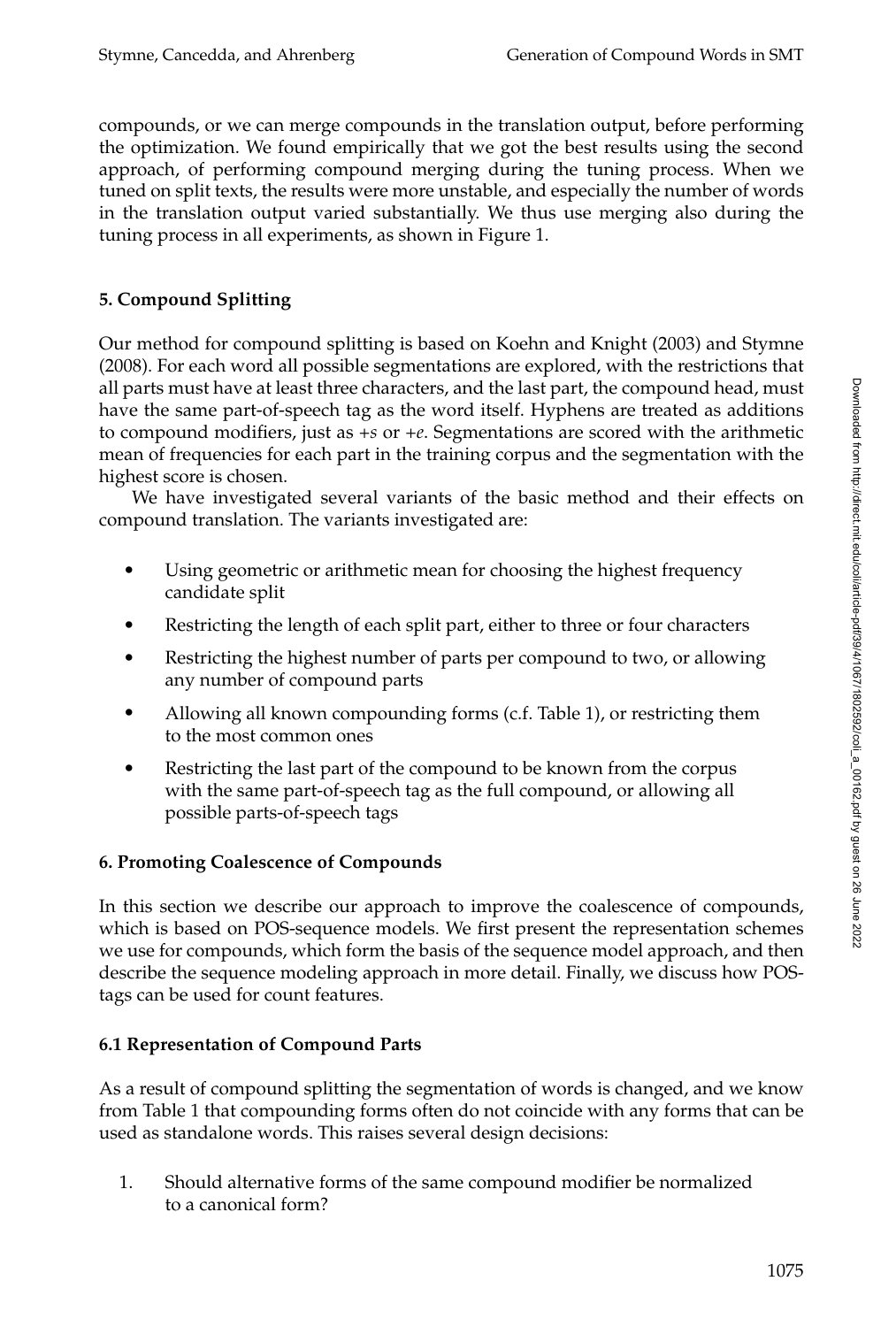compounds, or we can merge compounds in the translation output, before performing the optimization. We found empirically that we got the best results using the second approach, of performing compound merging during the tuning process. When we tuned on split texts, the results were more unstable, and especially the number of words in the translation output varied substantially. We thus use merging also during the tuning process in all experiments, as shown in Figure 1.

## 5. Compound Splitting

Our method for compound splitting is based on Koehn and Knight (2003) and Stymne (2008). For each word all possible segmentations are explored, with the restrictions that all parts must have at least three characters, and the last part, the compound head, must have the same part-of-speech tag as the word itself. Hyphens are treated as additions to compound modifiers, just as *+s* or *+e*. Segmentations are scored with the arithmetic mean of frequencies for each part in the training corpus and the segmentation with the highest score is chosen.

We have investigated several variants of the basic method and their effects on compound translation. The variants investigated are:

- Using geometric or arithmetic mean for choosing the highest frequency candidate split
- Restricting the length of each split part, either to three or four characters
- Restricting the highest number of parts per compound to two, or allowing any number of compound parts
- Allowing all known compounding forms (c.f. Table 1), or restricting them to the most common ones
- Restricting the last part of the compound to be known from the corpus with the same part-of-speech tag as the full compound, or allowing all possible parts-of-speech tags

## 6. Promoting Coalescence of Compounds

In this section we describe our approach to improve the coalescence of compounds, which is based on POS-sequence models. We first present the representation schemes we use for compounds, which form the basis of the sequence model approach, and then describe the sequence modeling approach in more detail. Finally, we discuss how POS-tags can be used for count features.

### 6.1 Representation of Compound Parts

As a result of compound splitting the segmentation of words is changed, and we know from Table 1 that compounding forms often do not coincide with any forms that can be used as standalone words. This raises several design decisions:

1. Should alternative forms of the same compound modifier be normalized to a canonical form?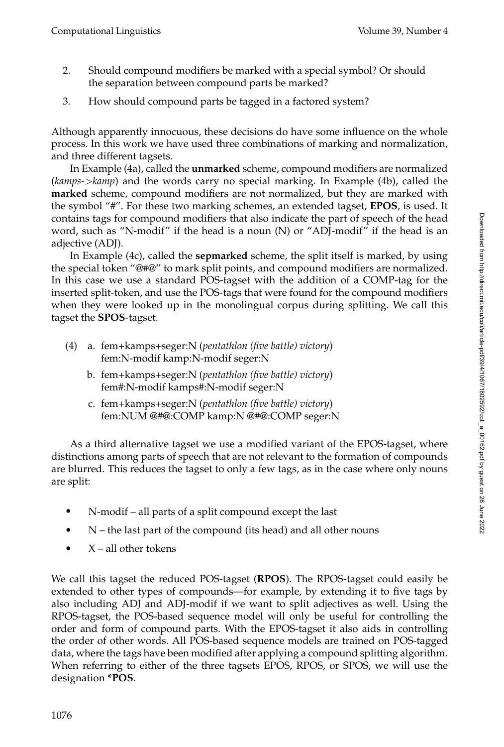2. Should compound modifiers be marked with a special symbol? Or should the separation between compound parts be marked?
3. How should compound parts be tagged in a factored system?

Although apparently innocuous, these decisions do have some influence on the whole process. In this work we have used three combinations of marking and normalization, and three different tagsets.

In Example (4a), called the **unmarked** scheme, compound modifiers are normalized (*kamps->kamp*) and the words carry no special marking. In Example (4b), called the **marked** scheme, compound modifiers are not normalized, but they are marked with the symbol "#". For these two marking schemes, an extended tagset, **EPOS**, is used. It contains tags for compound modifiers that also indicate the part of speech of the head word, such as "N-modif" if the head is a noun (N) or "ADJ-modif" if the head is an adjective (ADJ).

In Example (4c), called the **sepmarked** scheme, the split itself is marked, by using the special token "@#@" to mark split points, and compound modifiers are normalized. In this case we use a standard POS-tagset with the addition of a COMP-tag for the inserted split-token, and use the POS-tags that were found for the compound modifiers when they were looked up in the monolingual corpus during splitting. We call this tagset the **SPOS**-tagset.

(4) a. fem+kamps+seger:N (*pentathlon (five battle) victory*)
fem:N-modif kamp:N-modif seger:N

b. fem+kamps+seger:N (*pentathlon (five battle) victory*)
fem#:N-modif kamps#:N-modif seger:N

c. fem+kamps+seger:N (*pentathlon (five battle) victory*)
fem:NUM @#@:COMP kamp:N @#@:COMP seger:N

As a third alternative tagset we use a modified variant of the EPOS-tagset, where distinctions among parts of speech that are not relevant to the formation of compounds are blurred. This reduces the tagset to only a few tags, as in the case where only nouns are split:

- N-modif – all parts of a split compound except the last
- N – the last part of the compound (its head) and all other nouns
- X – all other tokens

We call this tagset the reduced POS-tagset (**RPOS**). The RPOS-tagset could easily be extended to other types of compounds—for example, by extending it to five tags by also including ADJ and ADJ-modif if we want to split adjectives as well. Using the RPOS-tagset, the POS-based sequence model will only be useful for controlling the order and form of compound parts. With the EPOS-tagset it also aids in controlling the order of other words. All POS-based sequence models are trained on POS-tagged data, where the tags have been modified after applying a compound splitting algorithm. When referring to either of the three tagsets EPOS, RPOS, or SPOS, we will use the designation ***POS**.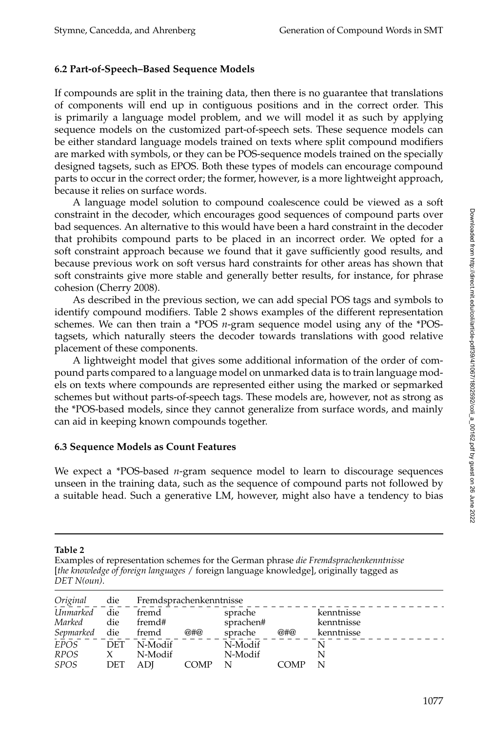### 6.2 Part-of-Speech–Based Sequence Models

If compounds are split in the training data, then there is no guarantee that translations of components will end up in contiguous positions and in the correct order. This is primarily a language model problem, and we will model it as such by applying sequence models on the customized part-of-speech sets. These sequence models can be either standard language models trained on texts where split compound modifiers are marked with symbols, or they can be POS-sequence models trained on the specially designed tagsets, such as EPOS. Both these types of models can encourage compound parts to occur in the correct order; the former, however, is a more lightweight approach, because it relies on surface words.

A language model solution to compound coalescence could be viewed as a soft constraint in the decoder, which encourages good sequences of compound parts over bad sequences. An alternative to this would have been a hard constraint in the decoder that prohibits compound parts to be placed in an incorrect order. We opted for a soft constraint approach because we found that it gave sufficiently good results, and because previous work on soft versus hard constraints for other areas has shown that soft constraints give more stable and generally better results, for instance, for phrase cohesion (Cherry 2008).

As described in the previous section, we can add special POS tags and symbols to identify compound modifiers. Table 2 shows examples of the different representation schemes. We can then train a *POS *n*-gram sequence model using any of the *POS-tagsets, which naturally steers the decoder towards translations with good relative placement of these components.

A lightweight model that gives some additional information of the order of compound parts compared to a language model on unmarked data is to train language models on texts where compounds are represented either using the marked or sepmarked schemes but without parts-of-speech tags. These models are, however, not as strong as the *POS-based models, since they cannot generalize from surface words, and mainly can aid in keeping known compounds together.

### 6.3 Sequence Models as Count Features

We expect a *POS-based *n*-gram sequence model to learn to discourage sequences unseen in the training data, such as the sequence of compound parts not followed by a suitable head. Such a generative LM, however, might also have a tendency to bias

**Table 2**
Examples of representation schemes for the German phrase *die Fremdsprachenkenntnisse* [*the knowledge of foreign languages* / foreign language knowledge], originally tagged as *DET N(oun)*.

| *Original* | die | Fremdsprachenkenntnisse | | | | |
|---|---|---|---|---|---|---|
| *Unmarked* | die | fremd | | sprache | | kenntnisse |
| *Marked* | die | fremd# | | sprachen# | | kenntnisse |
| *Sepmarked* | die | fremd | @#@ | sprache | @#@ | kenntnisse |
| *EPOS* | DET | N-Modif | | N-Modif | | N |
| *RPOS* | X | N-Modif | | N-Modif | | N |
| *SPOS* | DET | ADJ | COMP | N | COMP | N |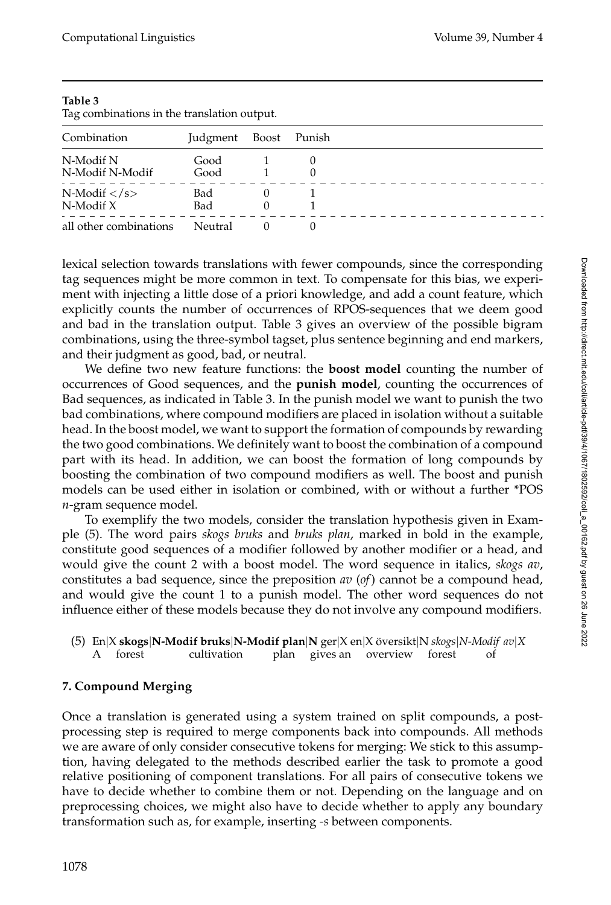**Table 3**
Tag combinations in the translation output.

| Combination | Judgment | Boost | Punish |
|---|---|---|---|
| N-Modif N | Good | 1 | 0 |
| N-Modif N-Modif | Good | 1 | 0 |
| N-Modif </s> | Bad | 0 | 1 |
| N-Modif X | Bad | 0 | 1 |
| all other combinations | Neutral | 0 | 0 |

lexical selection towards translations with fewer compounds, since the corresponding tag sequences might be more common in text. To compensate for this bias, we experiment with injecting a little dose of a priori knowledge, and add a count feature, which explicitly counts the number of occurrences of RPOS-sequences that we deem good and bad in the translation output. Table 3 gives an overview of the possible bigram combinations, using the three-symbol tagset, plus sentence beginning and end markers, and their judgment as good, bad, or neutral.

We define two new feature functions: the **boost model** counting the number of occurrences of Good sequences, and the **punish model**, counting the occurrences of Bad sequences, as indicated in Table 3. In the punish model we want to punish the two bad combinations, where compound modifiers are placed in isolation without a suitable head. In the boost model, we want to support the formation of compounds by rewarding the two good combinations. We definitely want to boost the combination of a compound part with its head. In addition, we can boost the formation of long compounds by boosting the combination of two compound modifiers as well. The boost and punish models can be used either in isolation or combined, with or without a further *POS *n*-gram sequence model.

To exemplify the two models, consider the translation hypothesis given in Example (5). The word pairs *skogs bruks* and *bruks plan*, marked in bold in the example, constitute good sequences of a modifier followed by another modifier or a head, and would give the count 2 with a boost model. The word sequence in italics, *skogs av*, constitutes a bad sequence, since the preposition *av* (*of*) cannot be a compound head, and would give the count 1 to a punish model. The other word sequences do not influence either of these models because they do not involve any compound modifiers.

(5) En|X **skogs|N-Modif bruks|N-Modif plan|N** ger|X en|X översikt|N *skogs|N-Modif av|X*
A forest cultivation plan gives an overview forest of

## 7. Compound Merging

Once a translation is generated using a system trained on split compounds, a post-processing step is required to merge components back into compounds. All methods we are aware of only consider consecutive tokens for merging: We stick to this assumption, having delegated to the methods described earlier the task to promote a good relative positioning of component translations. For all pairs of consecutive tokens we have to decide whether to combine them or not. Depending on the language and on preprocessing choices, we might also have to decide whether to apply any boundary transformation such as, for example, inserting *-s* between components.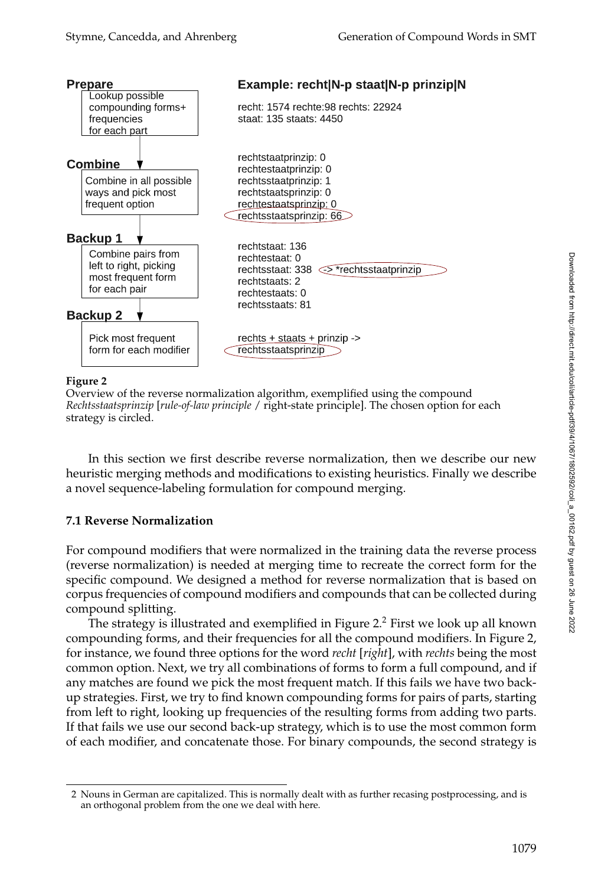**Prepare**

Lookup possible compounding forms+ frequencies for each part

**Example: recht|N-p staat|N-p prinzip|N**

recht: 1574 rechte:98 rechts: 22924
staat: 135 staats: 4450

**Combine**

Combine in all possible ways and pick most frequent option

rechtstaatprinzip: 0
rechtestaatprinzip: 0
rechtsstaatprinzip: 1
rechtstaatsprinzip: 0
rechtestaatsprinzip: 0
rechtsstaatsprinzip: 66

**Backup 1**

Combine pairs from left to right, picking most frequent form for each pair

rechtstaat: 136
rechtestaat: 0
rechtsstaat: 338 -> *rechtsstaatprinzip
rechtstaats: 2
rechtestaats: 0
rechtsstaats: 81

**Backup 2**

Pick most frequent form for each modifier

rechts + staats + prinzip ->
rechtsstaatsprinzip

**Figure 2**
Overview of the reverse normalization algorithm, exemplified using the compound *Rechtsstaatsprinzip* [*rule-of-law principle* / right-state principle]. The chosen option for each strategy is circled.

In this section we first describe reverse normalization, then we describe our new heuristic merging methods and modifications to existing heuristics. Finally we describe a novel sequence-labeling formulation for compound merging.

### 7.1 Reverse Normalization

For compound modifiers that were normalized in the training data the reverse process (reverse normalization) is needed at merging time to recreate the correct form for the specific compound. We designed a method for reverse normalization that is based on corpus frequencies of compound modifiers and compounds that can be collected during compound splitting.

The strategy is illustrated and exemplified in Figure 2.[2] First we look up all known compounding forms, and their frequencies for all the compound modifiers. In Figure 2, for instance, we found three options for the word *recht* [*right*], with *rechts* being the most common option. Next, we try all combinations of forms to form a full compound, and if any matches are found we pick the most frequent match. If this fails we have two back-up strategies. First, we try to find known compounding forms for pairs of parts, starting from left to right, looking up frequencies of the resulting forms from adding two parts. If that fails we use our second back-up strategy, which is to use the most common form of each modifier, and concatenate those. For binary compounds, the second strategy is

[2] Nouns in German are capitalized. This is normally dealt with as further recasing postprocessing, and is an orthogonal problem from the one we deal with here.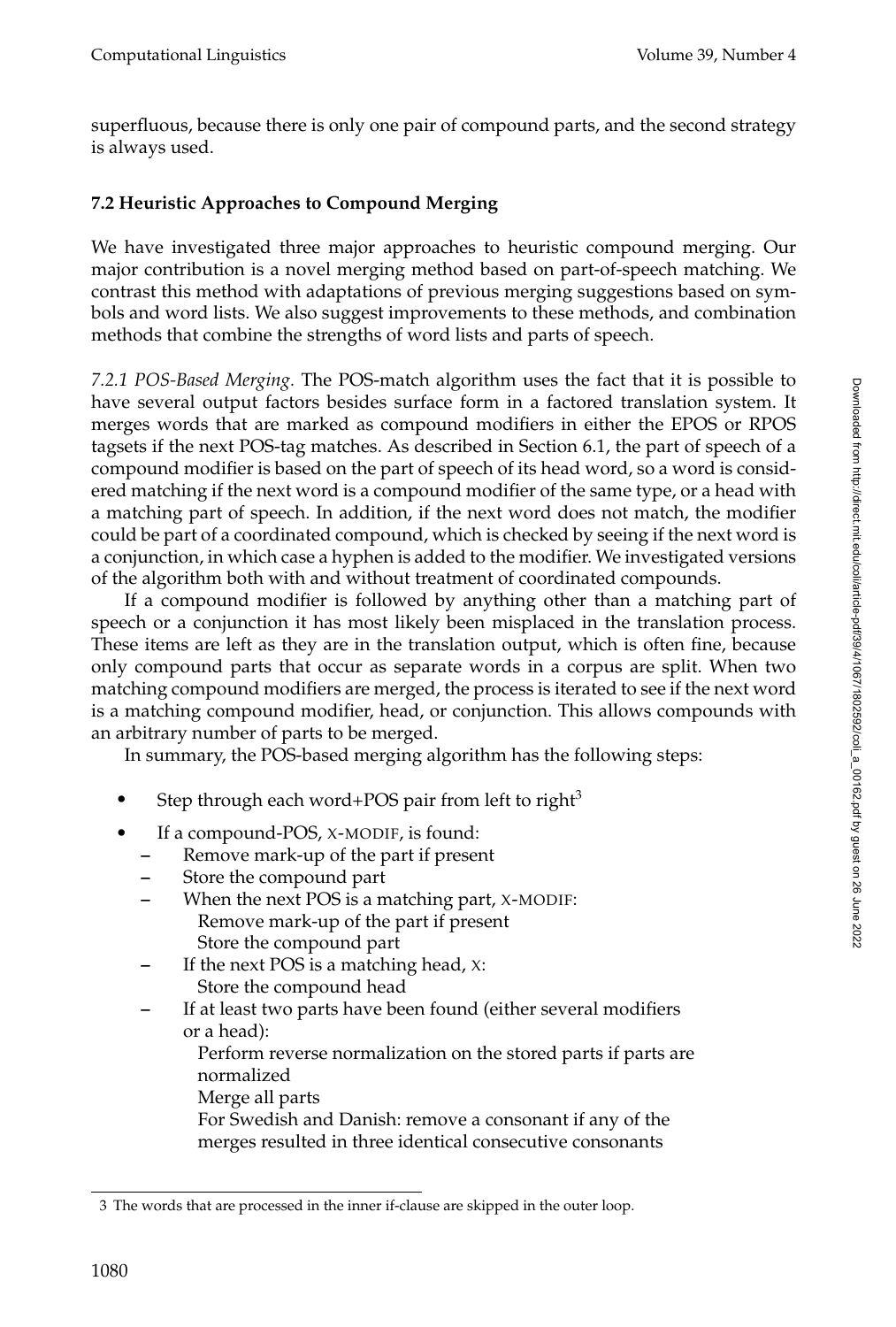superfluous, because there is only one pair of compound parts, and the second strategy is always used.

### 7.2 Heuristic Approaches to Compound Merging

We have investigated three major approaches to heuristic compound merging. Our major contribution is a novel merging method based on part-of-speech matching. We contrast this method with adaptations of previous merging suggestions based on symbols and word lists. We also suggest improvements to these methods, and combination methods that combine the strengths of word lists and parts of speech.

*7.2.1 POS-Based Merging.* The POS-match algorithm uses the fact that it is possible to have several output factors besides surface form in a factored translation system. It merges words that are marked as compound modifiers in either the EPOS or RPOS tagsets if the next POS-tag matches. As described in Section 6.1, the part of speech of a compound modifier is based on the part of speech of its head word, so a word is considered matching if the next word is a compound modifier of the same type, or a head with a matching part of speech. In addition, if the next word does not match, the modifier could be part of a coordinated compound, which is checked by seeing if the next word is a conjunction, in which case a hyphen is added to the modifier. We investigated versions of the algorithm both with and without treatment of coordinated compounds.

If a compound modifier is followed by anything other than a matching part of speech or a conjunction it has most likely been misplaced in the translation process. These items are left as they are in the translation output, which is often fine, because only compound parts that occur as separate words in a corpus are split. When two matching compound modifiers are merged, the process is iterated to see if the next word is a matching compound modifier, head, or conjunction. This allows compounds with an arbitrary number of parts to be merged.

In summary, the POS-based merging algorithm has the following steps:

- Step through each word+POS pair from left to right[3]
- If a compound-POS, X-MODIF, is found:
  - Remove mark-up of the part if present
  - Store the compound part
  - When the next POS is a matching part, X-MODIF:
    Remove mark-up of the part if present
    Store the compound part
  - If the next POS is a matching head, X:
    Store the compound head
  - If at least two parts have been found (either several modifiers or a head):
    Perform reverse normalization on the stored parts if parts are normalized
    Merge all parts
    For Swedish and Danish: remove a consonant if any of the merges resulted in three identical consecutive consonants

[3] The words that are processed in the inner if-clause are skipped in the outer loop.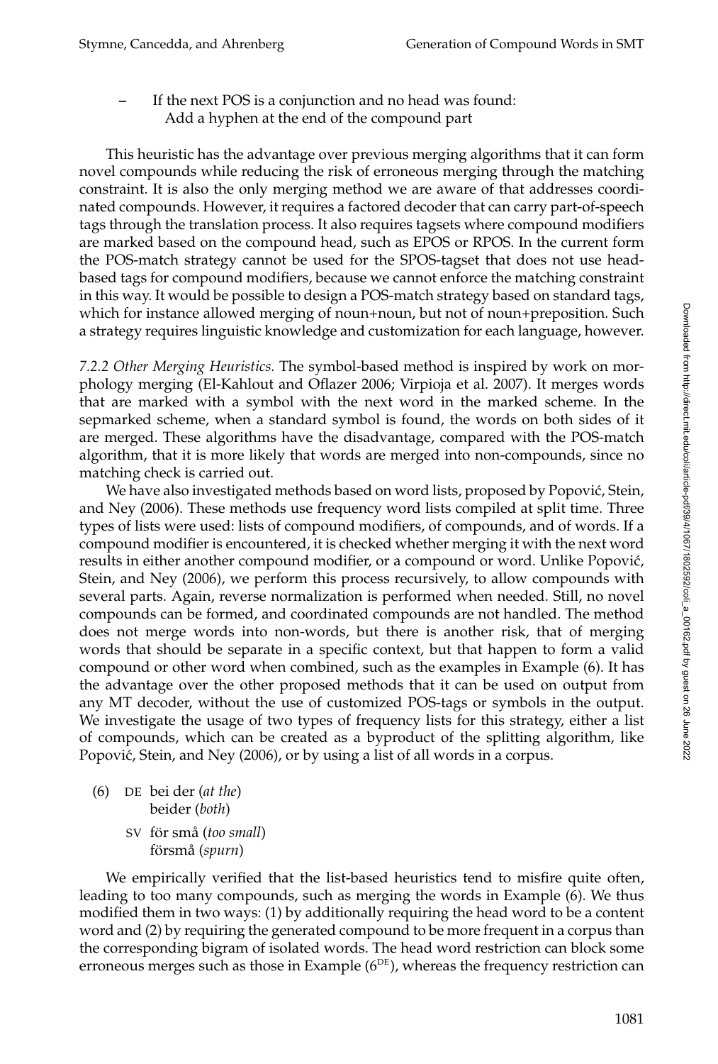– If the next POS is a conjunction and no head was found:
  Add a hyphen at the end of the compound part

This heuristic has the advantage over previous merging algorithms that it can form novel compounds while reducing the risk of erroneous merging through the matching constraint. It is also the only merging method we are aware of that addresses coordinated compounds. However, it requires a factored decoder that can carry part-of-speech tags through the translation process. It also requires tagsets where compound modifiers are marked based on the compound head, such as EPOS or RPOS. In the current form the POS-match strategy cannot be used for the SPOS-tagset that does not use head-based tags for compound modifiers, because we cannot enforce the matching constraint in this way. It would be possible to design a POS-match strategy based on standard tags, which for instance allowed merging of noun+noun, but not of noun+preposition. Such a strategy requires linguistic knowledge and customization for each language, however.

*7.2.2 Other Merging Heuristics.* The symbol-based method is inspired by work on morphology merging (El-Kahlout and Oflazer 2006; Virpioja et al. 2007). It merges words that are marked with a symbol with the next word in the marked scheme. In the sepmarked scheme, when a standard symbol is found, the words on both sides of it are merged. These algorithms have the disadvantage, compared with the POS-match algorithm, that it is more likely that words are merged into non-compounds, since no matching check is carried out.

We have also investigated methods based on word lists, proposed by Popović, Stein, and Ney (2006). These methods use frequency word lists compiled at split time. Three types of lists were used: lists of compound modifiers, of compounds, and of words. If a compound modifier is encountered, it is checked whether merging it with the next word results in either another compound modifier, or a compound or word. Unlike Popović, Stein, and Ney (2006), we perform this process recursively, to allow compounds with several parts. Again, reverse normalization is performed when needed. Still, no novel compounds can be formed, and coordinated compounds are not handled. The method does not merge words into non-words, but there is another risk, that of merging words that should be separate in a specific context, but that happen to form a valid compound or other word when combined, such as the examples in Example (6). It has the advantage over the other proposed methods that it can be used on output from any MT decoder, without the use of customized POS-tags or symbols in the output. We investigate the usage of two types of frequency lists for this strategy, either a list of compounds, which can be created as a byproduct of the splitting algorithm, like Popović, Stein, and Ney (2006), or by using a list of all words in a corpus.

(6) DE bei der (*at the*)
  beider (*both*)
  SV för små (*too small*)
  försmå (*spurn*)

We empirically verified that the list-based heuristics tend to misfire quite often, leading to too many compounds, such as merging the words in Example (6). We thus modified them in two ways: (1) by additionally requiring the head word to be a content word and (2) by requiring the generated compound to be more frequent in a corpus than the corresponding bigram of isolated words. The head word restriction can block some erroneous merges such as those in Example ($6^{\text{DE}}$), whereas the frequency restriction can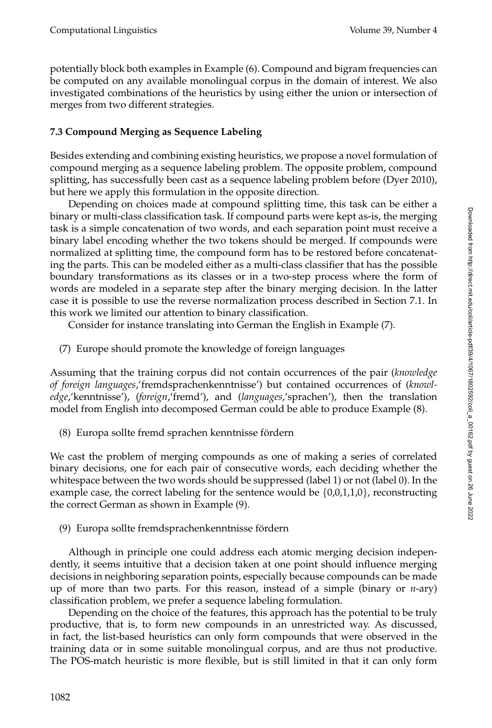potentially block both examples in Example (6). Compound and bigram frequencies can be computed on any available monolingual corpus in the domain of interest. We also investigated combinations of the heuristics by using either the union or intersection of merges from two different strategies.

### 7.3 Compound Merging as Sequence Labeling

Besides extending and combining existing heuristics, we propose a novel formulation of compound merging as a sequence labeling problem. The opposite problem, compound splitting, has successfully been cast as a sequence labeling problem before (Dyer 2010), but here we apply this formulation in the opposite direction.

Depending on choices made at compound splitting time, this task can be either a binary or multi-class classification task. If compound parts were kept as-is, the merging task is a simple concatenation of two words, and each separation point must receive a binary label encoding whether the two tokens should be merged. If compounds were normalized at splitting time, the compound form has to be restored before concatenating the parts. This can be modeled either as a multi-class classifier that has the possible boundary transformations as its classes or in a two-step process where the form of words are modeled in a separate step after the binary merging decision. In the latter case it is possible to use the reverse normalization process described in Section 7.1. In this work we limited our attention to binary classification.

Consider for instance translating into German the English in Example (7).

(7) Europe should promote the knowledge of foreign languages

Assuming that the training corpus did not contain occurrences of the pair (*knowledge of foreign languages*,'fremdsprachenkenntnisse') but contained occurrences of (*knowledge*,'kenntnisse'), (*foreign*,'fremd'), and (*languages*,'sprachen'), then the translation model from English into decomposed German could be able to produce Example (8).

(8) Europa sollte fremd sprachen kenntnisse fördern

We cast the problem of merging compounds as one of making a series of correlated binary decisions, one for each pair of consecutive words, each deciding whether the whitespace between the two words should be suppressed (label 1) or not (label 0). In the example case, the correct labeling for the sentence would be $\{0,0,1,1,0\}$, reconstructing the correct German as shown in Example (9).

(9) Europa sollte fremdsprachenkenntnisse fördern

Although in principle one could address each atomic merging decision independently, it seems intuitive that a decision taken at one point should influence merging decisions in neighboring separation points, especially because compounds can be made up of more than two parts. For this reason, instead of a simple (binary or *n*-ary) classification problem, we prefer a sequence labeling formulation.

Depending on the choice of the features, this approach has the potential to be truly productive, that is, to form new compounds in an unrestricted way. As discussed, in fact, the list-based heuristics can only form compounds that were observed in the training data or in some suitable monolingual corpus, and are thus not productive. The POS-match heuristic is more flexible, but is still limited in that it can only form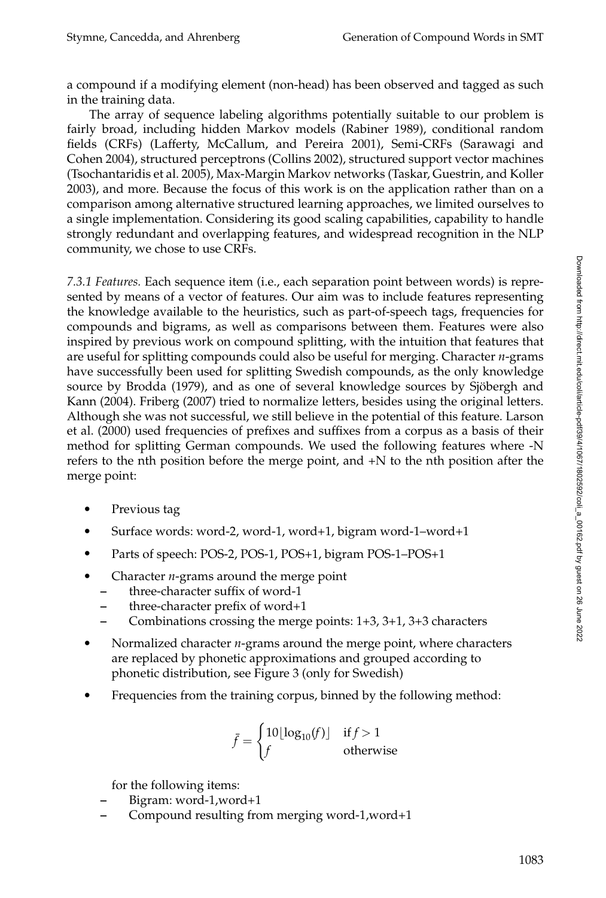a compound if a modifying element (non-head) has been observed and tagged as such in the training data.

The array of sequence labeling algorithms potentially suitable to our problem is fairly broad, including hidden Markov models (Rabiner 1989), conditional random fields (CRFs) (Lafferty, McCallum, and Pereira 2001), Semi-CRFs (Sarawagi and Cohen 2004), structured perceptrons (Collins 2002), structured support vector machines (Tsochantaridis et al. 2005), Max-Margin Markov networks (Taskar, Guestrin, and Koller 2003), and more. Because the focus of this work is on the application rather than on a comparison among alternative structured learning approaches, we limited ourselves to a single implementation. Considering its good scaling capabilities, capability to handle strongly redundant and overlapping features, and widespread recognition in the NLP community, we chose to use CRFs.

*7.3.1 Features.* Each sequence item (i.e., each separation point between words) is represented by means of a vector of features. Our aim was to include features representing the knowledge available to the heuristics, such as part-of-speech tags, frequencies for compounds and bigrams, as well as comparisons between them. Features were also inspired by previous work on compound splitting, with the intuition that features that are useful for splitting compounds could also be useful for merging. Character *n*-grams have successfully been used for splitting Swedish compounds, as the only knowledge source by Brodda (1979), and as one of several knowledge sources by Sjöbergh and Kann (2004). Friberg (2007) tried to normalize letters, besides using the original letters. Although she was not successful, we still believe in the potential of this feature. Larson et al. (2000) used frequencies of prefixes and suffixes from a corpus as a basis of their method for splitting German compounds. We used the following features where -N refers to the nth position before the merge point, and +N to the nth position after the merge point:

- Previous tag
- Surface words: word-2, word-1, word+1, bigram word-1–word+1
- Parts of speech: POS-2, POS-1, POS+1, bigram POS-1–POS+1
- Character *n*-grams around the merge point
  - three-character suffix of word-1
  - three-character prefix of word+1
  - Combinations crossing the merge points: 1+3, 3+1, 3+3 characters
- Normalized character *n*-grams around the merge point, where characters are replaced by phonetic approximations and grouped according to phonetic distribution, see Figure 3 (only for Swedish)
- Frequencies from the training corpus, binned by the following method:

$$\bar{f} = \begin{cases} 10\lfloor \log_{10}(f) \rfloor & \text{if } f > 1 \\ f & \text{otherwise} \end{cases}$$

  for the following items:
  - Bigram: word-1,word+1
  - Compound resulting from merging word-1,word+1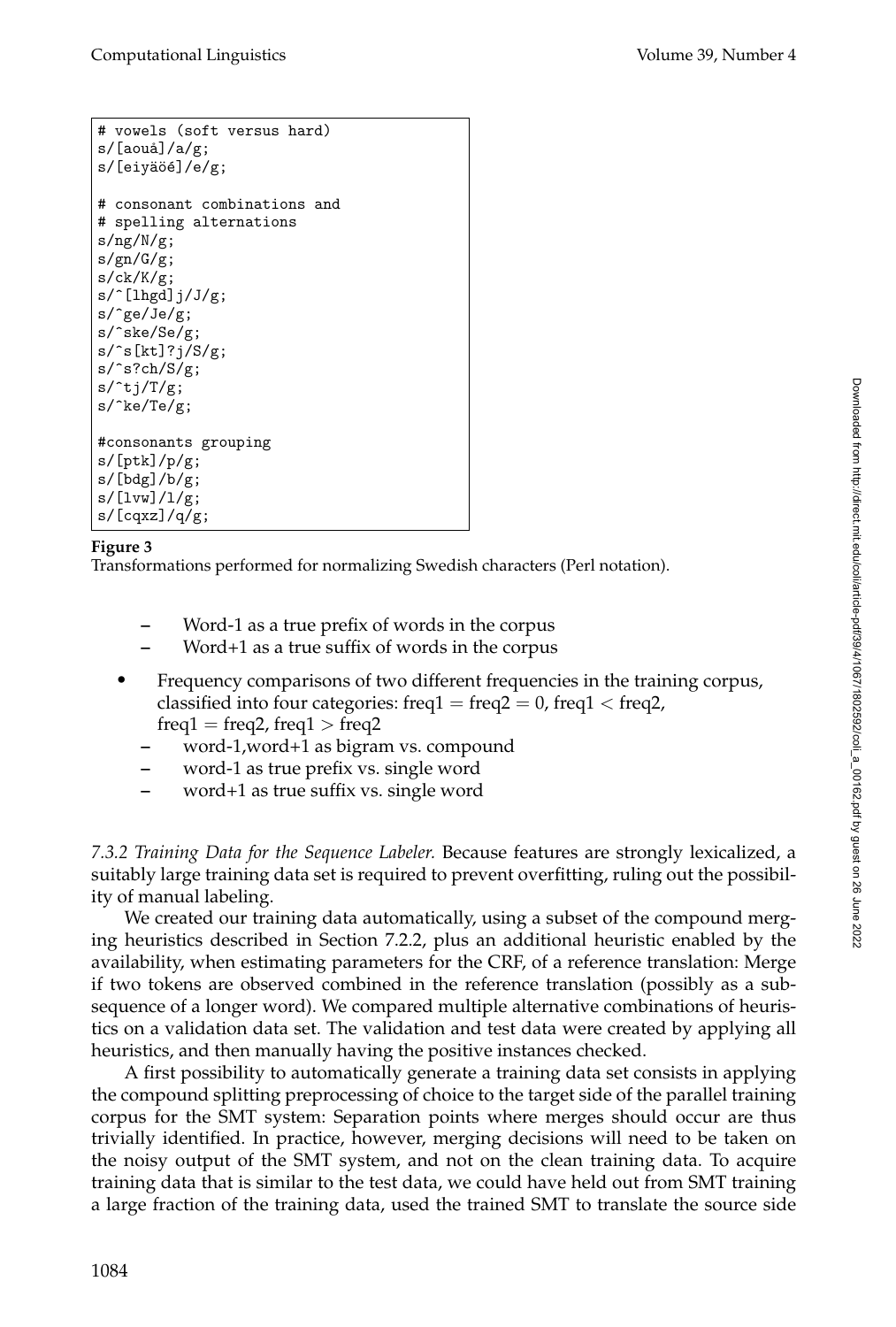```
# vowels (soft versus hard)
s/[aouå]/a/g;
s/[eiyäöé]/e/g;

# consonant combinations and
# spelling alternations
s/ng/N/g;
s/gn/G/g;
s/ck/K/g;
s/^[lhgd]j/J/g;
s/^ge/Je/g;
s/^ske/Se/g;
s/^s[kt]?j/S/g;
s/^s?ch/S/g;
s/^tj/T/g;
s/^ke/Te/g;

#consonants grouping
s/[ptk]/p/g;
s/[bdg]/b/g;
s/[lvw]/l/g;
s/[cqxz]/q/g;
```

**Figure 3**
Transformations performed for normalizing Swedish characters (Perl notation).

  - Word-1 as a true prefix of words in the corpus
  - Word+1 as a true suffix of words in the corpus

- Frequency comparisons of two different frequencies in the training corpus, classified into four categories: freq1 = freq2 = 0, freq1 < freq2, freq1 = freq2, freq1 > freq2
  - word-1,word+1 as bigram vs. compound
  - word-1 as true prefix vs. single word
  - word+1 as true suffix vs. single word

*7.3.2 Training Data for the Sequence Labeler.* Because features are strongly lexicalized, a suitably large training data set is required to prevent overfitting, ruling out the possibility of manual labeling.

We created our training data automatically, using a subset of the compound merging heuristics described in Section 7.2.2, plus an additional heuristic enabled by the availability, when estimating parameters for the CRF, of a reference translation: Merge if two tokens are observed combined in the reference translation (possibly as a subsequence of a longer word). We compared multiple alternative combinations of heuristics on a validation data set. The validation and test data were created by applying all heuristics, and then manually having the positive instances checked.

A first possibility to automatically generate a training data set consists in applying the compound splitting preprocessing of choice to the target side of the parallel training corpus for the SMT system: Separation points where merges should occur are thus trivially identified. In practice, however, merging decisions will need to be taken on the noisy output of the SMT system, and not on the clean training data. To acquire training data that is similar to the test data, we could have held out from SMT training a large fraction of the training data, used the trained SMT to translate the source side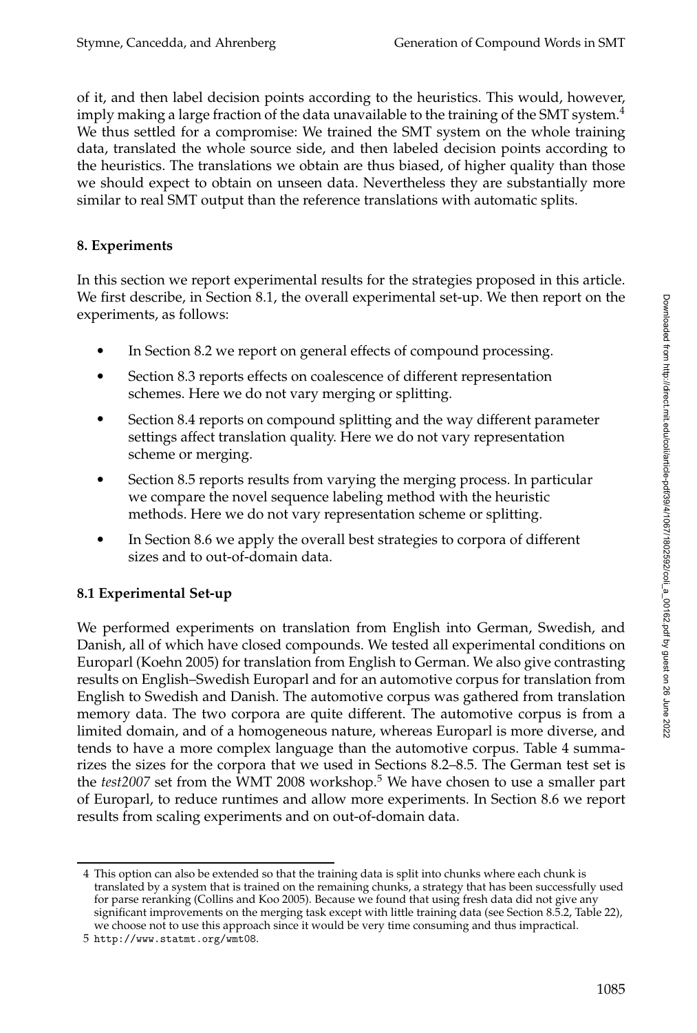of it, and then label decision points according to the heuristics. This would, however, imply making a large fraction of the data unavailable to the training of the SMT system.[4] We thus settled for a compromise: We trained the SMT system on the whole training data, translated the whole source side, and then labeled decision points according to the heuristics. The translations we obtain are thus biased, of higher quality than those we should expect to obtain on unseen data. Nevertheless they are substantially more similar to real SMT output than the reference translations with automatic splits.

## 8. Experiments

In this section we report experimental results for the strategies proposed in this article. We first describe, in Section 8.1, the overall experimental set-up. We then report on the experiments, as follows:

- In Section 8.2 we report on general effects of compound processing.
- Section 8.3 reports effects on coalescence of different representation schemes. Here we do not vary merging or splitting.
- Section 8.4 reports on compound splitting and the way different parameter settings affect translation quality. Here we do not vary representation scheme or merging.
- Section 8.5 reports results from varying the merging process. In particular we compare the novel sequence labeling method with the heuristic methods. Here we do not vary representation scheme or splitting.
- In Section 8.6 we apply the overall best strategies to corpora of different sizes and to out-of-domain data.

### 8.1 Experimental Set-up

We performed experiments on translation from English into German, Swedish, and Danish, all of which have closed compounds. We tested all experimental conditions on Europarl (Koehn 2005) for translation from English to German. We also give contrasting results on English–Swedish Europarl and for an automotive corpus for translation from English to Swedish and Danish. The automotive corpus was gathered from translation memory data. The two corpora are quite different. The automotive corpus is from a limited domain, and of a homogeneous nature, whereas Europarl is more diverse, and tends to have a more complex language than the automotive corpus. Table 4 summarizes the sizes for the corpora that we used in Sections 8.2–8.5. The German test set is the *test2007* set from the WMT 2008 workshop.[5] We have chosen to use a smaller part of Europarl, to reduce runtimes and allow more experiments. In Section 8.6 we report results from scaling experiments and on out-of-domain data.

---

[4] This option can also be extended so that the training data is split into chunks where each chunk is translated by a system that is trained on the remaining chunks, a strategy that has been successfully used for parse reranking (Collins and Koo 2005). Because we found that using fresh data did not give any significant improvements on the merging task except with little training data (see Section 8.5.2, Table 22), we choose not to use this approach since it would be very time consuming and thus impractical.

[5] http://www.statmt.org/wmt08.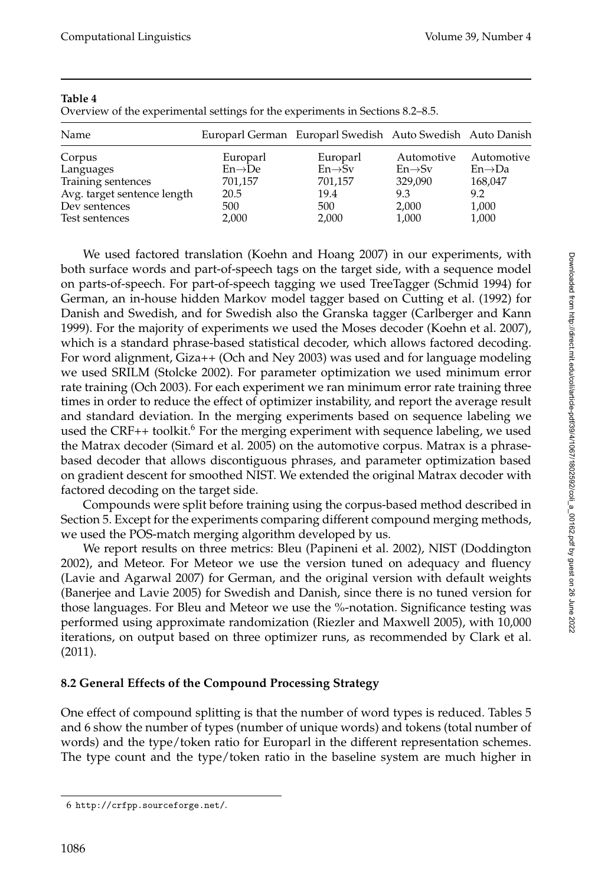**Table 4**
Overview of the experimental settings for the experiments in Sections 8.2–8.5.

| Name | Europarl German | Europarl Swedish | Auto Swedish | Auto Danish |
|---|---|---|---|---|
| Corpus | Europarl | Europarl | Automotive | Automotive |
| Languages | En→De | En→Sv | En→Sv | En→Da |
| Training sentences | 701,157 | 701,157 | 329,090 | 168,047 |
| Avg. target sentence length | 20.5 | 19.4 | 9.3 | 9.2 |
| Dev sentences | 500 | 500 | 2,000 | 1,000 |
| Test sentences | 2,000 | 2,000 | 1,000 | 1,000 |

We used factored translation (Koehn and Hoang 2007) in our experiments, with both surface words and part-of-speech tags on the target side, with a sequence model on parts-of-speech. For part-of-speech tagging we used TreeTagger (Schmid 1994) for German, an in-house hidden Markov model tagger based on Cutting et al. (1992) for Danish and Swedish, and for Swedish also the Granska tagger (Carlberger and Kann 1999). For the majority of experiments we used the Moses decoder (Koehn et al. 2007), which is a standard phrase-based statistical decoder, which allows factored decoding. For word alignment, Giza++ (Och and Ney 2003) was used and for language modeling we used SRILM (Stolcke 2002). For parameter optimization we used minimum error rate training (Och 2003). For each experiment we ran minimum error rate training three times in order to reduce the effect of optimizer instability, and report the average result and standard deviation. In the merging experiments based on sequence labeling we used the CRF++ toolkit.[6] For the merging experiment with sequence labeling, we used the Matrax decoder (Simard et al. 2005) on the automotive corpus. Matrax is a phrase-based decoder that allows discontiguous phrases, and parameter optimization based on gradient descent for smoothed NIST. We extended the original Matrax decoder with factored decoding on the target side.

Compounds were split before training using the corpus-based method described in Section 5. Except for the experiments comparing different compound merging methods, we used the POS-match merging algorithm developed by us.

We report results on three metrics: Bleu (Papineni et al. 2002), NIST (Doddington 2002), and Meteor. For Meteor we use the version tuned on adequacy and fluency (Lavie and Agarwal 2007) for German, and the original version with default weights (Banerjee and Lavie 2005) for Swedish and Danish, since there is no tuned version for those languages. For Bleu and Meteor we use the %-notation. Significance testing was performed using approximate randomization (Riezler and Maxwell 2005), with 10,000 iterations, on output based on three optimizer runs, as recommended by Clark et al. (2011).

## 8.2 General Effects of the Compound Processing Strategy

One effect of compound splitting is that the number of word types is reduced. Tables 5 and 6 show the number of types (number of unique words) and tokens (total number of words) and the type/token ratio for Europarl in the different representation schemes. The type count and the type/token ratio in the baseline system are much higher in

6 http://crfpp.sourceforge.net/.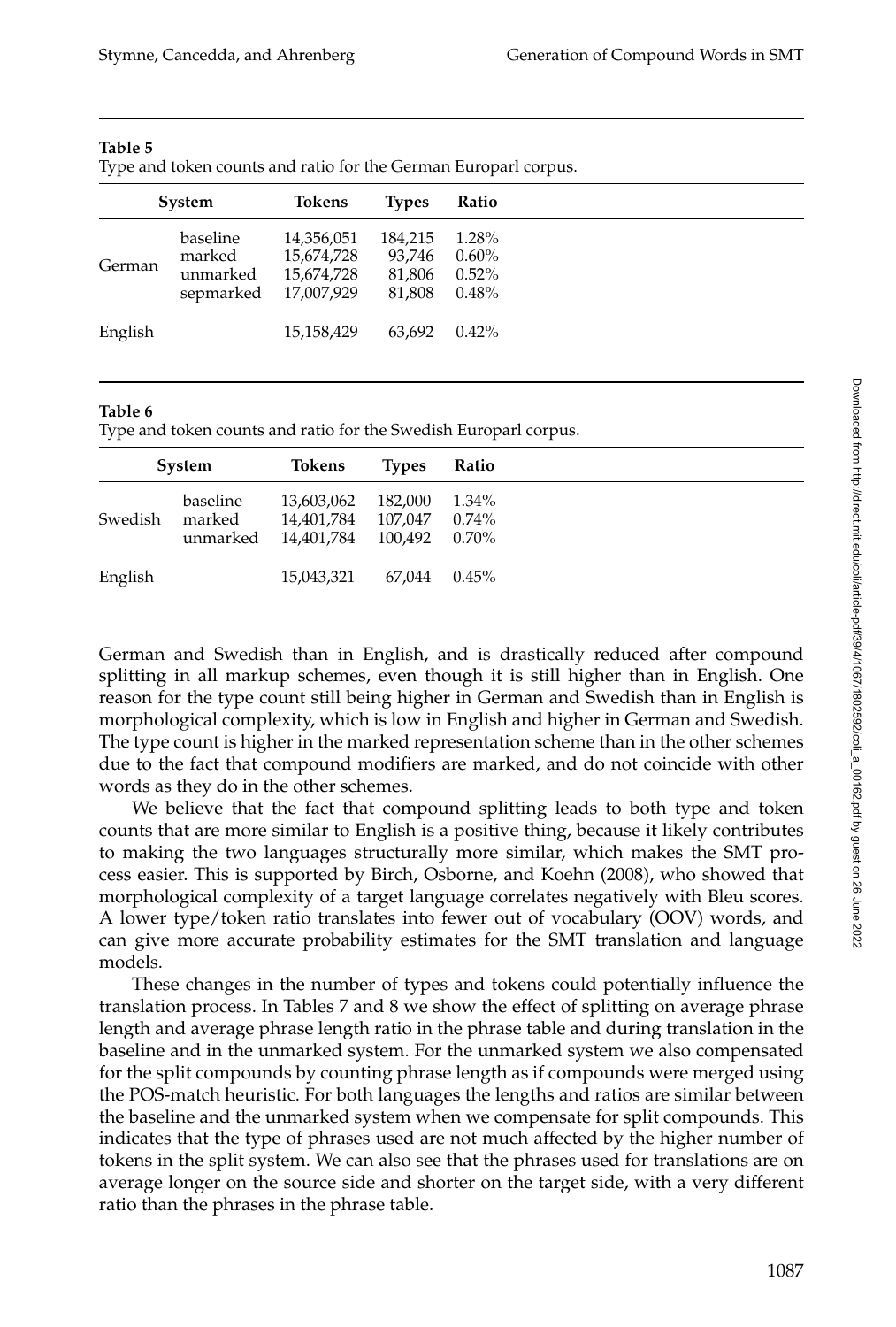**Table 5**
Type and token counts and ratio for the German Europarl corpus.

| System | | Tokens | Types | Ratio |
|---|---|---|---|---|
| German | baseline | 14,356,051 | 184,215 | 1.28% |
| | marked | 15,674,728 | 93,746 | 0.60% |
| | unmarked | 15,674,728 | 81,806 | 0.52% |
| | sepmarked | 17,007,929 | 81,808 | 0.48% |
| English | | 15,158,429 | 63,692 | 0.42% |

**Table 6**
Type and token counts and ratio for the Swedish Europarl corpus.

| System | | Tokens | Types | Ratio |
|---|---|---|---|---|
| Swedish | baseline | 13,603,062 | 182,000 | 1.34% |
| | marked | 14,401,784 | 107,047 | 0.74% |
| | unmarked | 14,401,784 | 100,492 | 0.70% |
| English | | 15,043,321 | 67,044 | 0.45% |

German and Swedish than in English, and is drastically reduced after compound splitting in all markup schemes, even though it is still higher than in English. One reason for the type count still being higher in German and Swedish than in English is morphological complexity, which is low in English and higher in German and Swedish. The type count is higher in the marked representation scheme than in the other schemes due to the fact that compound modifiers are marked, and do not coincide with other words as they do in the other schemes.

We believe that the fact that compound splitting leads to both type and token counts that are more similar to English is a positive thing, because it likely contributes to making the two languages structurally more similar, which makes the SMT process easier. This is supported by Birch, Osborne, and Koehn (2008), who showed that morphological complexity of a target language correlates negatively with Bleu scores. A lower type/token ratio translates into fewer out of vocabulary (OOV) words, and can give more accurate probability estimates for the SMT translation and language models.

These changes in the number of types and tokens could potentially influence the translation process. In Tables 7 and 8 we show the effect of splitting on average phrase length and average phrase length ratio in the phrase table and during translation in the baseline and in the unmarked system. For the unmarked system we also compensated for the split compounds by counting phrase length as if compounds were merged using the POS-match heuristic. For both languages the lengths and ratios are similar between the baseline and the unmarked system when we compensate for split compounds. This indicates that the type of phrases used are not much affected by the higher number of tokens in the split system. We can also see that the phrases used for translations are on average longer on the source side and shorter on the target side, with a very different ratio than the phrases in the phrase table.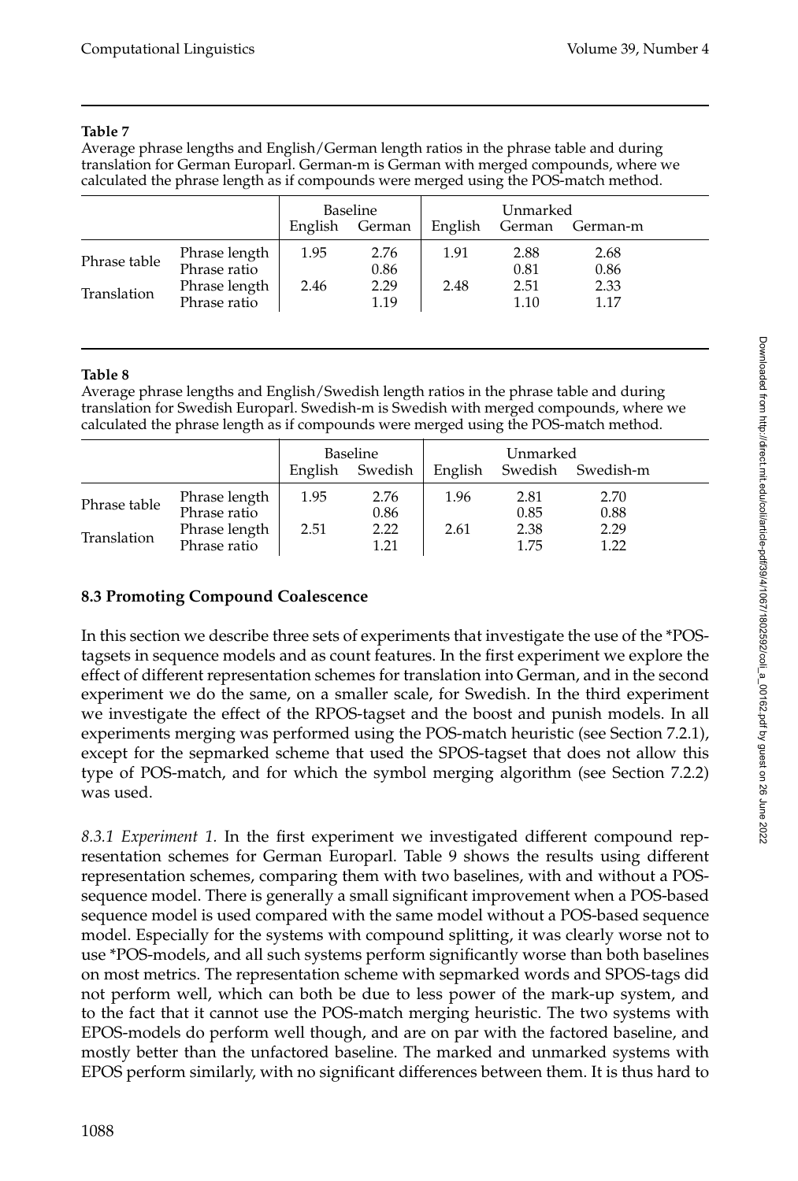**Table 7**

Average phrase lengths and English/German length ratios in the phrase table and during translation for German Europarl. German-m is German with merged compounds, where we calculated the phrase length as if compounds were merged using the POS-match method.

| | | Baseline | | Unmarked | | |
|---|---|---|---|---|---|---|
| | | English | German | English | German | German-m |
| Phrase table | Phrase length | 1.95 | 2.76 | 1.91 | 2.88 | 2.68 |
| | Phrase ratio | | 0.86 | | 0.81 | 0.86 |
| Translation | Phrase length | 2.46 | 2.29 | 2.48 | 2.51 | 2.33 |
| | Phrase ratio | | 1.19 | | 1.10 | 1.17 |

**Table 8**

Average phrase lengths and English/Swedish length ratios in the phrase table and during translation for Swedish Europarl. Swedish-m is Swedish with merged compounds, where we calculated the phrase length as if compounds were merged using the POS-match method.

| | | Baseline | | Unmarked | | |
|---|---|---|---|---|---|---|
| | | English | Swedish | English | Swedish | Swedish-m |
| Phrase table | Phrase length | 1.95 | 2.76 | 1.96 | 2.81 | 2.70 |
| | Phrase ratio | | 0.86 | | 0.85 | 0.88 |
| Translation | Phrase length | 2.51 | 2.22 | 2.61 | 2.38 | 2.29 |
| | Phrase ratio | | 1.21 | | 1.75 | 1.22 |

### 8.3 Promoting Compound Coalescence

In this section we describe three sets of experiments that investigate the use of the *POS-tagsets in sequence models and as count features. In the first experiment we explore the effect of different representation schemes for translation into German, and in the second experiment we do the same, on a smaller scale, for Swedish. In the third experiment we investigate the effect of the RPOS-tagset and the boost and punish models. In all experiments merging was performed using the POS-match heuristic (see Section 7.2.1), except for the sepmarked scheme that used the SPOS-tagset that does not allow this type of POS-match, and for which the symbol merging algorithm (see Section 7.2.2) was used.

*8.3.1 Experiment 1.* In the first experiment we investigated different compound representation schemes for German Europarl. Table 9 shows the results using different representation schemes, comparing them with two baselines, with and without a POS-sequence model. There is generally a small significant improvement when a POS-based sequence model is used compared with the same model without a POS-based sequence model. Especially for the systems with compound splitting, it was clearly worse not to use *POS-models, and all such systems perform significantly worse than both baselines on most metrics. The representation scheme with sepmarked words and SPOS-tags did not perform well, which can both be due to less power of the mark-up system, and to the fact that it cannot use the POS-match merging heuristic. The two systems with EPOS-models do perform well though, and are on par with the factored baseline, and mostly better than the unfactored baseline. The marked and unmarked systems with EPOS perform similarly, with no significant differences between them. It is thus hard to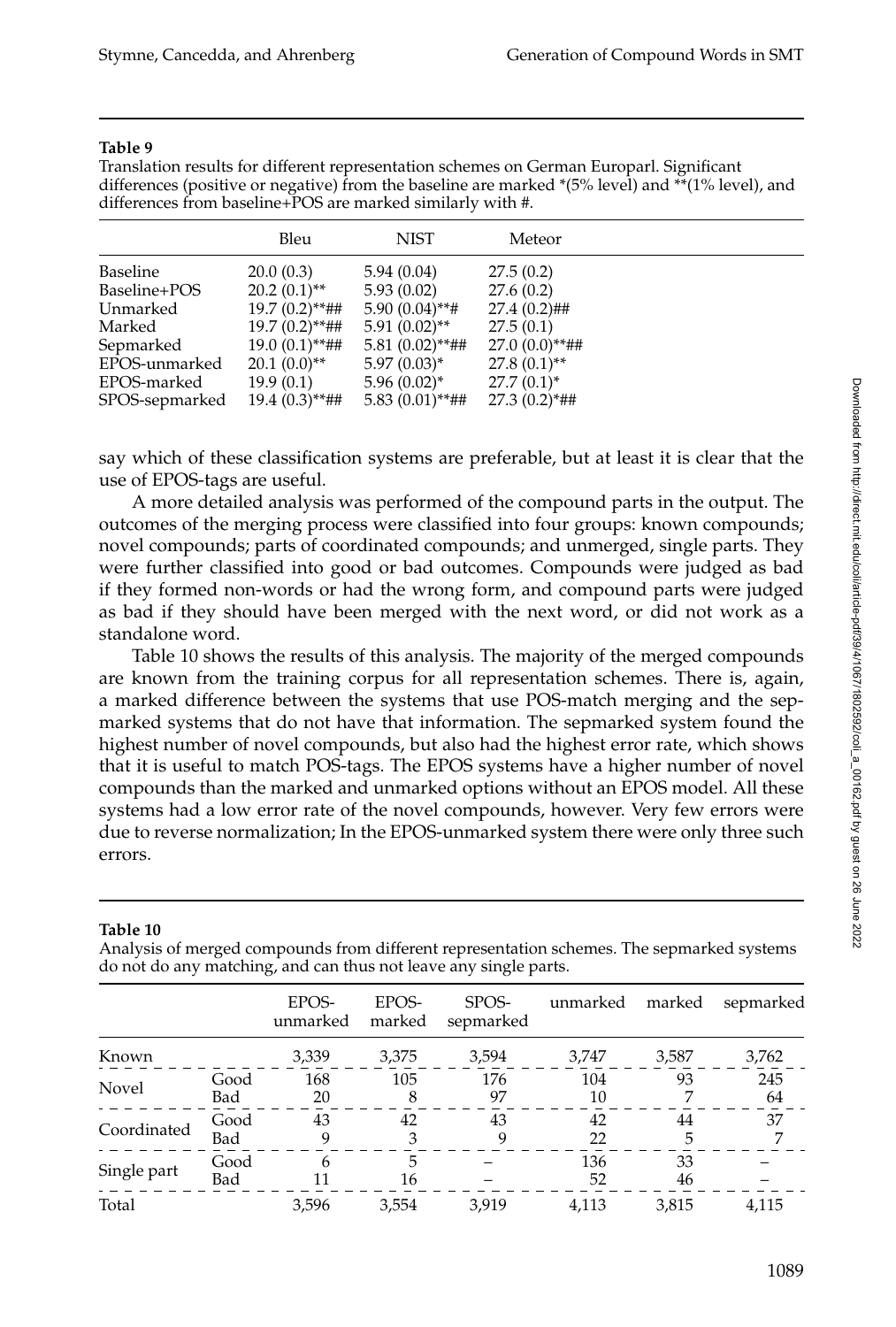**Table 9**

Translation results for different representation schemes on German Europarl. Significant differences (positive or negative) from the baseline are marked *(5% level) and **(1% level), and differences from baseline+POS are marked similarly with #.

| | Bleu | NIST | Meteor |
|---|---|---|---|
| Baseline | 20.0 (0.3) | 5.94 (0.04) | 27.5 (0.2) |
| Baseline+POS | 20.2 (0.1)** | 5.93 (0.02) | 27.6 (0.2) |
| Unmarked | 19.7 (0.2)**## | 5.90 (0.04)**# | 27.4 (0.2)## |
| Marked | 19.7 (0.2)**## | 5.91 (0.02)** | 27.5 (0.1) |
| Sepmarked | 19.0 (0.1)**## | 5.81 (0.02)**## | 27.0 (0.0)**## |
| EPOS-unmarked | 20.1 (0.0)** | 5.97 (0.03)* | 27.8 (0.1)** |
| EPOS-marked | 19.9 (0.1) | 5.96 (0.02)* | 27.7 (0.1)* |
| SPOS-sepmarked | 19.4 (0.3)**## | 5.83 (0.01)**## | 27.3 (0.2)*## |

say which of these classification systems are preferable, but at least it is clear that the use of EPOS-tags are useful.

A more detailed analysis was performed of the compound parts in the output. The outcomes of the merging process were classified into four groups: known compounds; novel compounds; parts of coordinated compounds; and unmerged, single parts. They were further classified into good or bad outcomes. Compounds were judged as bad if they formed non-words or had the wrong form, and compound parts were judged as bad if they should have been merged with the next word, or did not work as a standalone word.

Table 10 shows the results of this analysis. The majority of the merged compounds are known from the training corpus for all representation schemes. There is, again, a marked difference between the systems that use POS-match merging and the sepmarked systems that do not have that information. The sepmarked system found the highest number of novel compounds, but also had the highest error rate, which shows that it is useful to match POS-tags. The EPOS systems have a higher number of novel compounds than the marked and unmarked options without an EPOS model. All these systems had a low error rate of the novel compounds, however. Very few errors were due to reverse normalization; In the EPOS-unmarked system there were only three such errors.

**Table 10**

Analysis of merged compounds from different representation schemes. The sepmarked systems do not do any matching, and can thus not leave any single parts.

| | | EPOS-unmarked | EPOS-marked | SPOS-sepmarked | unmarked | marked | sepmarked |
|---|---|---|---|---|---|---|---|
| Known | | 3,339 | 3,375 | 3,594 | 3,747 | 3,587 | 3,762 |
| Novel | Good | 168 | 105 | 176 | 104 | 93 | 245 |
| | Bad | 20 | 8 | 97 | 10 | 7 | 64 |
| Coordinated | Good | 43 | 42 | 43 | 42 | 44 | 37 |
| | Bad | 9 | 3 | 9 | 22 | 5 | 7 |
| Single part | Good | 6 | 5 | – | 136 | 33 | – |
| | Bad | 11 | 16 | – | 52 | 46 | – |
| Total | | 3,596 | 3,554 | 3,919 | 4,113 | 3,815 | 4,115 |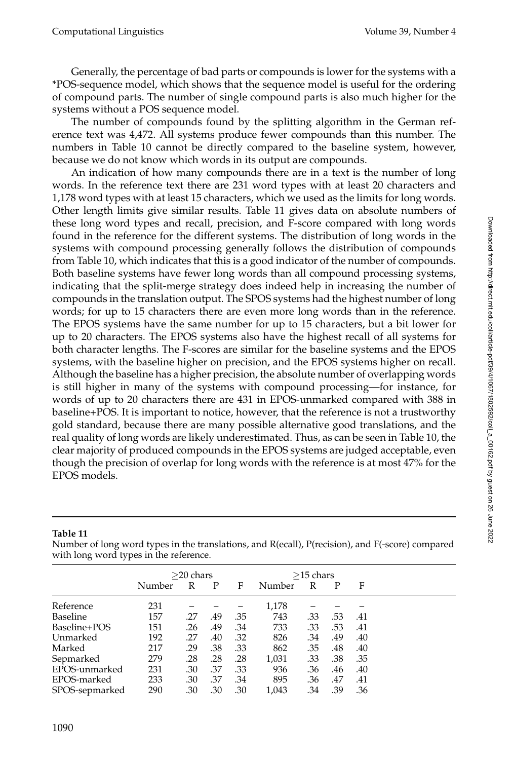Generally, the percentage of bad parts or compounds is lower for the systems with a *POS-sequence model, which shows that the sequence model is useful for the ordering of compound parts. The number of single compound parts is also much higher for the systems without a POS sequence model.

The number of compounds found by the splitting algorithm in the German reference text was 4,472. All systems produce fewer compounds than this number. The numbers in Table 10 cannot be directly compared to the baseline system, however, because we do not know which words in its output are compounds.

An indication of how many compounds there are in a text is the number of long words. In the reference text there are 231 word types with at least 20 characters and 1,178 word types with at least 15 characters, which we used as the limits for long words. Other length limits give similar results. Table 11 gives data on absolute numbers of these long word types and recall, precision, and F-score compared with long words found in the reference for the different systems. The distribution of long words in the systems with compound processing generally follows the distribution of compounds from Table 10, which indicates that this is a good indicator of the number of compounds. Both baseline systems have fewer long words than all compound processing systems, indicating that the split-merge strategy does indeed help in increasing the number of compounds in the translation output. The SPOS systems had the highest number of long words; for up to 15 characters there are even more long words than in the reference. The EPOS systems have the same number for up to 15 characters, but a bit lower for up to 20 characters. The EPOS systems also have the highest recall of all systems for both character lengths. The F-scores are similar for the baseline systems and the EPOS systems, with the baseline higher on precision, and the EPOS systems higher on recall. Although the baseline has a higher precision, the absolute number of overlapping words is still higher in many of the systems with compound processing—for instance, for words of up to 20 characters there are 431 in EPOS-unmarked compared with 388 in baseline+POS. It is important to notice, however, that the reference is not a trustworthy gold standard, because there are many possible alternative good translations, and the real quality of long words are likely underestimated. Thus, as can be seen in Table 10, the clear majority of produced compounds in the EPOS systems are judged acceptable, even though the precision of overlap for long words with the reference is at most 47% for the EPOS models.

**Table 11**
Number of long word types in the translations, and R(ecall), P(recision), and F(-score) compared with long word types in the reference.

| | ≥20 chars | | | | ≥15 chars | | | |
|---|---|---|---|---|---|---|---|---|
| | Number | R | P | F | Number | R | P | F |
| Reference | 231 | – | – | – | 1,178 | – | – | – |
| Baseline | 157 | .27 | .49 | .35 | 743 | .33 | .53 | .41 |
| Baseline+POS | 151 | .26 | .49 | .34 | 733 | .33 | .53 | .41 |
| Unmarked | 192 | .27 | .40 | .32 | 826 | .34 | .49 | .40 |
| Marked | 217 | .29 | .38 | .33 | 862 | .35 | .48 | .40 |
| Sepmarked | 279 | .28 | .28 | .28 | 1,031 | .33 | .38 | .35 |
| EPOS-unmarked | 231 | .30 | .37 | .33 | 936 | .36 | .46 | .40 |
| EPOS-marked | 233 | .30 | .37 | .34 | 895 | .36 | .47 | .41 |
| SPOS-sepmarked | 290 | .30 | .30 | .30 | 1,043 | .34 | .39 | .36 |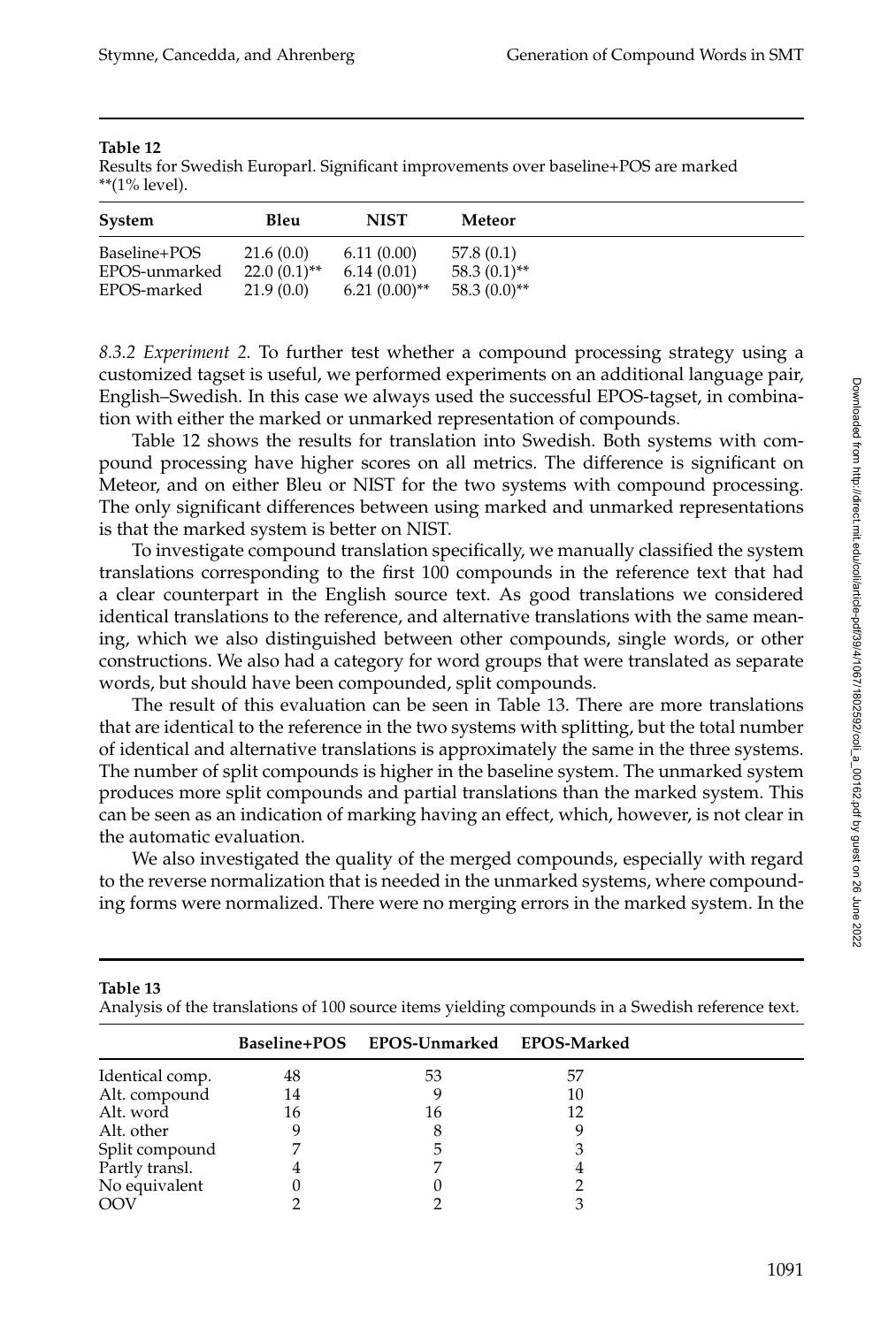**Table 12**
Results for Swedish Europarl. Significant improvements over baseline+POS are marked **(1% level).

| System | Bleu | NIST | Meteor |
|---|---|---|---|
| Baseline+POS | 21.6 (0.0) | 6.11 (0.00) | 57.8 (0.1) |
| EPOS-unmarked | 22.0 (0.1)** | 6.14 (0.01) | 58.3 (0.1)** |
| EPOS-marked | 21.9 (0.0) | 6.21 (0.00)** | 58.3 (0.0)** |

*8.3.2 Experiment 2.* To further test whether a compound processing strategy using a customized tagset is useful, we performed experiments on an additional language pair, English–Swedish. In this case we always used the successful EPOS-tagset, in combination with either the marked or unmarked representation of compounds.

Table 12 shows the results for translation into Swedish. Both systems with compound processing have higher scores on all metrics. The difference is significant on Meteor, and on either Bleu or NIST for the two systems with compound processing. The only significant differences between using marked and unmarked representations is that the marked system is better on NIST.

To investigate compound translation specifically, we manually classified the system translations corresponding to the first 100 compounds in the reference text that had a clear counterpart in the English source text. As good translations we considered identical translations to the reference, and alternative translations with the same meaning, which we also distinguished between other compounds, single words, or other constructions. We also had a category for word groups that were translated as separate words, but should have been compounded, split compounds.

The result of this evaluation can be seen in Table 13. There are more translations that are identical to the reference in the two systems with splitting, but the total number of identical and alternative translations is approximately the same in the three systems. The number of split compounds is higher in the baseline system. The unmarked system produces more split compounds and partial translations than the marked system. This can be seen as an indication of marking having an effect, which, however, is not clear in the automatic evaluation.

We also investigated the quality of the merged compounds, especially with regard to the reverse normalization that is needed in the unmarked systems, where compounding forms were normalized. There were no merging errors in the marked system. In the

**Table 13**
Analysis of the translations of 100 source items yielding compounds in a Swedish reference text.

| | Baseline+POS | EPOS-Unmarked | EPOS-Marked |
|---|---|---|---|
| Identical comp. | 48 | 53 | 57 |
| Alt. compound | 14 | 9 | 10 |
| Alt. word | 16 | 16 | 12 |
| Alt. other | 9 | 8 | 9 |
| Split compound | 7 | 5 | 3 |
| Partly transl. | 4 | 7 | 4 |
| No equivalent | 0 | 0 | 2 |
| OOV | 2 | 2 | 3 |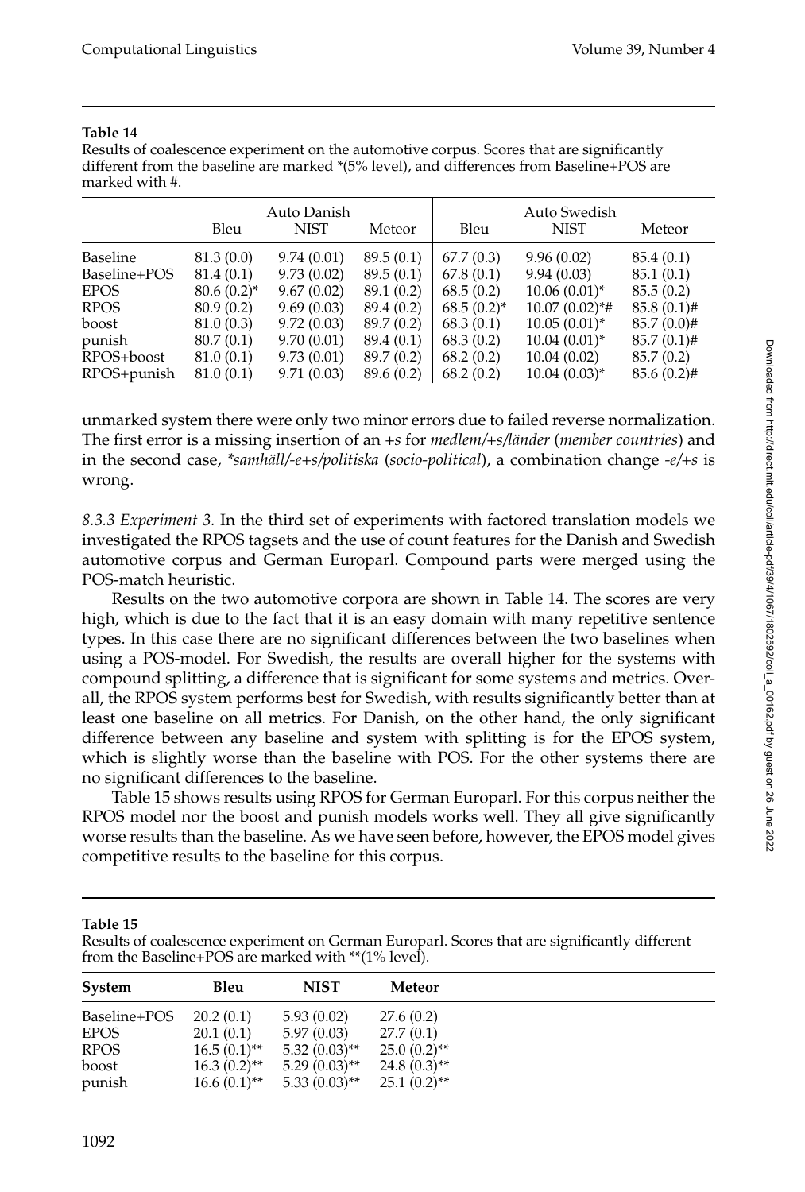**Table 14**
Results of coalescence experiment on the automotive corpus. Scores that are significantly different from the baseline are marked *(5% level), and differences from Baseline+POS are marked with #.

| | Auto Danish | | | Auto Swedish | | |
|---|---|---|---|---|---|---|
| | Bleu | NIST | Meteor | Bleu | NIST | Meteor |
| Baseline | 81.3 (0.0) | 9.74 (0.01) | 89.5 (0.1) | 67.7 (0.3) | 9.96 (0.02) | 85.4 (0.1) |
| Baseline+POS | 81.4 (0.1) | 9.73 (0.02) | 89.5 (0.1) | 67.8 (0.1) | 9.94 (0.03) | 85.1 (0.1) |
| EPOS | 80.6 (0.2)* | 9.67 (0.02) | 89.1 (0.2) | 68.5 (0.2) | 10.06 (0.01)* | 85.5 (0.2) |
| RPOS | 80.9 (0.2) | 9.69 (0.03) | 89.4 (0.2) | 68.5 (0.2)* | 10.07 (0.02)*# | 85.8 (0.1)# |
| boost | 81.0 (0.3) | 9.72 (0.03) | 89.7 (0.2) | 68.3 (0.1) | 10.05 (0.01)* | 85.7 (0.0)# |
| punish | 80.7 (0.1) | 9.70 (0.01) | 89.4 (0.1) | 68.3 (0.2) | 10.04 (0.01)* | 85.7 (0.1)# |
| RPOS+boost | 81.0 (0.1) | 9.73 (0.01) | 89.7 (0.2) | 68.2 (0.2) | 10.04 (0.02) | 85.7 (0.2) |
| RPOS+punish | 81.0 (0.1) | 9.71 (0.03) | 89.6 (0.2) | 68.2 (0.2) | 10.04 (0.03)* | 85.6 (0.2)# |

unmarked system there were only two minor errors due to failed reverse normalization. The first error is a missing insertion of an *+s* for *medlem/+s/länder* (*member countries*) and in the second case, *\*samhäll/-e+s/politiska* (*socio-political*), a combination change *-e/+s* is wrong.

*8.3.3 Experiment 3.* In the third set of experiments with factored translation models we investigated the RPOS tagsets and the use of count features for the Danish and Swedish automotive corpus and German Europarl. Compound parts were merged using the POS-match heuristic.

Results on the two automotive corpora are shown in Table 14. The scores are very high, which is due to the fact that it is an easy domain with many repetitive sentence types. In this case there are no significant differences between the two baselines when using a POS-model. For Swedish, the results are overall higher for the systems with compound splitting, a difference that is significant for some systems and metrics. Overall, the RPOS system performs best for Swedish, with results significantly better than at least one baseline on all metrics. For Danish, on the other hand, the only significant difference between any baseline and system with splitting is for the EPOS system, which is slightly worse than the baseline with POS. For the other systems there are no significant differences to the baseline.

Table 15 shows results using RPOS for German Europarl. For this corpus neither the RPOS model nor the boost and punish models works well. They all give significantly worse results than the baseline. As we have seen before, however, the EPOS model gives competitive results to the baseline for this corpus.

**Table 15**
Results of coalescence experiment on German Europarl. Scores that are significantly different from the Baseline+POS are marked with **(1% level).

| System | Bleu | NIST | Meteor |
|---|---|---|---|
| Baseline+POS | 20.2 (0.1) | 5.93 (0.02) | 27.6 (0.2) |
| EPOS | 20.1 (0.1) | 5.97 (0.03) | 27.7 (0.1) |
| RPOS | 16.5 (0.1)** | 5.32 (0.03)** | 25.0 (0.2)** |
| boost | 16.3 (0.2)** | 5.29 (0.03)** | 24.8 (0.3)** |
| punish | 16.6 (0.1)** | 5.33 (0.03)** | 25.1 (0.2)** |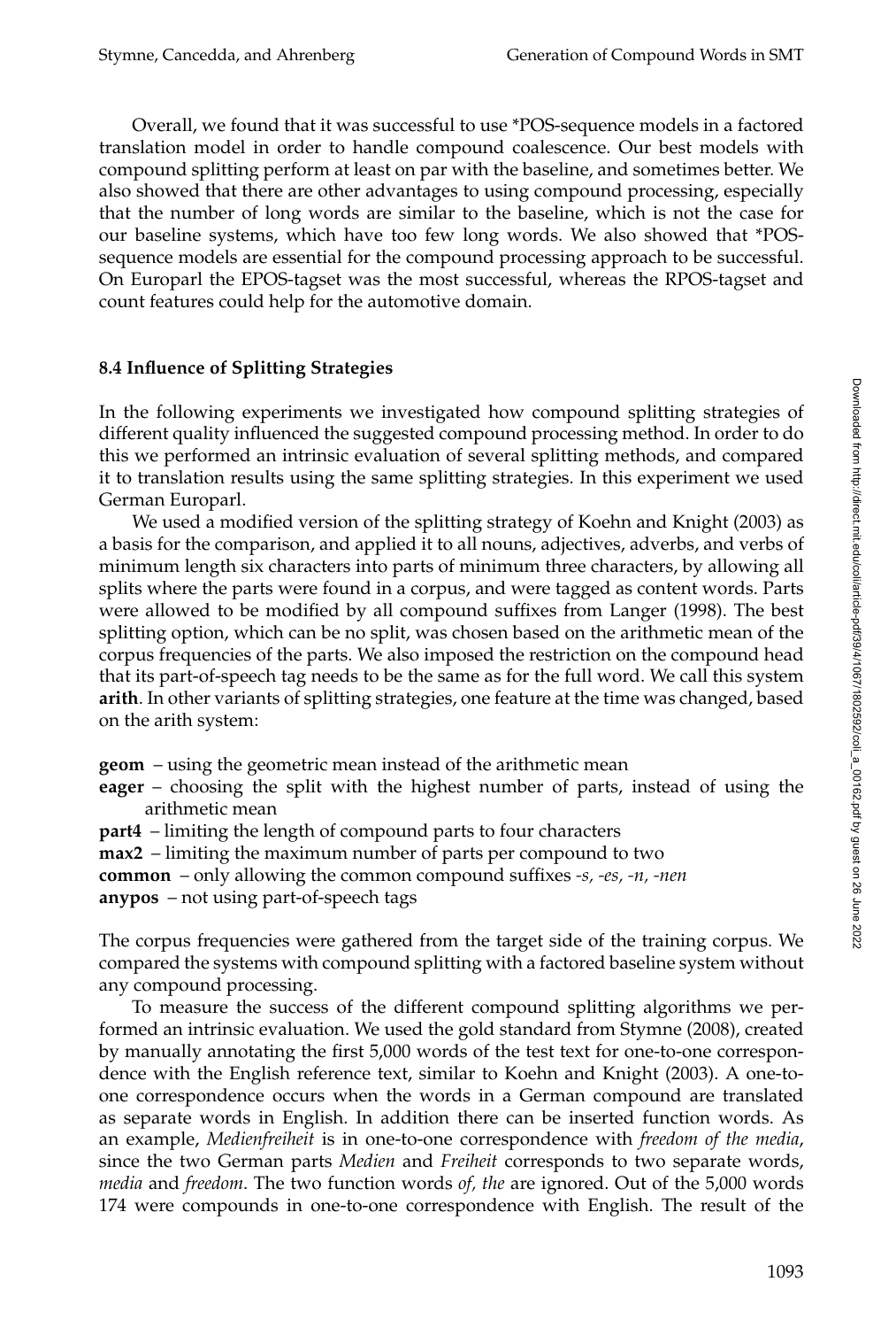Overall, we found that it was successful to use *POS-sequence models in a factored translation model in order to handle compound coalescence. Our best models with compound splitting perform at least on par with the baseline, and sometimes better. We also showed that there are other advantages to using compound processing, especially that the number of long words are similar to the baseline, which is not the case for our baseline systems, which have too few long words. We also showed that *POS-sequence models are essential for the compound processing approach to be successful. On Europarl the EPOS-tagset was the most successful, whereas the RPOS-tagset and count features could help for the automotive domain.

### 8.4 Influence of Splitting Strategies

In the following experiments we investigated how compound splitting strategies of different quality influenced the suggested compound processing method. In order to do this we performed an intrinsic evaluation of several splitting methods, and compared it to translation results using the same splitting strategies. In this experiment we used German Europarl.

We used a modified version of the splitting strategy of Koehn and Knight (2003) as a basis for the comparison, and applied it to all nouns, adjectives, adverbs, and verbs of minimum length six characters into parts of minimum three characters, by allowing all splits where the parts were found in a corpus, and were tagged as content words. Parts were allowed to be modified by all compound suffixes from Langer (1998). The best splitting option, which can be no split, was chosen based on the arithmetic mean of the corpus frequencies of the parts. We also imposed the restriction on the compound head that its part-of-speech tag needs to be the same as for the full word. We call this system **arith**. In other variants of splitting strategies, one feature at the time was changed, based on the arith system:

**geom** – using the geometric mean instead of the arithmetic mean
**eager** – choosing the split with the highest number of parts, instead of using the arithmetic mean
**part4** – limiting the length of compound parts to four characters
**max2** – limiting the maximum number of parts per compound to two
**common** – only allowing the common compound suffixes *-s, -es, -n, -nen*
**anypos** – not using part-of-speech tags

The corpus frequencies were gathered from the target side of the training corpus. We compared the systems with compound splitting with a factored baseline system without any compound processing.

To measure the success of the different compound splitting algorithms we performed an intrinsic evaluation. We used the gold standard from Stymne (2008), created by manually annotating the first 5,000 words of the test text for one-to-one correspondence with the English reference text, similar to Koehn and Knight (2003). A one-to-one correspondence occurs when the words in a German compound are translated as separate words in English. In addition there can be inserted function words. As an example, *Medienfreiheit* is in one-to-one correspondence with *freedom of the media*, since the two German parts *Medien* and *Freiheit* corresponds to two separate words, *media* and *freedom*. The two function words *of, the* are ignored. Out of the 5,000 words 174 were compounds in one-to-one correspondence with English. The result of the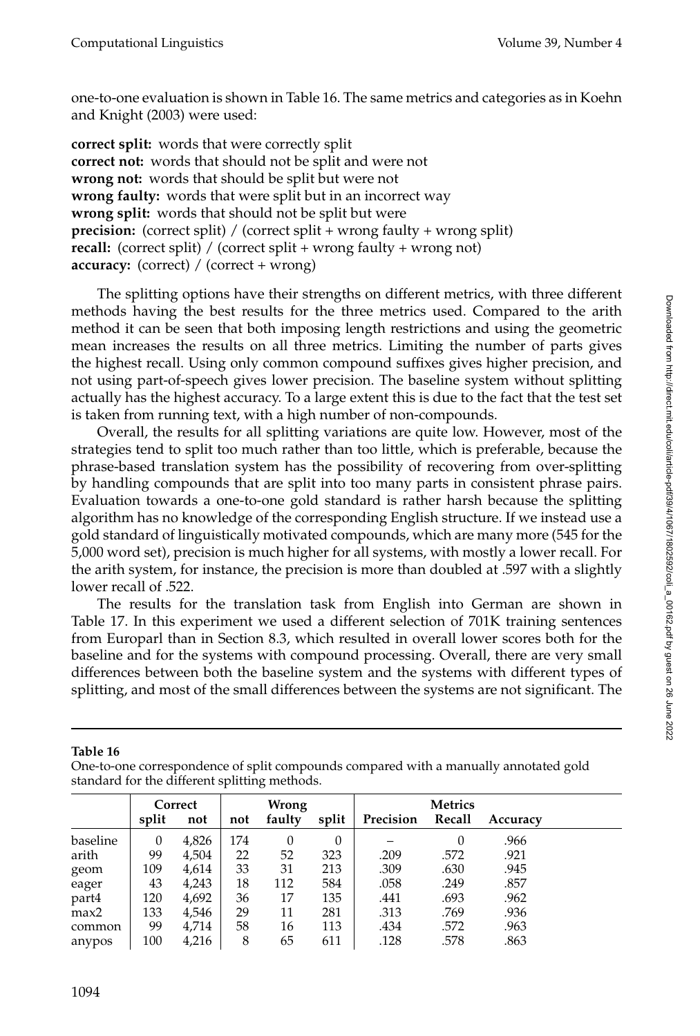one-to-one evaluation is shown in Table 16. The same metrics and categories as in Koehn and Knight (2003) were used:

**correct split:** words that were correctly split
**correct not:** words that should not be split and were not
**wrong not:** words that should be split but were not
**wrong faulty:** words that were split but in an incorrect way
**wrong split:** words that should not be split but were
**precision:** (correct split) / (correct split + wrong faulty + wrong split)
**recall:** (correct split) / (correct split + wrong faulty + wrong not)
**accuracy:** (correct) / (correct + wrong)

The splitting options have their strengths on different metrics, with three different methods having the best results for the three metrics used. Compared to the arith method it can be seen that both imposing length restrictions and using the geometric mean increases the results on all three metrics. Limiting the number of parts gives the highest recall. Using only common compound suffixes gives higher precision, and not using part-of-speech gives lower precision. The baseline system without splitting actually has the highest accuracy. To a large extent this is due to the fact that the test set is taken from running text, with a high number of non-compounds.

Overall, the results for all splitting variations are quite low. However, most of the strategies tend to split too much rather than too little, which is preferable, because the phrase-based translation system has the possibility of recovering from over-splitting by handling compounds that are split into too many parts in consistent phrase pairs. Evaluation towards a one-to-one gold standard is rather harsh because the splitting algorithm has no knowledge of the corresponding English structure. If we instead use a gold standard of linguistically motivated compounds, which are many more (545 for the 5,000 word set), precision is much higher for all systems, with mostly a lower recall. For the arith system, for instance, the precision is more than doubled at .597 with a slightly lower recall of .522.

The results for the translation task from English into German are shown in Table 17. In this experiment we used a different selection of 701K training sentences from Europarl than in Section 8.3, which resulted in overall lower scores both for the baseline and for the systems with compound processing. Overall, there are very small differences between both the baseline system and the systems with different types of splitting, and most of the small differences between the systems are not significant. The

**Table 16**
One-to-one correspondence of split compounds compared with a manually annotated gold standard for the different splitting methods.

| | Correct | | Wrong | | | Metrics | | |
|---|---|---|---|---|---|---|---|---|
| | split | not | not | faulty | split | Precision | Recall | Accuracy |
| baseline | 0 | 4,826 | 174 | 0 | 0 | – | 0 | .966 |
| arith | 99 | 4,504 | 22 | 52 | 323 | .209 | .572 | .921 |
| geom | 109 | 4,614 | 33 | 31 | 213 | .309 | .630 | .945 |
| eager | 43 | 4,243 | 18 | 112 | 584 | .058 | .249 | .857 |
| part4 | 120 | 4,692 | 36 | 17 | 135 | .441 | .693 | .962 |
| max2 | 133 | 4,546 | 29 | 11 | 281 | .313 | .769 | .936 |
| common | 99 | 4,714 | 58 | 16 | 113 | .434 | .572 | .963 |
| anypos | 100 | 4,216 | 8 | 65 | 611 | .128 | .578 | .863 |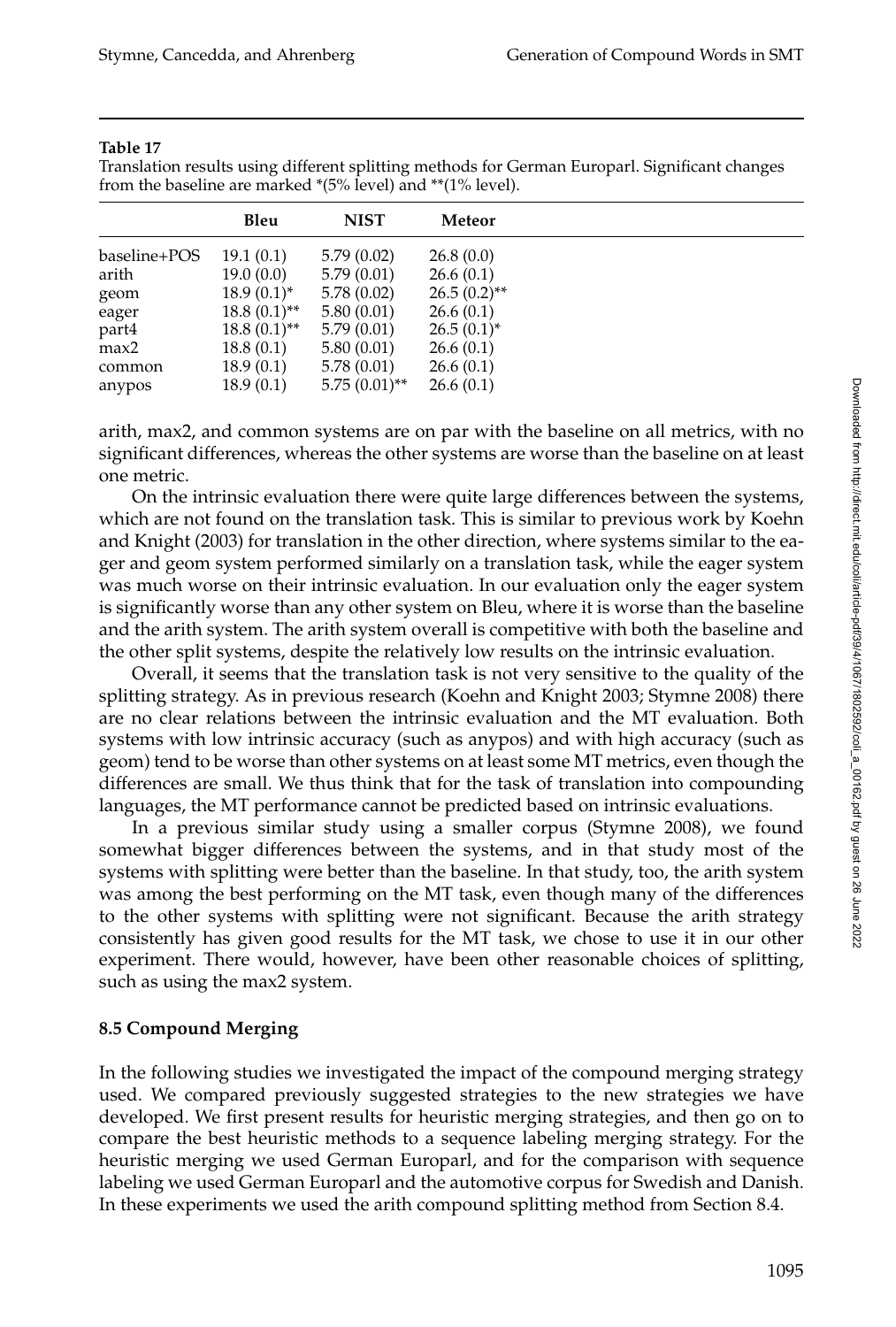**Table 17**
Translation results using different splitting methods for German Europarl. Significant changes from the baseline are marked *(5% level) and **(1% level).

| | Bleu | NIST | Meteor |
|---|---|---|---|
| baseline+POS | 19.1 (0.1) | 5.79 (0.02) | 26.8 (0.0) |
| arith | 19.0 (0.0) | 5.79 (0.01) | 26.6 (0.1) |
| geom | 18.9 (0.1)* | 5.78 (0.02) | 26.5 (0.2)** |
| eager | 18.8 (0.1)** | 5.80 (0.01) | 26.6 (0.1) |
| part4 | 18.8 (0.1)** | 5.79 (0.01) | 26.5 (0.1)* |
| max2 | 18.8 (0.1) | 5.80 (0.01) | 26.6 (0.1) |
| common | 18.9 (0.1) | 5.78 (0.01) | 26.6 (0.1) |
| anypos | 18.9 (0.1) | 5.75 (0.01)** | 26.6 (0.1) |

arith, max2, and common systems are on par with the baseline on all metrics, with no significant differences, whereas the other systems are worse than the baseline on at least one metric.

On the intrinsic evaluation there were quite large differences between the systems, which are not found on the translation task. This is similar to previous work by Koehn and Knight (2003) for translation in the other direction, where systems similar to the eager and geom system performed similarly on a translation task, while the eager system was much worse on their intrinsic evaluation. In our evaluation only the eager system is significantly worse than any other system on Bleu, where it is worse than the baseline and the arith system. The arith system overall is competitive with both the baseline and the other split systems, despite the relatively low results on the intrinsic evaluation.

Overall, it seems that the translation task is not very sensitive to the quality of the splitting strategy. As in previous research (Koehn and Knight 2003; Stymne 2008) there are no clear relations between the intrinsic evaluation and the MT evaluation. Both systems with low intrinsic accuracy (such as anypos) and with high accuracy (such as geom) tend to be worse than other systems on at least some MT metrics, even though the differences are small. We thus think that for the task of translation into compounding languages, the MT performance cannot be predicted based on intrinsic evaluations.

In a previous similar study using a smaller corpus (Stymne 2008), we found somewhat bigger differences between the systems, and in that study most of the systems with splitting were better than the baseline. In that study, too, the arith system was among the best performing on the MT task, even though many of the differences to the other systems with splitting were not significant. Because the arith strategy consistently has given good results for the MT task, we chose to use it in our other experiment. There would, however, have been other reasonable choices of splitting, such as using the max2 system.

### 8.5 Compound Merging

In the following studies we investigated the impact of the compound merging strategy used. We compared previously suggested strategies to the new strategies we have developed. We first present results for heuristic merging strategies, and then go on to compare the best heuristic methods to a sequence labeling merging strategy. For the heuristic merging we used German Europarl, and for the comparison with sequence labeling we used German Europarl and the automotive corpus for Swedish and Danish. In these experiments we used the arith compound splitting method from Section 8.4.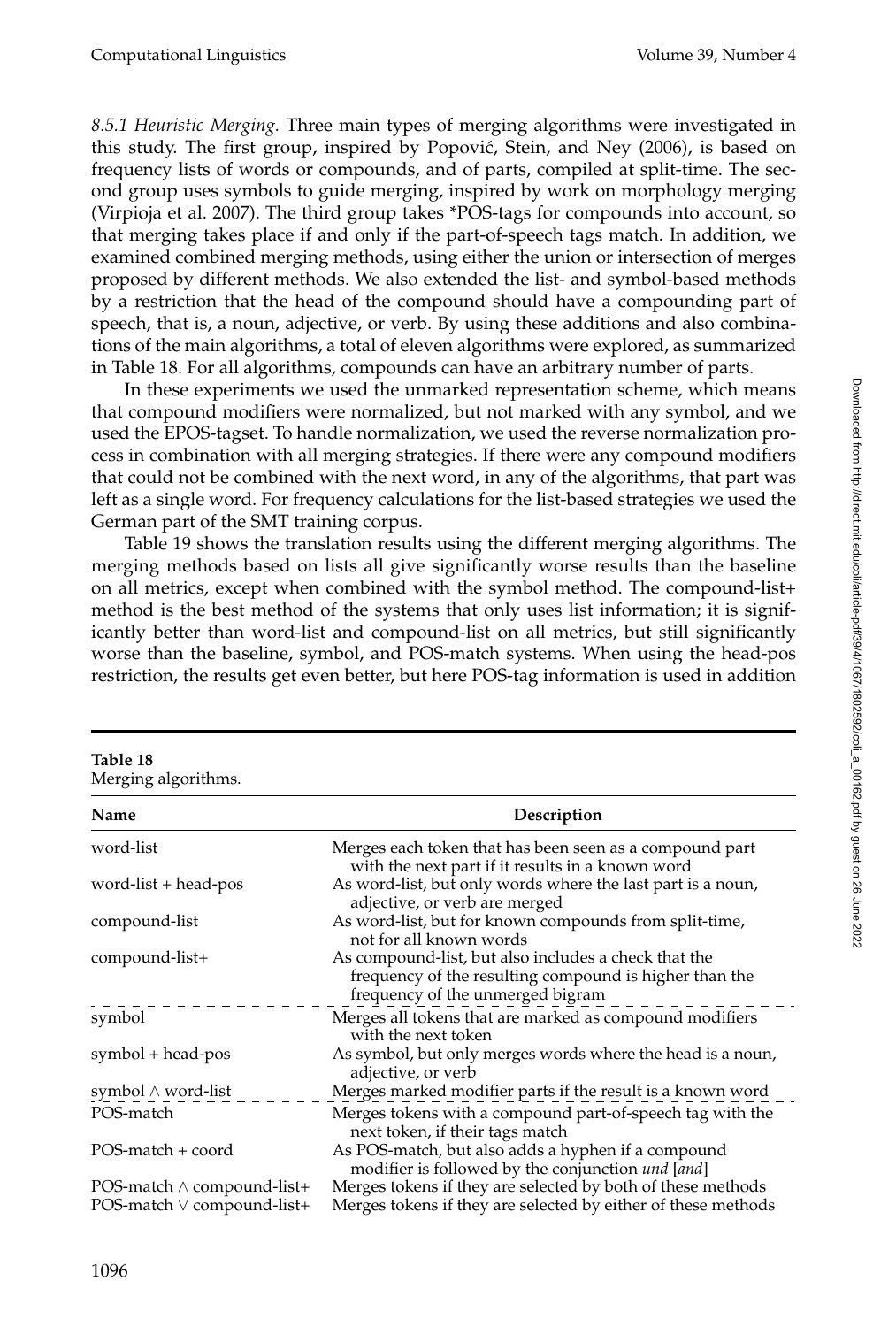*8.5.1 Heuristic Merging.* Three main types of merging algorithms were investigated in this study. The first group, inspired by Popović, Stein, and Ney (2006), is based on frequency lists of words or compounds, and of parts, compiled at split-time. The second group uses symbols to guide merging, inspired by work on morphology merging (Virpioja et al. 2007). The third group takes *POS-tags for compounds into account, so that merging takes place if and only if the part-of-speech tags match. In addition, we examined combined merging methods, using either the union or intersection of merges proposed by different methods. We also extended the list- and symbol-based methods by a restriction that the head of the compound should have a compounding part of speech, that is, a noun, adjective, or verb. By using these additions and also combinations of the main algorithms, a total of eleven algorithms were explored, as summarized in Table 18. For all algorithms, compounds can have an arbitrary number of parts.

In these experiments we used the unmarked representation scheme, which means that compound modifiers were normalized, but not marked with any symbol, and we used the EPOS-tagset. To handle normalization, we used the reverse normalization process in combination with all merging strategies. If there were any compound modifiers that could not be combined with the next word, in any of the algorithms, that part was left as a single word. For frequency calculations for the list-based strategies we used the German part of the SMT training corpus.

Table 19 shows the translation results using the different merging algorithms. The merging methods based on lists all give significantly worse results than the baseline on all metrics, except when combined with the symbol method. The compound-list+ method is the best method of the systems that only uses list information; it is significantly better than word-list and compound-list on all metrics, but still significantly worse than the baseline, symbol, and POS-match systems. When using the head-pos restriction, the results get even better, but here POS-tag information is used in addition

**Table 18**
Merging algorithms.

| Name | Description |
|---|---|
| word-list | Merges each token that has been seen as a compound part with the next part if it results in a known word |
| word-list + head-pos | As word-list, but only words where the last part is a noun, adjective, or verb are merged |
| compound-list | As word-list, but for known compounds from split-time, not for all known words |
| compound-list+ | As compound-list, but also includes a check that the frequency of the resulting compound is higher than the frequency of the unmerged bigram |
| symbol | Merges all tokens that are marked as compound modifiers with the next token |
| symbol + head-pos | As symbol, but only merges words where the head is a noun, adjective, or verb |
| symbol $\wedge$ word-list | Merges marked modifier parts if the result is a known word |
| POS-match | Merges tokens with a compound part-of-speech tag with the next token, if their tags match |
| POS-match + coord | As POS-match, but also adds a hyphen if a compound modifier is followed by the conjunction *und* [*and*] |
| POS-match $\wedge$ compound-list+ | Merges tokens if they are selected by both of these methods |
| POS-match $\vee$ compound-list+ | Merges tokens if they are selected by either of these methods |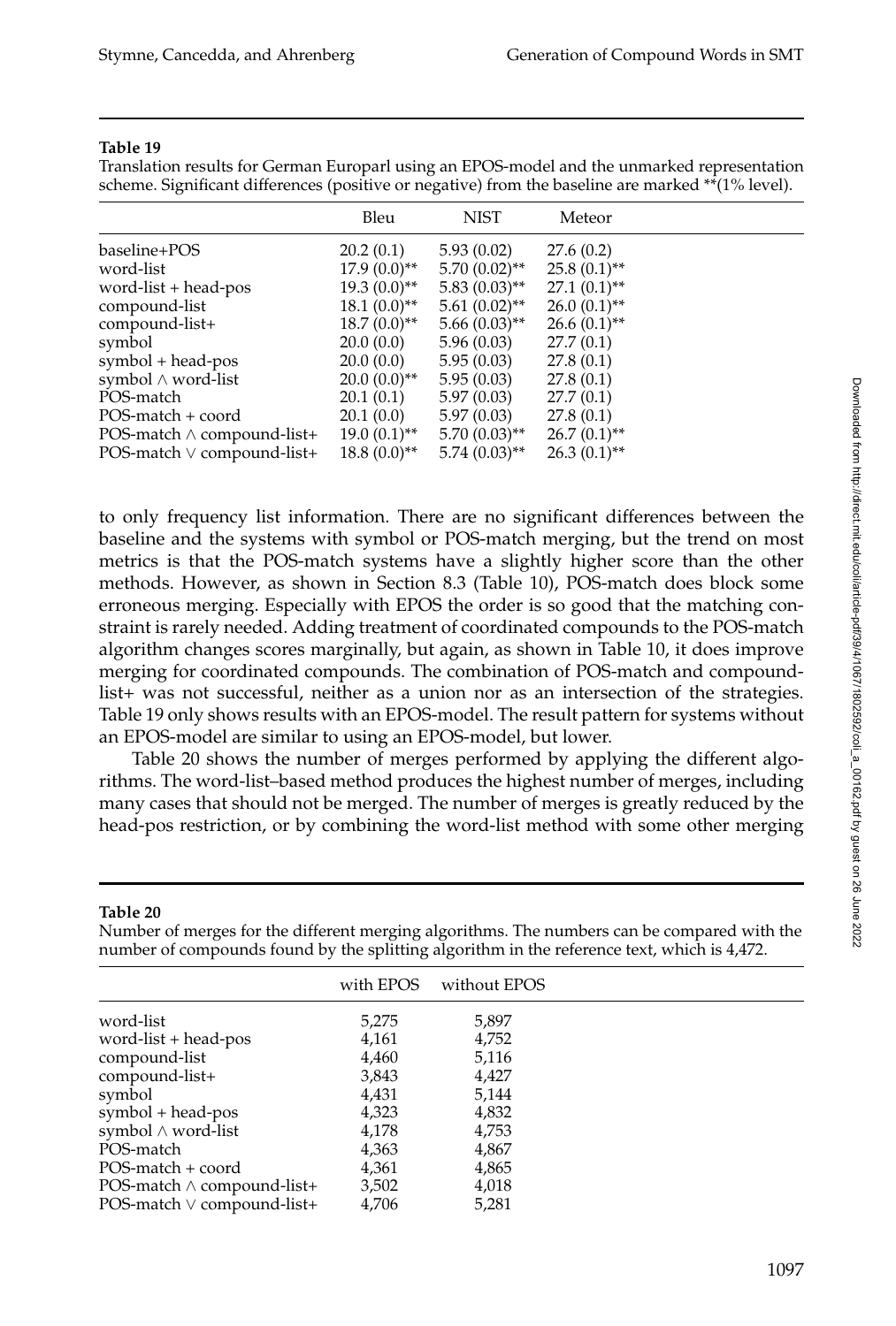**Table 19**
Translation results for German Europarl using an EPOS-model and the unmarked representation scheme. Significant differences (positive or negative) from the baseline are marked **(1% level).

| | Bleu | NIST | Meteor |
|---|---|---|---|
| baseline+POS | 20.2 (0.1) | 5.93 (0.02) | 27.6 (0.2) |
| word-list | 17.9 (0.0)** | 5.70 (0.02)** | 25.8 (0.1)** |
| word-list + head-pos | 19.3 (0.0)** | 5.83 (0.03)** | 27.1 (0.1)** |
| compound-list | 18.1 (0.0)** | 5.61 (0.02)** | 26.0 (0.1)** |
| compound-list+ | 18.7 (0.0)** | 5.66 (0.03)** | 26.6 (0.1)** |
| symbol | 20.0 (0.0) | 5.96 (0.03) | 27.7 (0.1) |
| symbol + head-pos | 20.0 (0.0) | 5.95 (0.03) | 27.8 (0.1) |
| symbol ∧ word-list | 20.0 (0.0)** | 5.95 (0.03) | 27.8 (0.1) |
| POS-match | 20.1 (0.1) | 5.97 (0.03) | 27.7 (0.1) |
| POS-match + coord | 20.1 (0.0) | 5.97 (0.03) | 27.8 (0.1) |
| POS-match ∧ compound-list+ | 19.0 (0.1)** | 5.70 (0.03)** | 26.7 (0.1)** |
| POS-match ∨ compound-list+ | 18.8 (0.0)** | 5.74 (0.03)** | 26.3 (0.1)** |

to only frequency list information. There are no significant differences between the baseline and the systems with symbol or POS-match merging, but the trend on most metrics is that the POS-match systems have a slightly higher score than the other methods. However, as shown in Section 8.3 (Table 10), POS-match does block some erroneous merging. Especially with EPOS the order is so good that the matching constraint is rarely needed. Adding treatment of coordinated compounds to the POS-match algorithm changes scores marginally, but again, as shown in Table 10, it does improve merging for coordinated compounds. The combination of POS-match and compound-list+ was not successful, neither as a union nor as an intersection of the strategies. Table 19 only shows results with an EPOS-model. The result pattern for systems without an EPOS-model are similar to using an EPOS-model, but lower.

Table 20 shows the number of merges performed by applying the different algorithms. The word-list–based method produces the highest number of merges, including many cases that should not be merged. The number of merges is greatly reduced by the head-pos restriction, or by combining the word-list method with some other merging

**Table 20**
Number of merges for the different merging algorithms. The numbers can be compared with the number of compounds found by the splitting algorithm in the reference text, which is 4,472.

| | with EPOS | without EPOS |
|---|---|---|
| word-list | 5,275 | 5,897 |
| word-list + head-pos | 4,161 | 4,752 |
| compound-list | 4,460 | 5,116 |
| compound-list+ | 3,843 | 4,427 |
| symbol | 4,431 | 5,144 |
| symbol + head-pos | 4,323 | 4,832 |
| symbol ∧ word-list | 4,178 | 4,753 |
| POS-match | 4,363 | 4,867 |
| POS-match + coord | 4,361 | 4,865 |
| POS-match ∧ compound-list+ | 3,502 | 4,018 |
| POS-match ∨ compound-list+ | 4,706 | 5,281 |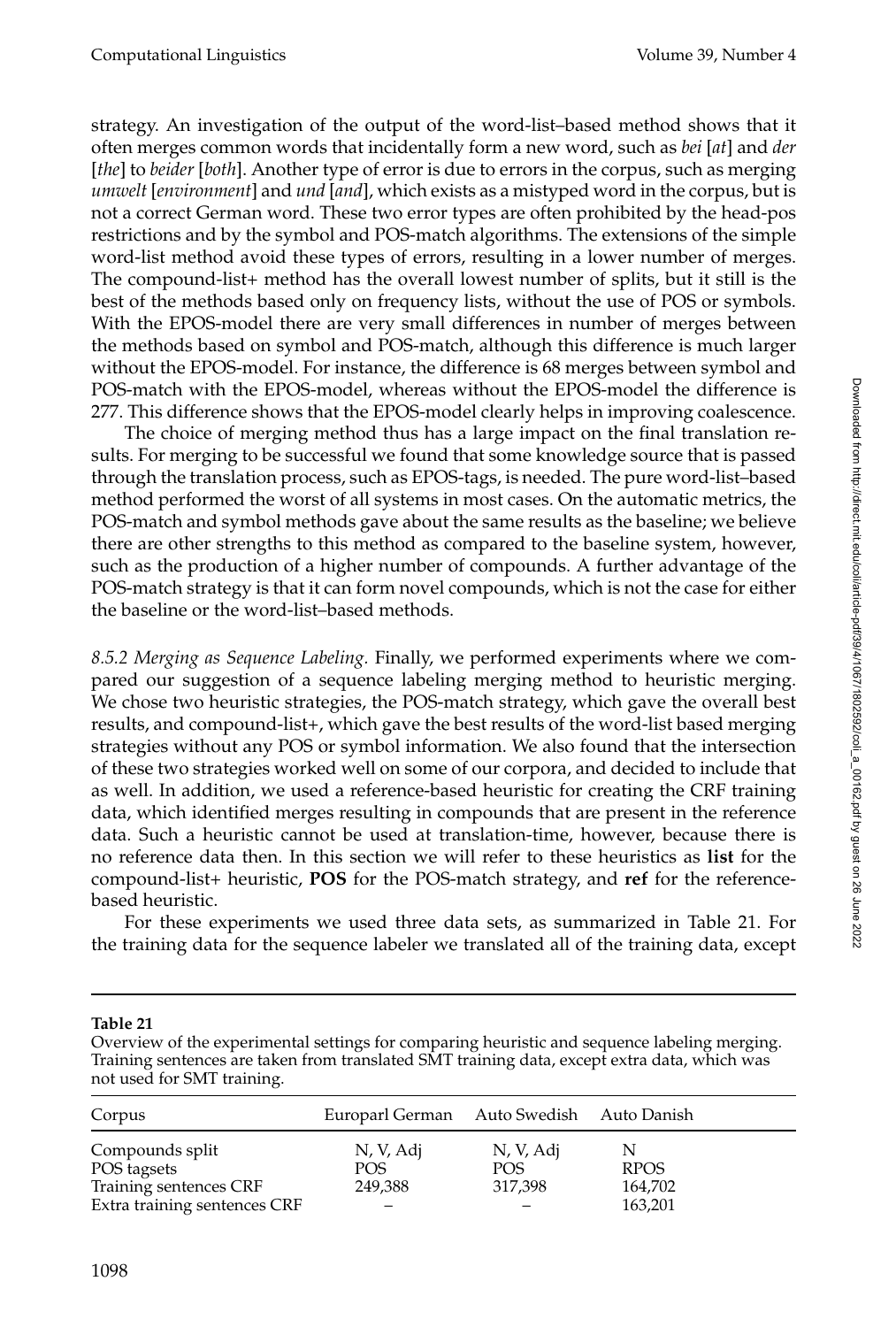strategy. An investigation of the output of the word-list–based method shows that it often merges common words that incidentally form a new word, such as *bei* [*at*] and *der* [*the*] to *beider* [*both*]. Another type of error is due to errors in the corpus, such as merging *umwelt* [*environment*] and *und* [*and*], which exists as a mistyped word in the corpus, but is not a correct German word. These two error types are often prohibited by the head-pos restrictions and by the symbol and POS-match algorithms. The extensions of the simple word-list method avoid these types of errors, resulting in a lower number of merges. The compound-list+ method has the overall lowest number of splits, but it still is the best of the methods based only on frequency lists, without the use of POS or symbols. With the EPOS-model there are very small differences in number of merges between the methods based on symbol and POS-match, although this difference is much larger without the EPOS-model. For instance, the difference is 68 merges between symbol and POS-match with the EPOS-model, whereas without the EPOS-model the difference is 277. This difference shows that the EPOS-model clearly helps in improving coalescence.

The choice of merging method thus has a large impact on the final translation results. For merging to be successful we found that some knowledge source that is passed through the translation process, such as EPOS-tags, is needed. The pure word-list–based method performed the worst of all systems in most cases. On the automatic metrics, the POS-match and symbol methods gave about the same results as the baseline; we believe there are other strengths to this method as compared to the baseline system, however, such as the production of a higher number of compounds. A further advantage of the POS-match strategy is that it can form novel compounds, which is not the case for either the baseline or the word-list–based methods.

*8.5.2 Merging as Sequence Labeling.* Finally, we performed experiments where we compared our suggestion of a sequence labeling merging method to heuristic merging. We chose two heuristic strategies, the POS-match strategy, which gave the overall best results, and compound-list+, which gave the best results of the word-list based merging strategies without any POS or symbol information. We also found that the intersection of these two strategies worked well on some of our corpora, and decided to include that as well. In addition, we used a reference-based heuristic for creating the CRF training data, which identified merges resulting in compounds that are present in the reference data. Such a heuristic cannot be used at translation-time, however, because there is no reference data then. In this section we will refer to these heuristics as **list** for the compound-list+ heuristic, **POS** for the POS-match strategy, and **ref** for the reference-based heuristic.

For these experiments we used three data sets, as summarized in Table 21. For the training data for the sequence labeler we translated all of the training data, except

**Table 21**
Overview of the experimental settings for comparing heuristic and sequence labeling merging. Training sentences are taken from translated SMT training data, except extra data, which was not used for SMT training.

| Corpus | Europarl German | Auto Swedish | Auto Danish |
|---|---|---|---|
| Compounds split | N, V, Adj | N, V, Adj | N |
| POS tagsets | POS | POS | RPOS |
| Training sentences CRF | 249,388 | 317,398 | 164,702 |
| Extra training sentences CRF | – | – | 163,201 |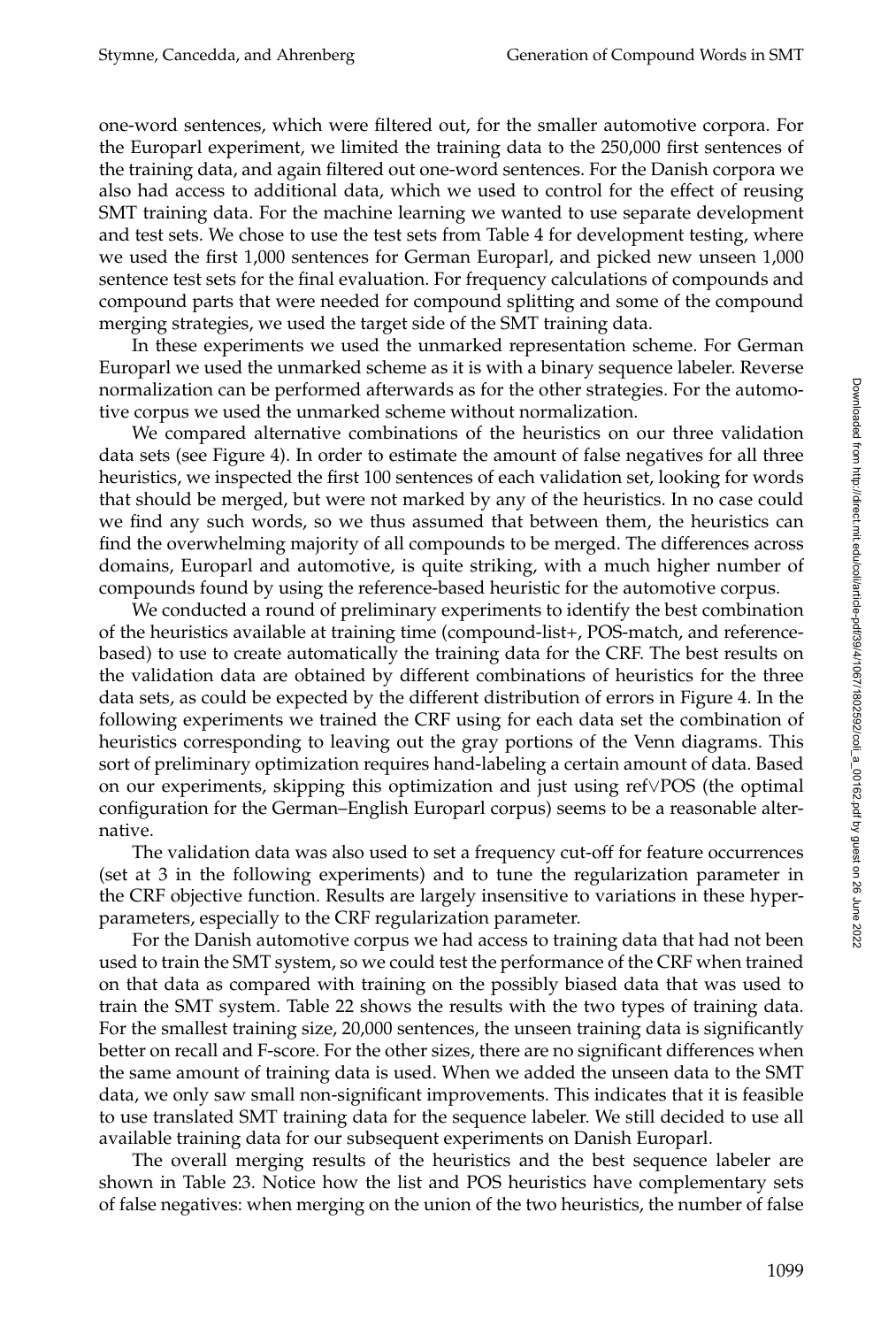one-word sentences, which were filtered out, for the smaller automotive corpora. For the Europarl experiment, we limited the training data to the 250,000 first sentences of the training data, and again filtered out one-word sentences. For the Danish corpora we also had access to additional data, which we used to control for the effect of reusing SMT training data. For the machine learning we wanted to use separate development and test sets. We chose to use the test sets from Table 4 for development testing, where we used the first 1,000 sentences for German Europarl, and picked new unseen 1,000 sentence test sets for the final evaluation. For frequency calculations of compounds and compound parts that were needed for compound splitting and some of the compound merging strategies, we used the target side of the SMT training data.

In these experiments we used the unmarked representation scheme. For German Europarl we used the unmarked scheme as it is with a binary sequence labeler. Reverse normalization can be performed afterwards as for the other strategies. For the automotive corpus we used the unmarked scheme without normalization.

We compared alternative combinations of the heuristics on our three validation data sets (see Figure 4). In order to estimate the amount of false negatives for all three heuristics, we inspected the first 100 sentences of each validation set, looking for words that should be merged, but were not marked by any of the heuristics. In no case could we find any such words, so we thus assumed that between them, the heuristics can find the overwhelming majority of all compounds to be merged. The differences across domains, Europarl and automotive, is quite striking, with a much higher number of compounds found by using the reference-based heuristic for the automotive corpus.

We conducted a round of preliminary experiments to identify the best combination of the heuristics available at training time (compound-list+, POS-match, and reference-based) to use to create automatically the training data for the CRF. The best results on the validation data are obtained by different combinations of heuristics for the three data sets, as could be expected by the different distribution of errors in Figure 4. In the following experiments we trained the CRF using for each data set the combination of heuristics corresponding to leaving out the gray portions of the Venn diagrams. This sort of preliminary optimization requires hand-labeling a certain amount of data. Based on our experiments, skipping this optimization and just using ref$\vee$POS (the optimal configuration for the German–English Europarl corpus) seems to be a reasonable alternative.

The validation data was also used to set a frequency cut-off for feature occurrences (set at 3 in the following experiments) and to tune the regularization parameter in the CRF objective function. Results are largely insensitive to variations in these hyper-parameters, especially to the CRF regularization parameter.

For the Danish automotive corpus we had access to training data that had not been used to train the SMT system, so we could test the performance of the CRF when trained on that data as compared with training on the possibly biased data that was used to train the SMT system. Table 22 shows the results with the two types of training data. For the smallest training size, 20,000 sentences, the unseen training data is significantly better on recall and F-score. For the other sizes, there are no significant differences when the same amount of training data is used. When we added the unseen data to the SMT data, we only saw small non-significant improvements. This indicates that it is feasible to use translated SMT training data for the sequence labeler. We still decided to use all available training data for our subsequent experiments on Danish Europarl.

The overall merging results of the heuristics and the best sequence labeler are shown in Table 23. Notice how the list and POS heuristics have complementary sets of false negatives: when merging on the union of the two heuristics, the number of false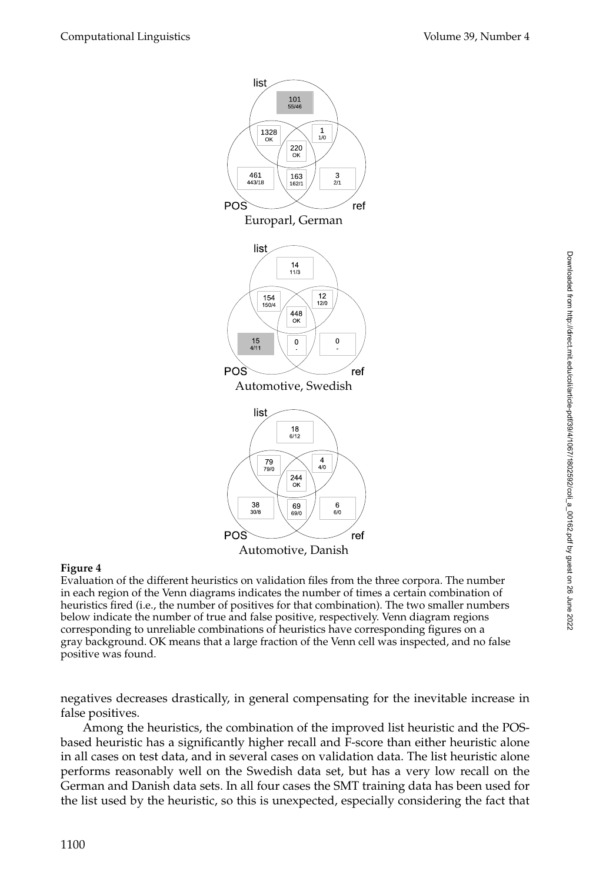list

101
55/46

1328
OK

1
1/0

220
OK

461
443/18

163
162/1

3
2/1

POS ref

Europarl, German

list

14
11/3

154
150/4

12
12/0

448
OK

15
4/11

0
-

0
-

POS ref

Automotive, Swedish

list

18
6/12

79
79/0

4
4/0

244
OK

38
30/8

69
69/0

6
6/0

POS ref

Automotive, Danish

**Figure 4**
Evaluation of the different heuristics on validation files from the three corpora. The number in each region of the Venn diagrams indicates the number of times a certain combination of heuristics fired (i.e., the number of positives for that combination). The two smaller numbers below indicate the number of true and false positive, respectively. Venn diagram regions corresponding to unreliable combinations of heuristics have corresponding figures on a gray background. OK means that a large fraction of the Venn cell was inspected, and no false positive was found.

negatives decreases drastically, in general compensating for the inevitable increase in false positives.

Among the heuristics, the combination of the improved list heuristic and the POS-based heuristic has a significantly higher recall and F-score than either heuristic alone in all cases on test data, and in several cases on validation data. The list heuristic alone performs reasonably well on the Swedish data set, but has a very low recall on the German and Danish data sets. In all four cases the SMT training data has been used for the list used by the heuristic, so this is unexpected, especially considering the fact that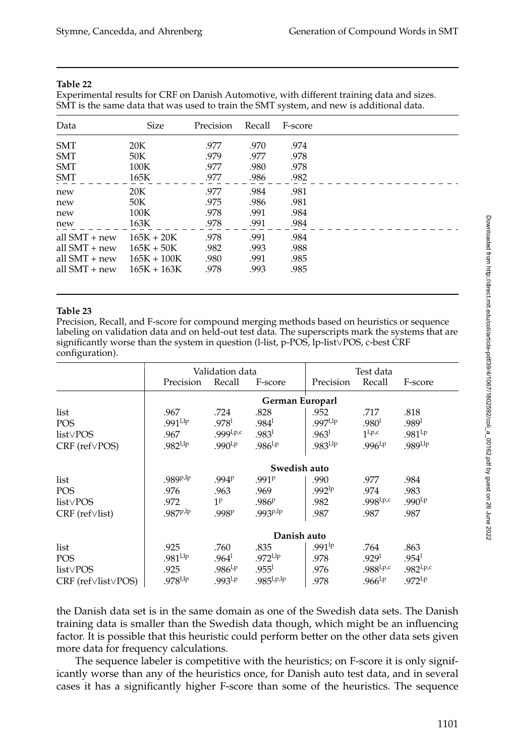**Table 22**

Experimental results for CRF on Danish Automotive, with different training data and sizes. SMT is the same data that was used to train the SMT system, and new is additional data.

| Data | Size | Precision | Recall | F-score |
|---|---|---|---|---|
| SMT | 20K | .977 | .970 | .974 |
| SMT | 50K | .979 | .977 | .978 |
| SMT | 100K | .977 | .980 | .978 |
| SMT | 165K | .977 | .986 | .982 |
| new | 20K | .977 | .984 | .981 |
| new | 50K | .975 | .986 | .981 |
| new | 100K | .978 | .991 | .984 |
| new | 163K | .978 | .991 | .984 |
| all SMT + new | 165K + 20K | .978 | .991 | .984 |
| all SMT + new | 165K + 50K | .982 | .993 | .988 |
| all SMT + new | 165K + 100K | .980 | .991 | .985 |
| all SMT + new | 165K + 163K | .978 | .993 | .985 |

**Table 23**

Precision, Recall, and F-score for compound merging methods based on heuristics or sequence labeling on validation data and on held-out test data. The superscripts mark the systems that are significantly worse than the system in question (l-list, p-POS, lp-list∨POS, c-best CRF configuration).

| | Validation data | | | Test data | | |
|---|---|---|---|---|---|---|
| | Precision | Recall | F-score | Precision | Recall | F-score |
| **German Europarl** | | | | | | |
| list | .967 | .724 | .828 | .952 | .717 | .818 |
| POS | $.991^{l,lp}$ | $.978^{l}$ | $.984^{l}$ | $.997^{l,lp}$ | $.980^{l}$ | $.989^{l}$ |
| list∨POS | .967 | $.999^{l,p,c}$ | $.983^{l}$ | $.963^{l}$ | $1^{l,p,c}$ | $.981^{l,p}$ |
| CRF (ref∨POS) | $.982^{l,lp}$ | $.990^{l,p}$ | $.986^{l,p}$ | $.983^{l,lp}$ | $.996^{l,p}$ | $.989^{l,lp}$ |
| **Swedish auto** | | | | | | |
| list | $.989^{p,lp}$ | $.994^{p}$ | $.991^{p}$ | .990 | .977 | .984 |
| POS | .976 | .963 | .969 | $.992^{lp}$ | .974 | .983 |
| list∨POS | .972 | $1^{p}$ | $.986^{p}$ | .982 | $.998^{l,p,c}$ | $.990^{l,p}$ |
| CRF (ref∨list) | $.987^{p,lp}$ | $.998^{p}$ | $.993^{p,lp}$ | .987 | .987 | .987 |
| **Danish auto** | | | | | | |
| list | .925 | .760 | .835 | $.991^{lp}$ | .764 | .863 |
| POS | $.981^{l,lp}$ | $.964^{l}$ | $.972^{l,lp}$ | .978 | $.929^{l}$ | $.954^{l}$ |
| list∨POS | .925 | $.986^{l,p}$ | $.955^{l}$ | .976 | $.988^{l,p,c}$ | $.982^{l,p,c}$ |
| CRF (ref∨list∨POS) | $.978^{l,lp}$ | $.993^{l,p}$ | $.985^{l,p,lp}$ | .978 | $.966^{l,p}$ | $.972^{l,p}$ |

the Danish data set is in the same domain as one of the Swedish data sets. The Danish training data is smaller than the Swedish data though, which might be an influencing factor. It is possible that this heuristic could perform better on the other data sets given more data for frequency calculations.

The sequence labeler is competitive with the heuristics; on F-score it is only significantly worse than any of the heuristics once, for Danish auto test data, and in several cases it has a significantly higher F-score than some of the heuristics. The sequence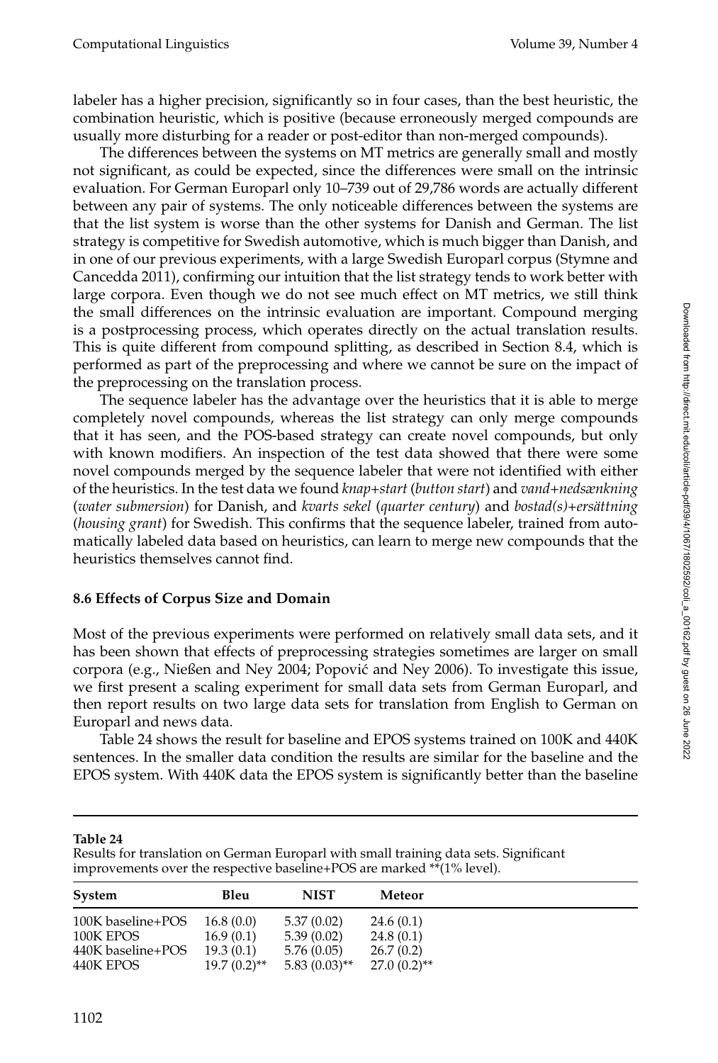labeler has a higher precision, significantly so in four cases, than the best heuristic, the combination heuristic, which is positive (because erroneously merged compounds are usually more disturbing for a reader or post-editor than non-merged compounds).

The differences between the systems on MT metrics are generally small and mostly not significant, as could be expected, since the differences were small on the intrinsic evaluation. For German Europarl only 10–739 out of 29,786 words are actually different between any pair of systems. The only noticeable differences between the systems are that the list system is worse than the other systems for Danish and German. The list strategy is competitive for Swedish automotive, which is much bigger than Danish, and in one of our previous experiments, with a large Swedish Europarl corpus (Stymne and Cancedda 2011), confirming our intuition that the list strategy tends to work better with large corpora. Even though we do not see much effect on MT metrics, we still think the small differences on the intrinsic evaluation are important. Compound merging is a postprocessing process, which operates directly on the actual translation results. This is quite different from compound splitting, as described in Section 8.4, which is performed as part of the preprocessing and where we cannot be sure on the impact of the preprocessing on the translation process.

The sequence labeler has the advantage over the heuristics that it is able to merge completely novel compounds, whereas the list strategy can only merge compounds that it has seen, and the POS-based strategy can create novel compounds, but only with known modifiers. An inspection of the test data showed that there were some novel compounds merged by the sequence labeler that were not identified with either of the heuristics. In the test data we found *knap+start* (*button start*) and *vand+nedsænkning* (*water submersion*) for Danish, and *kvarts sekel* (*quarter century*) and *bostad(s)+ersättning* (*housing grant*) for Swedish. This confirms that the sequence labeler, trained from automatically labeled data based on heuristics, can learn to merge new compounds that the heuristics themselves cannot find.

### 8.6 Effects of Corpus Size and Domain

Most of the previous experiments were performed on relatively small data sets, and it has been shown that effects of preprocessing strategies sometimes are larger on small corpora (e.g., Nießen and Ney 2004; Popović and Ney 2006). To investigate this issue, we first present a scaling experiment for small data sets from German Europarl, and then report results on two large data sets for translation from English to German on Europarl and news data.

Table 24 shows the result for baseline and EPOS systems trained on 100K and 440K sentences. In the smaller data condition the results are similar for the baseline and the EPOS system. With 440K data the EPOS system is significantly better than the baseline

**Table 24**
Results for translation on German Europarl with small training data sets. Significant improvements over the respective baseline+POS are marked **(1% level).

| System | Bleu | NIST | Meteor |
|---|---|---|---|
| 100K baseline+POS | 16.8 (0.0) | 5.37 (0.02) | 24.6 (0.1) |
| 100K EPOS | 16.9 (0.1) | 5.39 (0.02) | 24.8 (0.1) |
| 440K baseline+POS | 19.3 (0.1) | 5.76 (0.05) | 26.7 (0.2) |
| 440K EPOS | 19.7 (0.2)** | 5.83 (0.03)** | 27.0 (0.2)** |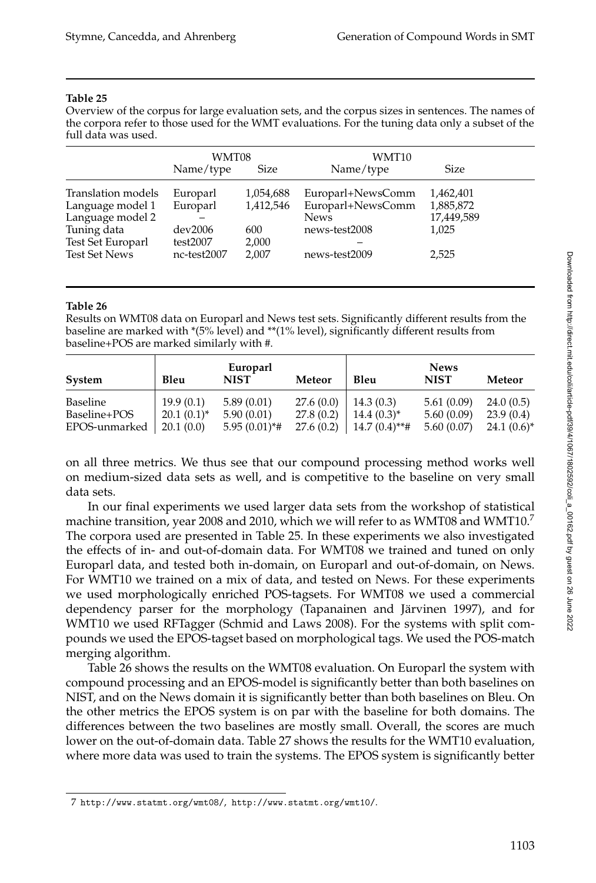**Table 25**

Overview of the corpus for large evaluation sets, and the corpus sizes in sentences. The names of the corpora refer to those used for the WMT evaluations. For the tuning data only a subset of the full data was used.

| | WMT08 | | WMT10 | |
|---|---|---|---|---|
| | Name/type | Size | Name/type | Size |
| Translation models | Europarl | 1,054,688 | Europarl+NewsComm | 1,462,401 |
| Language model 1 | Europarl | 1,412,546 | Europarl+NewsComm | 1,885,872 |
| Language model 2 | – | | News | 17,449,589 |
| Tuning data | dev2006 | 600 | news-test2008 | 1,025 |
| Test Set Europarl | test2007 | 2,000 | – | |
| Test Set News | nc-test2007 | 2,007 | news-test2009 | 2,525 |

**Table 26**

Results on WMT08 data on Europarl and News test sets. Significantly different results from the baseline are marked with *(5% level) and **(1% level), significantly different results from baseline+POS are marked similarly with #.

| | Europarl | | | News | | |
|---|---|---|---|---|---|---|
| System | Bleu | NIST | Meteor | Bleu | NIST | Meteor |
| Baseline | 19.9 (0.1) | 5.89 (0.01) | 27.6 (0.0) | 14.3 (0.3) | 5.61 (0.09) | 24.0 (0.5) |
| Baseline+POS | 20.1 (0.1)* | 5.90 (0.01) | 27.8 (0.2) | 14.4 (0.3)* | 5.60 (0.09) | 23.9 (0.4) |
| EPOS-unmarked | 20.1 (0.0) | 5.95 (0.01)*# | 27.6 (0.2) | 14.7 (0.4)**# | 5.60 (0.07) | 24.1 (0.6)* |

on all three metrics. We thus see that our compound processing method works well on medium-sized data sets as well, and is competitive to the baseline on very small data sets.

In our final experiments we used larger data sets from the workshop of statistical machine transition, year 2008 and 2010, which we will refer to as WMT08 and WMT10.[7] The corpora used are presented in Table 25. In these experiments we also investigated the effects of in- and out-of-domain data. For WMT08 we trained and tuned on only Europarl data, and tested both in-domain, on Europarl and out-of-domain, on News. For WMT10 we trained on a mix of data, and tested on News. For these experiments we used morphologically enriched POS-tagsets. For WMT08 we used a commercial dependency parser for the morphology (Tapanainen and Järvinen 1997), and for WMT10 we used RFTagger (Schmid and Laws 2008). For the systems with split compounds we used the EPOS-tagset based on morphological tags. We used the POS-match merging algorithm.

Table 26 shows the results on the WMT08 evaluation. On Europarl the system with compound processing and an EPOS-model is significantly better than both baselines on NIST, and on the News domain it is significantly better than both baselines on Bleu. On the other metrics the EPOS system is on par with the baseline for both domains. The differences between the two baselines are mostly small. Overall, the scores are much lower on the out-of-domain data. Table 27 shows the results for the WMT10 evaluation, where more data was used to train the systems. The EPOS system is significantly better

7 http://www.statmt.org/wmt08/, http://www.statmt.org/wmt10/.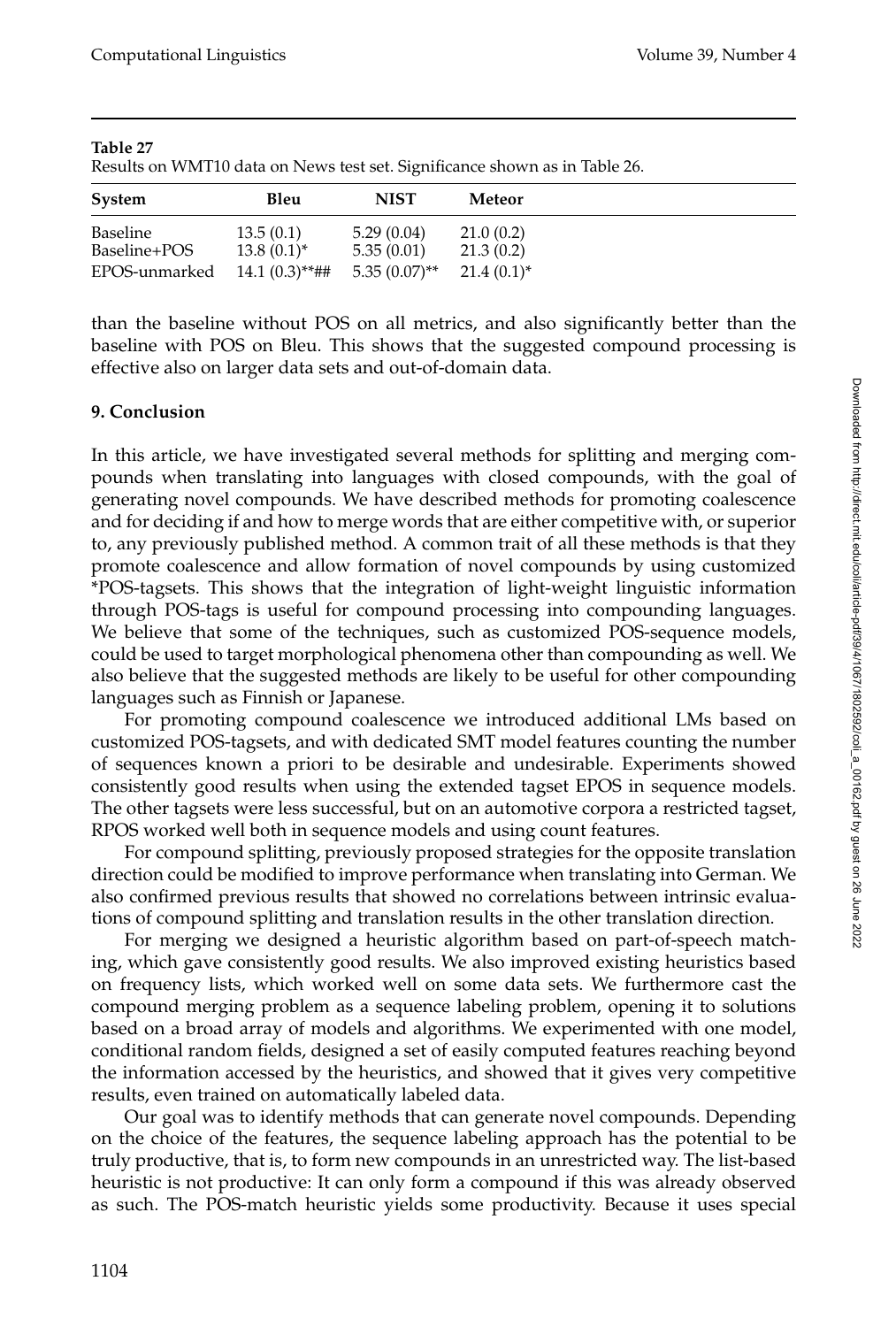**Table 27**
Results on WMT10 data on News test set. Significance shown as in Table 26.

| System | Bleu | NIST | Meteor |
|---|---|---|---|
| Baseline | 13.5 (0.1) | 5.29 (0.04) | 21.0 (0.2) |
| Baseline+POS | 13.8 (0.1)* | 5.35 (0.01) | 21.3 (0.2) |
| EPOS-unmarked | 14.1 (0.3)**## | 5.35 (0.07)** | 21.4 (0.1)* |

than the baseline without POS on all metrics, and also significantly better than the baseline with POS on Bleu. This shows that the suggested compound processing is effective also on larger data sets and out-of-domain data.

## 9. Conclusion

In this article, we have investigated several methods for splitting and merging compounds when translating into languages with closed compounds, with the goal of generating novel compounds. We have described methods for promoting coalescence and for deciding if and how to merge words that are either competitive with, or superior to, any previously published method. A common trait of all these methods is that they promote coalescence and allow formation of novel compounds by using customized *POS-tagsets. This shows that the integration of light-weight linguistic information through POS-tags is useful for compound processing into compounding languages. We believe that some of the techniques, such as customized POS-sequence models, could be used to target morphological phenomena other than compounding as well. We also believe that the suggested methods are likely to be useful for other compounding languages such as Finnish or Japanese.

For promoting compound coalescence we introduced additional LMs based on customized POS-tagsets, and with dedicated SMT model features counting the number of sequences known a priori to be desirable and undesirable. Experiments showed consistently good results when using the extended tagset EPOS in sequence models. The other tagsets were less successful, but on an automotive corpora a restricted tagset, RPOS worked well both in sequence models and using count features.

For compound splitting, previously proposed strategies for the opposite translation direction could be modified to improve performance when translating into German. We also confirmed previous results that showed no correlations between intrinsic evaluations of compound splitting and translation results in the other translation direction.

For merging we designed a heuristic algorithm based on part-of-speech matching, which gave consistently good results. We also improved existing heuristics based on frequency lists, which worked well on some data sets. We furthermore cast the compound merging problem as a sequence labeling problem, opening it to solutions based on a broad array of models and algorithms. We experimented with one model, conditional random fields, designed a set of easily computed features reaching beyond the information accessed by the heuristics, and showed that it gives very competitive results, even trained on automatically labeled data.

Our goal was to identify methods that can generate novel compounds. Depending on the choice of the features, the sequence labeling approach has the potential to be truly productive, that is, to form new compounds in an unrestricted way. The list-based heuristic is not productive: It can only form a compound if this was already observed as such. The POS-match heuristic yields some productivity. Because it uses special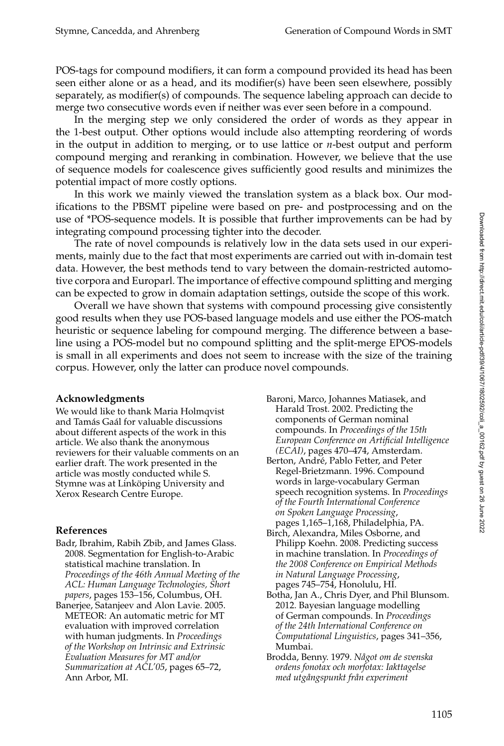POS-tags for compound modifiers, it can form a compound provided its head has been seen either alone or as a head, and its modifier(s) have been seen elsewhere, possibly separately, as modifier(s) of compounds. The sequence labeling approach can decide to merge two consecutive words even if neither was ever seen before in a compound.

In the merging step we only considered the order of words as they appear in the 1-best output. Other options would include also attempting reordering of words in the output in addition to merging, or to use lattice or *n*-best output and perform compound merging and reranking in combination. However, we believe that the use of sequence models for coalescence gives sufficiently good results and minimizes the potential impact of more costly options.

In this work we mainly viewed the translation system as a black box. Our modifications to the PBSMT pipeline were based on pre- and postprocessing and on the use of *POS-sequence models. It is possible that further improvements can be had by integrating compound processing tighter into the decoder.

The rate of novel compounds is relatively low in the data sets used in our experiments, mainly due to the fact that most experiments are carried out with in-domain test data. However, the best methods tend to vary between the domain-restricted automotive corpora and Europarl. The importance of effective compound splitting and merging can be expected to grow in domain adaptation settings, outside the scope of this work.

Overall we have shown that systems with compound processing give consistently good results when they use POS-based language models and use either the POS-match heuristic or sequence labeling for compound merging. The difference between a baseline using a POS-model but no compound splitting and the split-merge EPOS-models is small in all experiments and does not seem to increase with the size of the training corpus. However, only the latter can produce novel compounds.

## Acknowledgments

We would like to thank Maria Holmqvist and Tamás Gaál for valuable discussions about different aspects of the work in this article. We also thank the anonymous reviewers for their valuable comments on an earlier draft. The work presented in the article was mostly conducted while S. Stymne was at Linköping University and Xerox Research Centre Europe.

## References

Badr, Ibrahim, Rabih Zbib, and James Glass. 2008. Segmentation for English-to-Arabic statistical machine translation. In *Proceedings of the 46th Annual Meeting of the ACL: Human Language Technologies, Short papers*, pages 153–156, Columbus, OH.

Banerjee, Satanjeev and Alon Lavie. 2005. METEOR: An automatic metric for MT evaluation with improved correlation with human judgments. In *Proceedings of the Workshop on Intrinsic and Extrinsic Evaluation Measures for MT and/or Summarization at ACL'05*, pages 65–72, Ann Arbor, MI.

Baroni, Marco, Johannes Matiasek, and Harald Trost. 2002. Predicting the components of German nominal compounds. In *Proceedings of the 15th European Conference on Artificial Intelligence (ECAI)*, pages 470–474, Amsterdam.

Berton, André, Pablo Fetter, and Peter Regel-Brietzmann. 1996. Compound words in large-vocabulary German speech recognition systems. In *Proceedings of the Fourth International Conference on Spoken Language Processing*, pages 1,165–1,168, Philadelphia, PA.

Birch, Alexandra, Miles Osborne, and Philipp Koehn. 2008. Predicting success in machine translation. In *Proceedings of the 2008 Conference on Empirical Methods in Natural Language Processing*, pages 745–754, Honolulu, HI.

Botha, Jan A., Chris Dyer, and Phil Blunsom. 2012. Bayesian language modelling of German compounds. In *Proceedings of the 24th International Conference on Computational Linguistics*, pages 341–356, Mumbai.

Brodda, Benny. 1979. *Något om de svenska ordens fonotax och morfotax: Iakttagelse med utgångspunkt från experiment*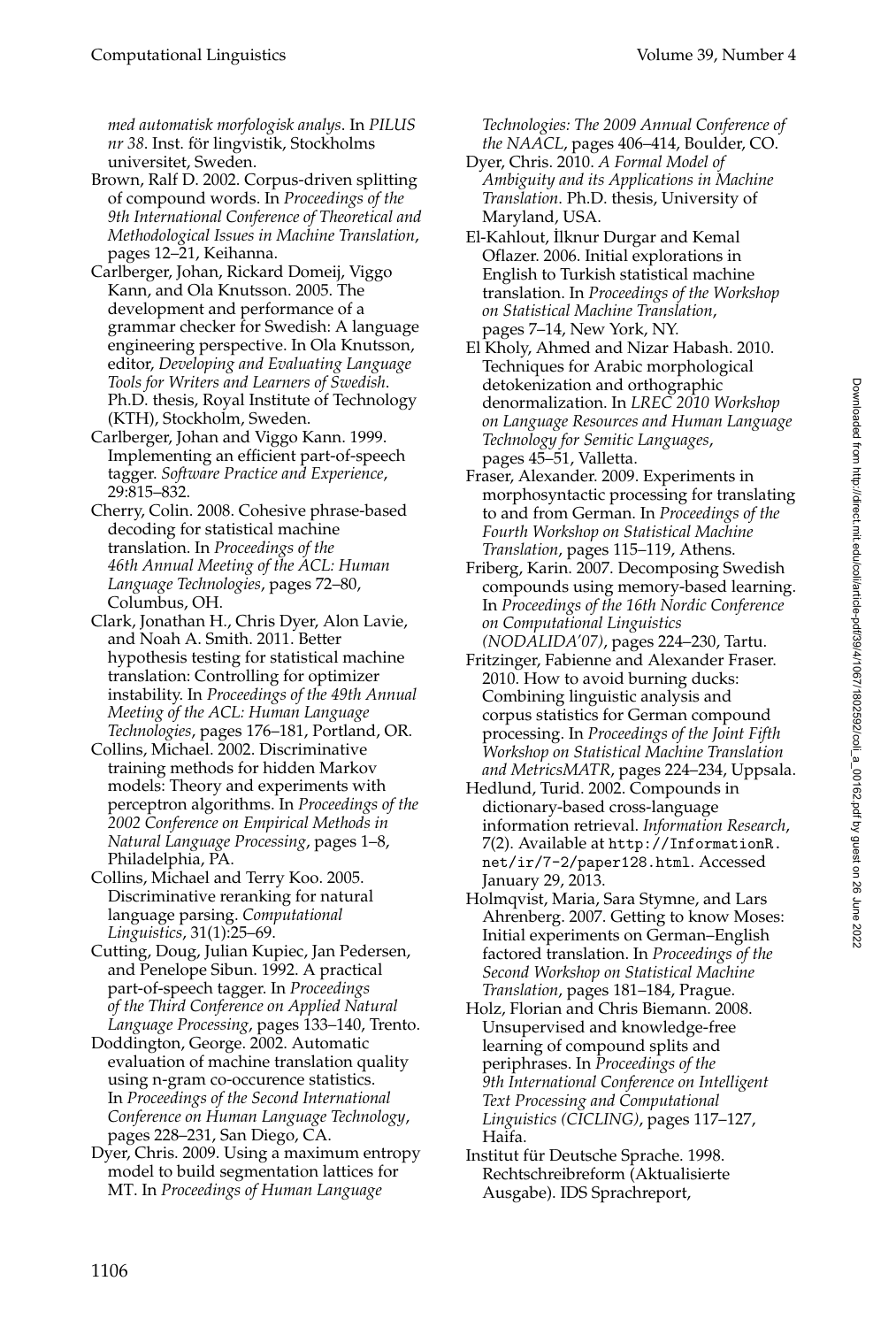*med automatisk morfologisk analys*. In *PILUS nr 38*. Inst. för lingvistik, Stockholms universitet, Sweden.

Brown, Ralf D. 2002. Corpus-driven splitting of compound words. In *Proceedings of the 9th International Conference of Theoretical and Methodological Issues in Machine Translation*, pages 12–21, Keihanna.

Carlberger, Johan, Rickard Domeij, Viggo Kann, and Ola Knutsson. 2005. The development and performance of a grammar checker for Swedish: A language engineering perspective. In Ola Knutsson, editor, *Developing and Evaluating Language Tools for Writers and Learners of Swedish*. Ph.D. thesis, Royal Institute of Technology (KTH), Stockholm, Sweden.

Carlberger, Johan and Viggo Kann. 1999. Implementing an efficient part-of-speech tagger. *Software Practice and Experience*, 29:815–832.

Cherry, Colin. 2008. Cohesive phrase-based decoding for statistical machine translation. In *Proceedings of the 46th Annual Meeting of the ACL: Human Language Technologies*, pages 72–80, Columbus, OH.

Clark, Jonathan H., Chris Dyer, Alon Lavie, and Noah A. Smith. 2011. Better hypothesis testing for statistical machine translation: Controlling for optimizer instability. In *Proceedings of the 49th Annual Meeting of the ACL: Human Language Technologies*, pages 176–181, Portland, OR.

Collins, Michael. 2002. Discriminative training methods for hidden Markov models: Theory and experiments with perceptron algorithms. In *Proceedings of the 2002 Conference on Empirical Methods in Natural Language Processing*, pages 1–8, Philadelphia, PA.

Collins, Michael and Terry Koo. 2005. Discriminative reranking for natural language parsing. *Computational Linguistics*, 31(1):25–69.

Cutting, Doug, Julian Kupiec, Jan Pedersen, and Penelope Sibun. 1992. A practical part-of-speech tagger. In *Proceedings of the Third Conference on Applied Natural Language Processing*, pages 133–140, Trento.

Doddington, George. 2002. Automatic evaluation of machine translation quality using n-gram co-occurence statistics. In *Proceedings of the Second International Conference on Human Language Technology*, pages 228–231, San Diego, CA.

Dyer, Chris. 2009. Using a maximum entropy model to build segmentation lattices for MT. In *Proceedings of Human Language Technologies: The 2009 Annual Conference of the NAACL*, pages 406–414, Boulder, CO.

Dyer, Chris. 2010. *A Formal Model of Ambiguity and its Applications in Machine Translation*. Ph.D. thesis, University of Maryland, USA.

El-Kahlout, İlknur Durgar and Kemal Oflazer. 2006. Initial explorations in English to Turkish statistical machine translation. In *Proceedings of the Workshop on Statistical Machine Translation*, pages 7–14, New York, NY.

El Kholy, Ahmed and Nizar Habash. 2010. Techniques for Arabic morphological detokenization and orthographic denormalization. In *LREC 2010 Workshop on Language Resources and Human Language Technology for Semitic Languages*, pages 45–51, Valletta.

Fraser, Alexander. 2009. Experiments in morphosyntactic processing for translating to and from German. In *Proceedings of the Fourth Workshop on Statistical Machine Translation*, pages 115–119, Athens.

Friberg, Karin. 2007. Decomposing Swedish compounds using memory-based learning. In *Proceedings of the 16th Nordic Conference on Computational Linguistics (NODALIDA'07)*, pages 224–230, Tartu.

Fritzinger, Fabienne and Alexander Fraser. 2010. How to avoid burning ducks: Combining linguistic analysis and corpus statistics for German compound processing. In *Proceedings of the Joint Fifth Workshop on Statistical Machine Translation and MetricsMATR*, pages 224–234, Uppsala.

Hedlund, Turid. 2002. Compounds in dictionary-based cross-language information retrieval. *Information Research*, 7(2). Available at `http://InformationR.net/ir/7-2/paper128.html`. Accessed January 29, 2013.

Holmqvist, Maria, Sara Stymne, and Lars Ahrenberg. 2007. Getting to know Moses: Initial experiments on German–English factored translation. In *Proceedings of the Second Workshop on Statistical Machine Translation*, pages 181–184, Prague.

Holz, Florian and Chris Biemann. 2008. Unsupervised and knowledge-free learning of compound splits and periphrases. In *Proceedings of the 9th International Conference on Intelligent Text Processing and Computational Linguistics (CICLING)*, pages 117–127, Haifa.

Institut für Deutsche Sprache. 1998. Rechtschreibreform (Aktualisierte Ausgabe). IDS Sprachreport,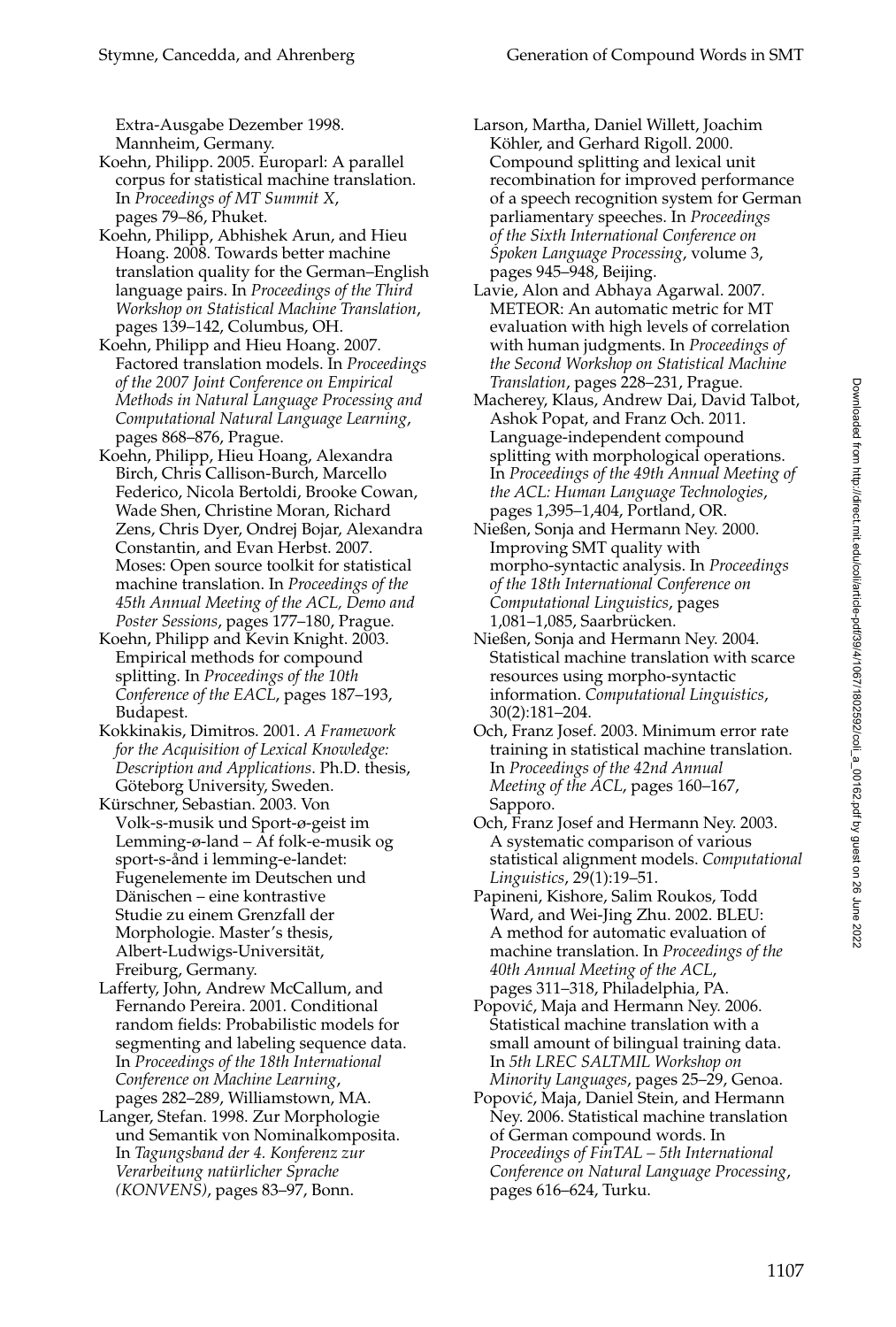Extra-Ausgabe Dezember 1998. Mannheim, Germany.

Koehn, Philipp. 2005. Europarl: A parallel corpus for statistical machine translation. In *Proceedings of MT Summit X*, pages 79–86, Phuket.

Koehn, Philipp, Abhishek Arun, and Hieu Hoang. 2008. Towards better machine translation quality for the German–English language pairs. In *Proceedings of the Third Workshop on Statistical Machine Translation*, pages 139–142, Columbus, OH.

Koehn, Philipp and Hieu Hoang. 2007. Factored translation models. In *Proceedings of the 2007 Joint Conference on Empirical Methods in Natural Language Processing and Computational Natural Language Learning*, pages 868–876, Prague.

Koehn, Philipp, Hieu Hoang, Alexandra Birch, Chris Callison-Burch, Marcello Federico, Nicola Bertoldi, Brooke Cowan, Wade Shen, Christine Moran, Richard Zens, Chris Dyer, Ondrej Bojar, Alexandra Constantin, and Evan Herbst. 2007. Moses: Open source toolkit for statistical machine translation. In *Proceedings of the 45th Annual Meeting of the ACL, Demo and Poster Sessions*, pages 177–180, Prague.

Koehn, Philipp and Kevin Knight. 2003. Empirical methods for compound splitting. In *Proceedings of the 10th Conference of the EACL*, pages 187–193, Budapest.

Kokkinakis, Dimitros. 2001. *A Framework for the Acquisition of Lexical Knowledge: Description and Applications*. Ph.D. thesis, Göteborg University, Sweden.

Kürschner, Sebastian. 2003. Von Volk-s-musik und Sport-ø-geist im Lemming-ø-land – Af folk-e-musik og sport-s-ånd i lemming-e-landet: Fugenelemente im Deutschen und Dänischen – eine kontrastive Studie zu einem Grenzfall der Morphologie. Master's thesis, Albert-Ludwigs-Universität, Freiburg, Germany.

Lafferty, John, Andrew McCallum, and Fernando Pereira. 2001. Conditional random fields: Probabilistic models for segmenting and labeling sequence data. In *Proceedings of the 18th International Conference on Machine Learning*, pages 282–289, Williamstown, MA.

Langer, Stefan. 1998. Zur Morphologie und Semantik von Nominalkomposita. In *Tagungsband der 4. Konferenz zur Verarbeitung natürlicher Sprache (KONVENS)*, pages 83–97, Bonn.

Larson, Martha, Daniel Willett, Joachim Köhler, and Gerhard Rigoll. 2000. Compound splitting and lexical unit recombination for improved performance of a speech recognition system for German parliamentary speeches. In *Proceedings of the Sixth International Conference on Spoken Language Processing*, volume 3, pages 945–948, Beijing.

Lavie, Alon and Abhaya Agarwal. 2007. METEOR: An automatic metric for MT evaluation with high levels of correlation with human judgments. In *Proceedings of the Second Workshop on Statistical Machine Translation*, pages 228–231, Prague.

Macherey, Klaus, Andrew Dai, David Talbot, Ashok Popat, and Franz Och. 2011. Language-independent compound splitting with morphological operations. In *Proceedings of the 49th Annual Meeting of the ACL: Human Language Technologies*, pages 1,395–1,404, Portland, OR.

Nießen, Sonja and Hermann Ney. 2000. Improving SMT quality with morpho-syntactic analysis. In *Proceedings of the 18th International Conference on Computational Linguistics*, pages 1,081–1,085, Saarbrücken.

Nießen, Sonja and Hermann Ney. 2004. Statistical machine translation with scarce resources using morpho-syntactic information. *Computational Linguistics*, 30(2):181–204.

Och, Franz Josef. 2003. Minimum error rate training in statistical machine translation. In *Proceedings of the 42nd Annual Meeting of the ACL*, pages 160–167, Sapporo.

Och, Franz Josef and Hermann Ney. 2003. A systematic comparison of various statistical alignment models. *Computational Linguistics*, 29(1):19–51.

Papineni, Kishore, Salim Roukos, Todd Ward, and Wei-Jing Zhu. 2002. BLEU: A method for automatic evaluation of machine translation. In *Proceedings of the 40th Annual Meeting of the ACL*, pages 311–318, Philadelphia, PA.

Popović, Maja and Hermann Ney. 2006. Statistical machine translation with a small amount of bilingual training data. In *5th LREC SALTMIL Workshop on Minority Languages*, pages 25–29, Genoa.

Popović, Maja, Daniel Stein, and Hermann Ney. 2006. Statistical machine translation of German compound words. In *Proceedings of FinTAL – 5th International Conference on Natural Language Processing*, pages 616–624, Turku.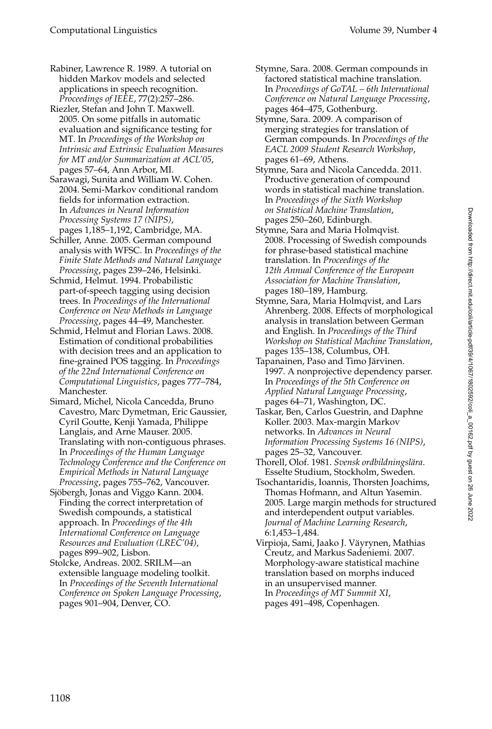Rabiner, Lawrence R. 1989. A tutorial on hidden Markov models and selected applications in speech recognition. *Proceedings of IEEE*, 77(2):257–286.

Riezler, Stefan and John T. Maxwell. 2005. On some pitfalls in automatic evaluation and significance testing for MT. In *Proceedings of the Workshop on Intrinsic and Extrinsic Evaluation Measures for MT and/or Summarization at ACL'05*, pages 57–64, Ann Arbor, MI.

Sarawagi, Sunita and William W. Cohen. 2004. Semi-Markov conditional random fields for information extraction. In *Advances in Neural Information Processing Systems 17 (NIPS)*, pages 1,185–1,192, Cambridge, MA.

Schiller, Anne. 2005. German compound analysis with WFSC. In *Proceedings of the Finite State Methods and Natural Language Processing*, pages 239–246, Helsinki.

Schmid, Helmut. 1994. Probabilistic part-of-speech tagging using decision trees. In *Proceedings of the International Conference on New Methods in Language Processing*, pages 44–49, Manchester.

Schmid, Helmut and Florian Laws. 2008. Estimation of conditional probabilities with decision trees and an application to fine-grained POS tagging. In *Proceedings of the 22nd International Conference on Computational Linguistics*, pages 777–784, Manchester.

Simard, Michel, Nicola Cancedda, Bruno Cavestro, Marc Dymetman, Eric Gaussier, Cyril Goutte, Kenji Yamada, Philippe Langlais, and Arne Mauser. 2005. Translating with non-contiguous phrases. In *Proceedings of the Human Language Technology Conference and the Conference on Empirical Methods in Natural Language Processing*, pages 755–762, Vancouver.

Sjöbergh, Jonas and Viggo Kann. 2004. Finding the correct interpretation of Swedish compounds, a statistical approach. In *Proceedings of the 4th International Conference on Language Resources and Evaluation (LREC'04)*, pages 899–902, Lisbon.

Stolcke, Andreas. 2002. SRILM—an extensible language modeling toolkit. In *Proceedings of the Seventh International Conference on Spoken Language Processing*, pages 901–904, Denver, CO.

Stymne, Sara. 2008. German compounds in factored statistical machine translation. In *Proceedings of GoTAL – 6th International Conference on Natural Language Processing*, pages 464–475, Gothenburg.

Stymne, Sara. 2009. A comparison of merging strategies for translation of German compounds. In *Proceedings of the EACL 2009 Student Research Workshop*, pages 61–69, Athens.

Stymne, Sara and Nicola Cancedda. 2011. Productive generation of compound words in statistical machine translation. In *Proceedings of the Sixth Workshop on Statistical Machine Translation*, pages 250–260, Edinburgh.

Stymne, Sara and Maria Holmqvist. 2008. Processing of Swedish compounds for phrase-based statistical machine translation. In *Proceedings of the 12th Annual Conference of the European Association for Machine Translation*, pages 180–189, Hamburg.

Stymne, Sara, Maria Holmqvist, and Lars Ahrenberg. 2008. Effects of morphological analysis in translation between German and English. In *Proceedings of the Third Workshop on Statistical Machine Translation*, pages 135–138, Columbus, OH.

Tapanainen, Paso and Timo Järvinen. 1997. A nonprojective dependency parser. In *Proceedings of the 5th Conference on Applied Natural Language Processing*, pages 64–71, Washington, DC.

Taskar, Ben, Carlos Guestrin, and Daphne Koller. 2003. Max-margin Markov networks. In *Advances in Neural Information Processing Systems 16 (NIPS)*, pages 25–32, Vancouver.

Thorell, Olof. 1981. *Svensk ordbildningslära*. Esselte Studium, Stockholm, Sweden.

Tsochantaridis, Ioannis, Thorsten Joachims, Thomas Hofmann, and Altun Yasemin. 2005. Large margin methods for structured and interdependent output variables. *Journal of Machine Learning Research*, 6:1,453–1,484.

Virpioja, Sami, Jaako J. Väyrynen, Mathias Creutz, and Markus Sadeniemi. 2007. Morphology-aware statistical machine translation based on morphs induced in an unsupervised manner. In *Proceedings of MT Summit XI*, pages 491–498, Copenhagen.